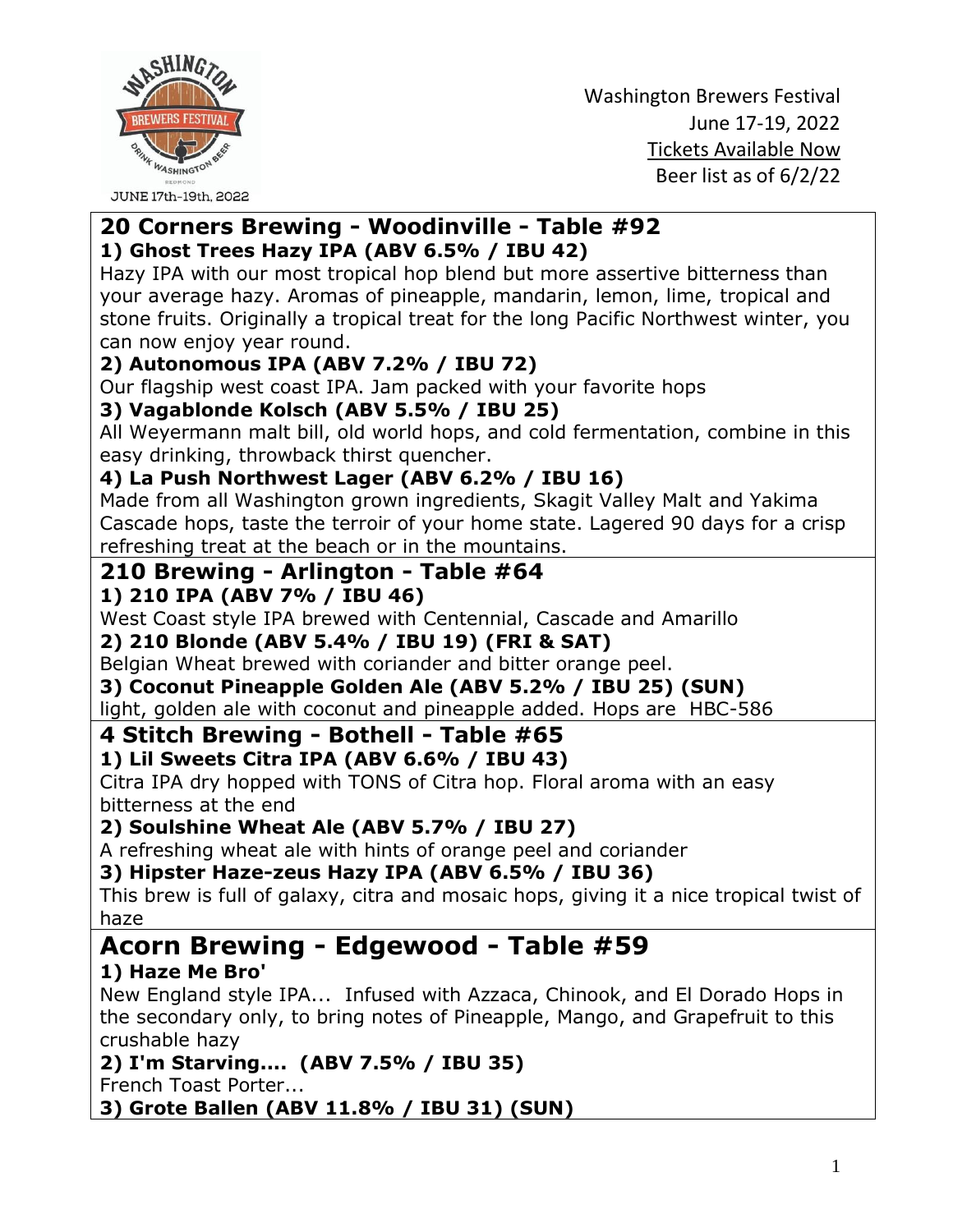Washington Brewers Festival
June 17-19, 2022
Tickets Available Now
Beer list as of 6/2/22

## 20 Corners Brewing - Woodinville - Table #92

**1) Ghost Trees Hazy IPA (ABV 6.5% / IBU 42)**

Hazy IPA with our most tropical hop blend but more assertive bitterness than your average hazy. Aromas of pineapple, mandarin, lemon, lime, tropical and stone fruits. Originally a tropical treat for the long Pacific Northwest winter, you can now enjoy year round.

**2) Autonomous IPA (ABV 7.2% / IBU 72)**

Our flagship west coast IPA. Jam packed with your favorite hops

**3) Vagablonde Kolsch (ABV 5.5% / IBU 25)**

All Weyermann malt bill, old world hops, and cold fermentation, combine in this easy drinking, throwback thirst quencher.

**4) La Push Northwest Lager (ABV 6.2% / IBU 16)**

Made from all Washington grown ingredients, Skagit Valley Malt and Yakima Cascade hops, taste the terroir of your home state. Lagered 90 days for a crisp refreshing treat at the beach or in the mountains.

## 210 Brewing - Arlington - Table #64

**1) 210 IPA (ABV 7% / IBU 46)**

West Coast style IPA brewed with Centennial, Cascade and Amarillo

**2) 210 Blonde (ABV 5.4% / IBU 19) (FRI & SAT)**

Belgian Wheat brewed with coriander and bitter orange peel.

**3) Coconut Pineapple Golden Ale (ABV 5.2% / IBU 25) (SUN)**

light, golden ale with coconut and pineapple added. Hops are HBC-586

## 4 Stitch Brewing - Bothell - Table #65

**1) Lil Sweets Citra IPA (ABV 6.6% / IBU 43)**

Citra IPA dry hopped with TONS of Citra hop. Floral aroma with an easy bitterness at the end

**2) Soulshine Wheat Ale (ABV 5.7% / IBU 27)**

A refreshing wheat ale with hints of orange peel and coriander

**3) Hipster Haze-zeus Hazy IPA (ABV 6.5% / IBU 36)**

This brew is full of galaxy, citra and mosaic hops, giving it a nice tropical twist of haze

## Acorn Brewing - Edgewood - Table #59

**1) Haze Me Bro'**

New England style IPA... Infused with Azzaca, Chinook, and El Dorado Hops in the secondary only, to bring notes of Pineapple, Mango, and Grapefruit to this crushable hazy

**2) I'm Starving.... (ABV 7.5% / IBU 35)**

French Toast Porter...

**3) Grote Ballen (ABV 11.8% / IBU 31) (SUN)**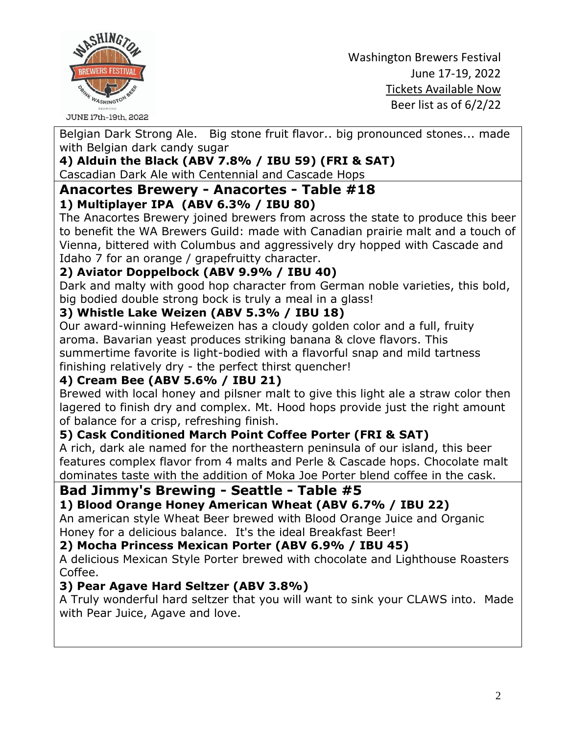Belgian Dark Strong Ale.   Big stone fruit flavor.. big pronounced stones... made with Belgian dark candy sugar

**4) Alduin the Black (ABV 7.8% / IBU 59) (FRI & SAT)**
Cascadian Dark Ale with Centennial and Cascade Hops

## Anacortes Brewery - Anacortes - Table #18

**1) Multiplayer IPA  (ABV 6.3% / IBU 80)**
The Anacortes Brewery joined brewers from across the state to produce this beer to benefit the WA Brewers Guild: made with Canadian prairie malt and a touch of Vienna, bittered with Columbus and aggressively dry hopped with Cascade and Idaho 7 for an orange / grapefruitty character.

**2) Aviator Doppelbock (ABV 9.9% / IBU 40)**
Dark and malty with good hop character from German noble varieties, this bold, big bodied double strong bock is truly a meal in a glass!

**3) Whistle Lake Weizen (ABV 5.3% / IBU 18)**
Our award-winning Hefeweizen has a cloudy golden color and a full, fruity aroma. Bavarian yeast produces striking banana & clove flavors. This summertime favorite is light-bodied with a flavorful snap and mild tartness finishing relatively dry - the perfect thirst quencher!

**4) Cream Bee (ABV 5.6% / IBU 21)**
Brewed with local honey and pilsner malt to give this light ale a straw color then lagered to finish dry and complex. Mt. Hood hops provide just the right amount of balance for a crisp, refreshing finish.

**5) Cask Conditioned March Point Coffee Porter (FRI & SAT)**
A rich, dark ale named for the northeastern peninsula of our island, this beer features complex flavor from 4 malts and Perle & Cascade hops. Chocolate malt dominates taste with the addition of Moka Joe Porter blend coffee in the cask.

## Bad Jimmy's Brewing - Seattle - Table #5

**1) Blood Orange Honey American Wheat (ABV 6.7% / IBU 22)**
An american style Wheat Beer brewed with Blood Orange Juice and Organic Honey for a delicious balance.  It's the ideal Breakfast Beer!

**2) Mocha Princess Mexican Porter (ABV 6.9% / IBU 45)**
A delicious Mexican Style Porter brewed with chocolate and Lighthouse Roasters Coffee.

**3) Pear Agave Hard Seltzer (ABV 3.8%)**
A Truly wonderful hard seltzer that you will want to sink your CLAWS into.  Made with Pear Juice, Agave and love.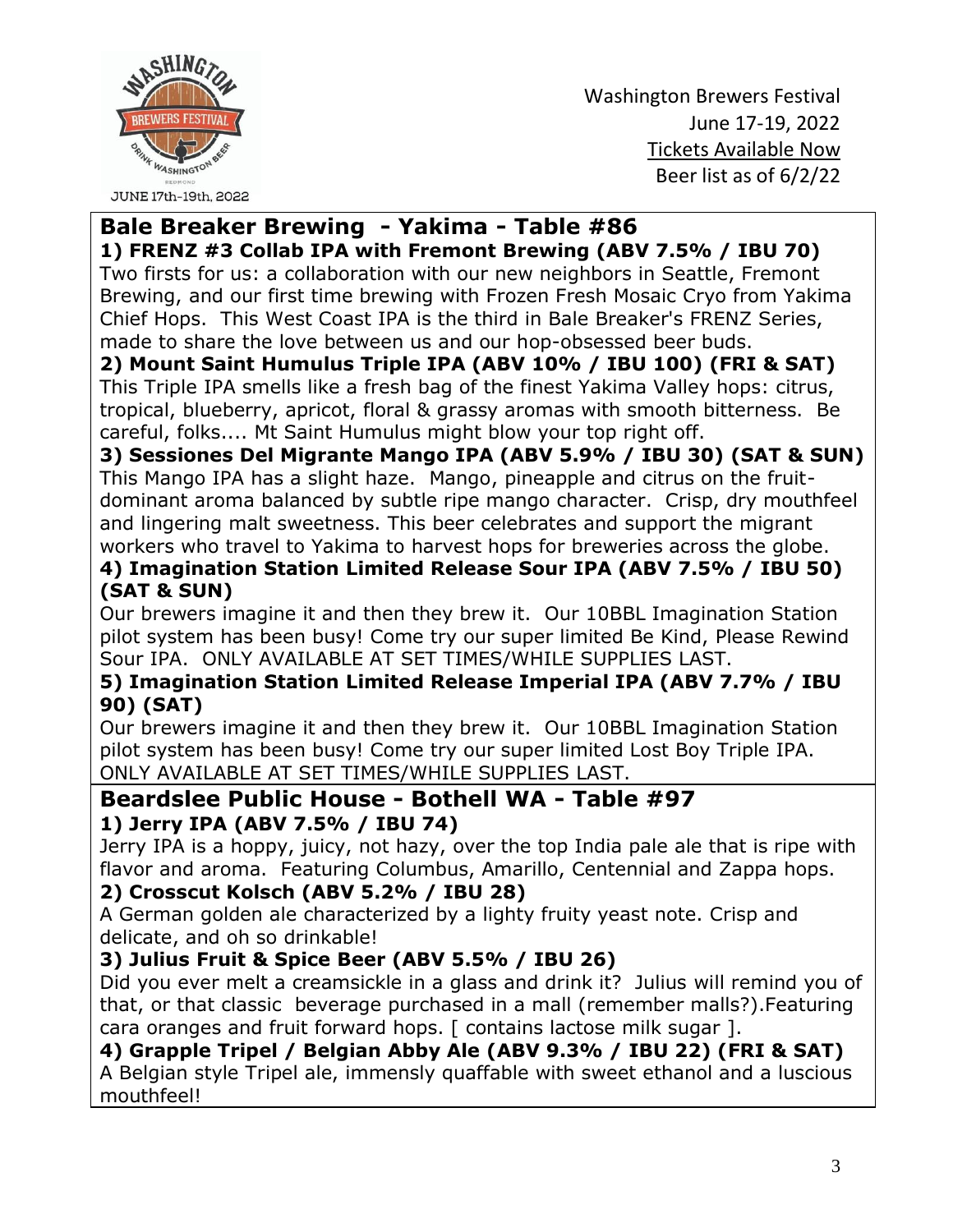Washington Brewers Festival
June 17-19, 2022
Tickets Available Now
Beer list as of 6/2/22

## Bale Breaker Brewing - Yakima - Table #86

**1) FRENZ #3 Collab IPA with Fremont Brewing (ABV 7.5% / IBU 70)**
Two firsts for us: a collaboration with our new neighbors in Seattle, Fremont Brewing, and our first time brewing with Frozen Fresh Mosaic Cryo from Yakima Chief Hops. This West Coast IPA is the third in Bale Breaker's FRENZ Series, made to share the love between us and our hop-obsessed beer buds.

**2) Mount Saint Humulus Triple IPA (ABV 10% / IBU 100) (FRI & SAT)**
This Triple IPA smells like a fresh bag of the finest Yakima Valley hops: citrus, tropical, blueberry, apricot, floral & grassy aromas with smooth bitterness. Be careful, folks.... Mt Saint Humulus might blow your top right off.

**3) Sessiones Del Migrante Mango IPA (ABV 5.9% / IBU 30) (SAT & SUN)**
This Mango IPA has a slight haze. Mango, pineapple and citrus on the fruit-dominant aroma balanced by subtle ripe mango character. Crisp, dry mouthfeel and lingering malt sweetness. This beer celebrates and support the migrant workers who travel to Yakima to harvest hops for breweries across the globe.

**4) Imagination Station Limited Release Sour IPA (ABV 7.5% / IBU 50) (SAT & SUN)**
Our brewers imagine it and then they brew it. Our 10BBL Imagination Station pilot system has been busy! Come try our super limited Be Kind, Please Rewind Sour IPA. ONLY AVAILABLE AT SET TIMES/WHILE SUPPLIES LAST.

**5) Imagination Station Limited Release Imperial IPA (ABV 7.7% / IBU 90) (SAT)**
Our brewers imagine it and then they brew it. Our 10BBL Imagination Station pilot system has been busy! Come try our super limited Lost Boy Triple IPA. ONLY AVAILABLE AT SET TIMES/WHILE SUPPLIES LAST.

## Beardslee Public House - Bothell WA - Table #97

**1) Jerry IPA (ABV 7.5% / IBU 74)**
Jerry IPA is a hoppy, juicy, not hazy, over the top India pale ale that is ripe with flavor and aroma. Featuring Columbus, Amarillo, Centennial and Zappa hops.

**2) Crosscut Kolsch (ABV 5.2% / IBU 28)**
A German golden ale characterized by a lighty fruity yeast note. Crisp and delicate, and oh so drinkable!

**3) Julius Fruit & Spice Beer (ABV 5.5% / IBU 26)**
Did you ever melt a creamsickle in a glass and drink it? Julius will remind you of that, or that classic beverage purchased in a mall (remember malls?).Featuring cara oranges and fruit forward hops. [ contains lactose milk sugar ].

**4) Grapple Tripel / Belgian Abby Ale (ABV 9.3% / IBU 22) (FRI & SAT)**
A Belgian style Tripel ale, immensly quaffable with sweet ethanol and a luscious mouthfeel!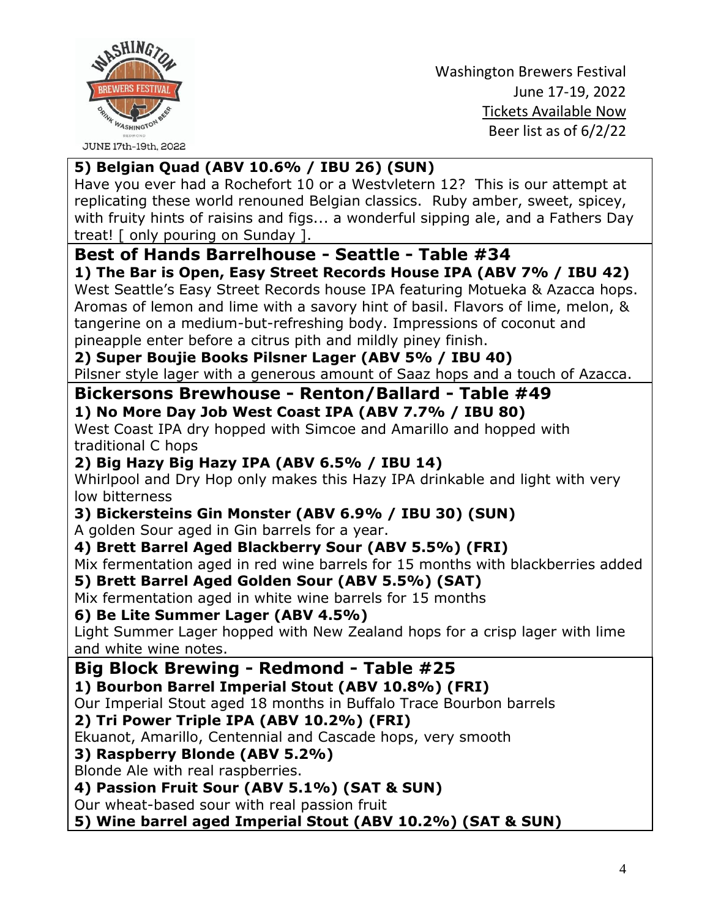**5) Belgian Quad (ABV 10.6% / IBU 26) (SUN)**
Have you ever had a Rochefort 10 or a Westvletern 12? This is our attempt at replicating these world renouned Belgian classics. Ruby amber, sweet, spicey, with fruity hints of raisins and figs... a wonderful sipping ale, and a Fathers Day treat! [ only pouring on Sunday ].

## Best of Hands Barrelhouse - Seattle - Table #34

**1) The Bar is Open, Easy Street Records House IPA (ABV 7% / IBU 42)**
West Seattle's Easy Street Records house IPA featuring Motueka & Azacca hops. Aromas of lemon and lime with a savory hint of basil. Flavors of lime, melon, & tangerine on a medium-but-refreshing body. Impressions of coconut and pineapple enter before a citrus pith and mildly piney finish.

**2) Super Boujie Books Pilsner Lager (ABV 5% / IBU 40)**
Pilsner style lager with a generous amount of Saaz hops and a touch of Azacca.

## Bickersons Brewhouse - Renton/Ballard - Table #49

**1) No More Day Job West Coast IPA (ABV 7.7% / IBU 80)**
West Coast IPA dry hopped with Simcoe and Amarillo and hopped with traditional C hops

**2) Big Hazy Big Hazy IPA (ABV 6.5% / IBU 14)**
Whirlpool and Dry Hop only makes this Hazy IPA drinkable and light with very low bitterness

**3) Bickersteins Gin Monster (ABV 6.9% / IBU 30) (SUN)**
A golden Sour aged in Gin barrels for a year.

**4) Brett Barrel Aged Blackberry Sour (ABV 5.5%) (FRI)**
Mix fermentation aged in red wine barrels for 15 months with blackberries added

**5) Brett Barrel Aged Golden Sour (ABV 5.5%) (SAT)**
Mix fermentation aged in white wine barrels for 15 months

**6) Be Lite Summer Lager (ABV 4.5%)**
Light Summer Lager hopped with New Zealand hops for a crisp lager with lime and white wine notes.

## Big Block Brewing - Redmond - Table #25

**1) Bourbon Barrel Imperial Stout (ABV 10.8%) (FRI)**
Our Imperial Stout aged 18 months in Buffalo Trace Bourbon barrels

**2) Tri Power Triple IPA (ABV 10.2%) (FRI)**
Ekuanot, Amarillo, Centennial and Cascade hops, very smooth

**3) Raspberry Blonde (ABV 5.2%)**
Blonde Ale with real raspberries.

**4) Passion Fruit Sour (ABV 5.1%) (SAT & SUN)**
Our wheat-based sour with real passion fruit

**5) Wine barrel aged Imperial Stout (ABV 10.2%) (SAT & SUN)**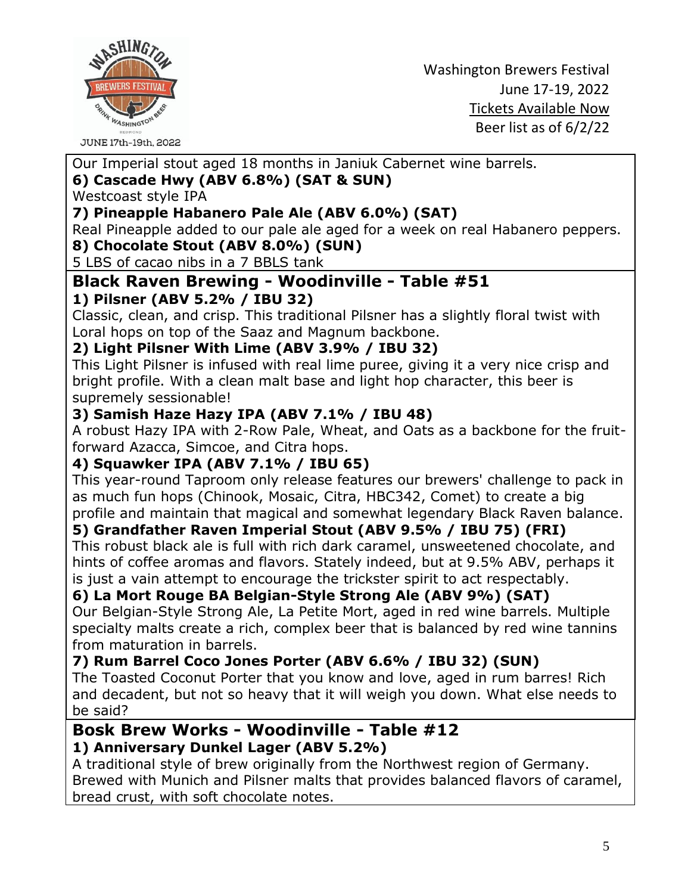Our Imperial stout aged 18 months in Janiuk Cabernet wine barrels.

**6) Cascade Hwy (ABV 6.8%) (SAT & SUN)**

Westcoast style IPA

**7) Pineapple Habanero Pale Ale (ABV 6.0%) (SAT)**

Real Pineapple added to our pale ale aged for a week on real Habanero peppers.

**8) Chocolate Stout (ABV 8.0%) (SUN)**

5 LBS of cacao nibs in a 7 BBLS tank

## Black Raven Brewing - Woodinville - Table #51

**1) Pilsner (ABV 5.2% / IBU 32)**

Classic, clean, and crisp. This traditional Pilsner has a slightly floral twist with Loral hops on top of the Saaz and Magnum backbone.

**2) Light Pilsner With Lime (ABV 3.9% / IBU 32)**

This Light Pilsner is infused with real lime puree, giving it a very nice crisp and bright profile. With a clean malt base and light hop character, this beer is supremely sessionable!

**3) Samish Haze Hazy IPA (ABV 7.1% / IBU 48)**

A robust Hazy IPA with 2-Row Pale, Wheat, and Oats as a backbone for the fruit-forward Azacca, Simcoe, and Citra hops.

**4) Squawker IPA (ABV 7.1% / IBU 65)**

This year-round Taproom only release features our brewers' challenge to pack in as much fun hops (Chinook, Mosaic, Citra, HBC342, Comet) to create a big profile and maintain that magical and somewhat legendary Black Raven balance.

**5) Grandfather Raven Imperial Stout (ABV 9.5% / IBU 75) (FRI)**

This robust black ale is full with rich dark caramel, unsweetened chocolate, and hints of coffee aromas and flavors. Stately indeed, but at 9.5% ABV, perhaps it is just a vain attempt to encourage the trickster spirit to act respectably.

**6) La Mort Rouge BA Belgian-Style Strong Ale (ABV 9%) (SAT)**

Our Belgian-Style Strong Ale, La Petite Mort, aged in red wine barrels. Multiple specialty malts create a rich, complex beer that is balanced by red wine tannins from maturation in barrels.

**7) Rum Barrel Coco Jones Porter (ABV 6.6% / IBU 32) (SUN)**

The Toasted Coconut Porter that you know and love, aged in rum barres! Rich and decadent, but not so heavy that it will weigh you down. What else needs to be said?

## Bosk Brew Works - Woodinville - Table #12

**1) Anniversary Dunkel Lager (ABV 5.2%)**

A traditional style of brew originally from the Northwest region of Germany. Brewed with Munich and Pilsner malts that provides balanced flavors of caramel, bread crust, with soft chocolate notes.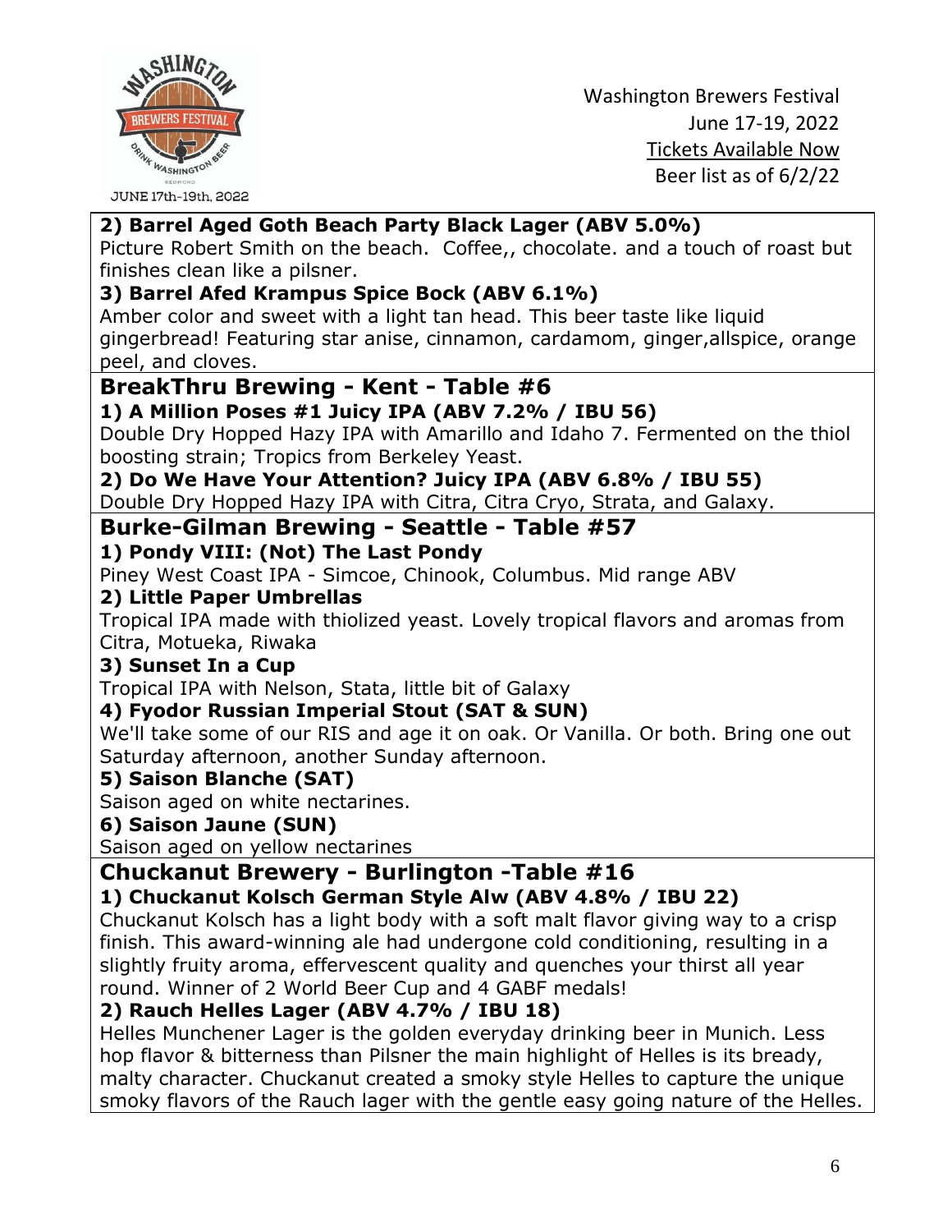Washington Brewers Festival
June 17-19, 2022
Tickets Available Now
Beer list as of 6/2/22

**2) Barrel Aged Goth Beach Party Black Lager (ABV 5.0%)**
Picture Robert Smith on the beach. Coffee,, chocolate. and a touch of roast but finishes clean like a pilsner.

**3) Barrel Afed Krampus Spice Bock (ABV 6.1%)**
Amber color and sweet with a light tan head. This beer taste like liquid gingerbread! Featuring star anise, cinnamon, cardamom, ginger,allspice, orange peel, and cloves.

## BreakThru Brewing - Kent - Table #6

**1) A Million Poses #1 Juicy IPA (ABV 7.2% / IBU 56)**
Double Dry Hopped Hazy IPA with Amarillo and Idaho 7. Fermented on the thiol boosting strain; Tropics from Berkeley Yeast.

**2) Do We Have Your Attention? Juicy IPA (ABV 6.8% / IBU 55)**
Double Dry Hopped Hazy IPA with Citra, Citra Cryo, Strata, and Galaxy.

## Burke-Gilman Brewing - Seattle - Table #57

**1) Pondy VIII: (Not) The Last Pondy**
Piney West Coast IPA - Simcoe, Chinook, Columbus. Mid range ABV

**2) Little Paper Umbrellas**
Tropical IPA made with thiolized yeast. Lovely tropical flavors and aromas from Citra, Motueka, Riwaka

**3) Sunset In a Cup**
Tropical IPA with Nelson, Stata, little bit of Galaxy

**4) Fyodor Russian Imperial Stout (SAT & SUN)**
We'll take some of our RIS and age it on oak. Or Vanilla. Or both. Bring one out Saturday afternoon, another Sunday afternoon.

**5) Saison Blanche (SAT)**
Saison aged on white nectarines.

**6) Saison Jaune (SUN)**
Saison aged on yellow nectarines

## Chuckanut Brewery - Burlington -Table #16

**1) Chuckanut Kolsch German Style Alw (ABV 4.8% / IBU 22)**
Chuckanut Kolsch has a light body with a soft malt flavor giving way to a crisp finish. This award-winning ale had undergone cold conditioning, resulting in a slightly fruity aroma, effervescent quality and quenches your thirst all year round. Winner of 2 World Beer Cup and 4 GABF medals!

**2) Rauch Helles Lager (ABV 4.7% / IBU 18)**
Helles Munchener Lager is the golden everyday drinking beer in Munich. Less hop flavor & bitterness than Pilsner the main highlight of Helles is its bready, malty character. Chuckanut created a smoky style Helles to capture the unique smoky flavors of the Rauch lager with the gentle easy going nature of the Helles.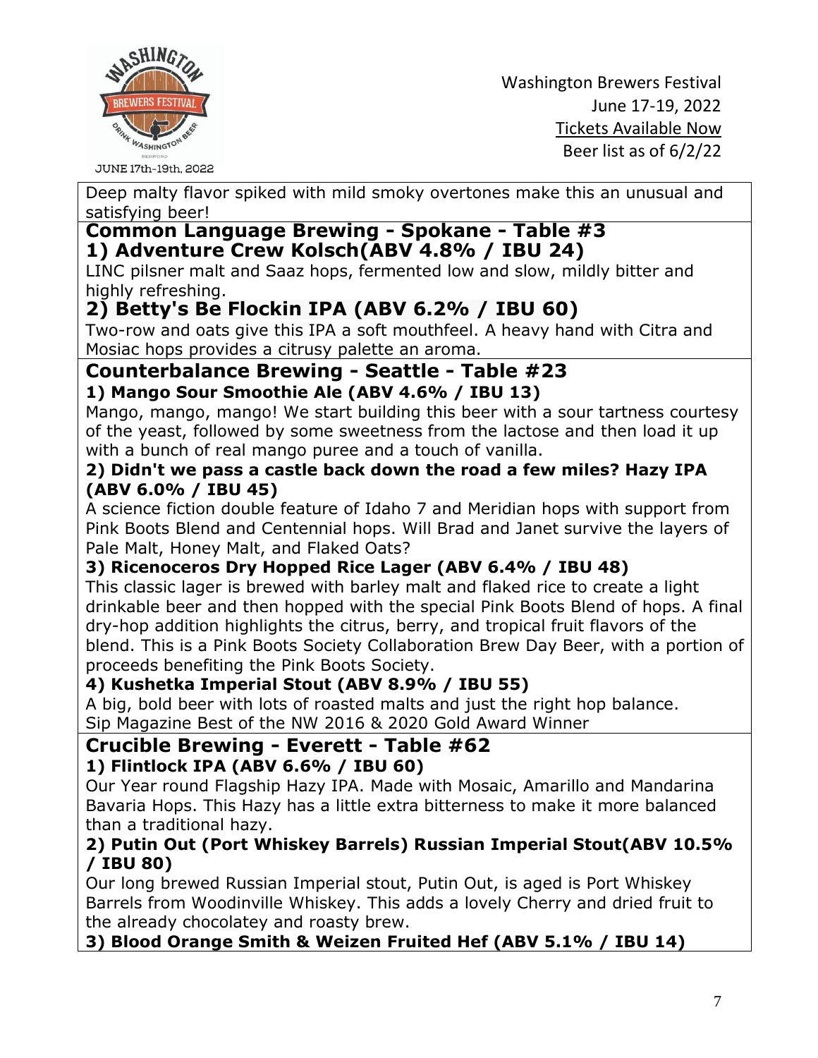Deep malty flavor spiked with mild smoky overtones make this an unusual and satisfying beer!

## Common Language Brewing - Spokane - Table #3

### 1) Adventure Crew Kolsch(ABV 4.8% / IBU 24)

LINC pilsner malt and Saaz hops, fermented low and slow, mildly bitter and highly refreshing.

### 2) Betty's Be Flockin IPA (ABV 6.2% / IBU 60)

Two-row and oats give this IPA a soft mouthfeel. A heavy hand with Citra and Mosiac hops provides a citrusy palette an aroma.

## Counterbalance Brewing - Seattle - Table #23

**1) Mango Sour Smoothie Ale (ABV 4.6% / IBU 13)**

Mango, mango, mango! We start building this beer with a sour tartness courtesy of the yeast, followed by some sweetness from the lactose and then load it up with a bunch of real mango puree and a touch of vanilla.

**2) Didn't we pass a castle back down the road a few miles? Hazy IPA (ABV 6.0% / IBU 45)**

A science fiction double feature of Idaho 7 and Meridian hops with support from Pink Boots Blend and Centennial hops. Will Brad and Janet survive the layers of Pale Malt, Honey Malt, and Flaked Oats?

**3) Ricenoceros Dry Hopped Rice Lager (ABV 6.4% / IBU 48)**

This classic lager is brewed with barley malt and flaked rice to create a light drinkable beer and then hopped with the special Pink Boots Blend of hops. A final dry-hop addition highlights the citrus, berry, and tropical fruit flavors of the blend. This is a Pink Boots Society Collaboration Brew Day Beer, with a portion of proceeds benefiting the Pink Boots Society.

**4) Kushetka Imperial Stout (ABV 8.9% / IBU 55)**

A big, bold beer with lots of roasted malts and just the right hop balance.
Sip Magazine Best of the NW 2016 & 2020 Gold Award Winner

## Crucible Brewing - Everett - Table #62

**1) Flintlock IPA (ABV 6.6% / IBU 60)**

Our Year round Flagship Hazy IPA. Made with Mosaic, Amarillo and Mandarina Bavaria Hops. This Hazy has a little extra bitterness to make it more balanced than a traditional hazy.

**2) Putin Out (Port Whiskey Barrels) Russian Imperial Stout(ABV 10.5% / IBU 80)**

Our long brewed Russian Imperial stout, Putin Out, is aged is Port Whiskey Barrels from Woodinville Whiskey. This adds a lovely Cherry and dried fruit to the already chocolatey and roasty brew.

**3) Blood Orange Smith & Weizen Fruited Hef (ABV 5.1% / IBU 14)**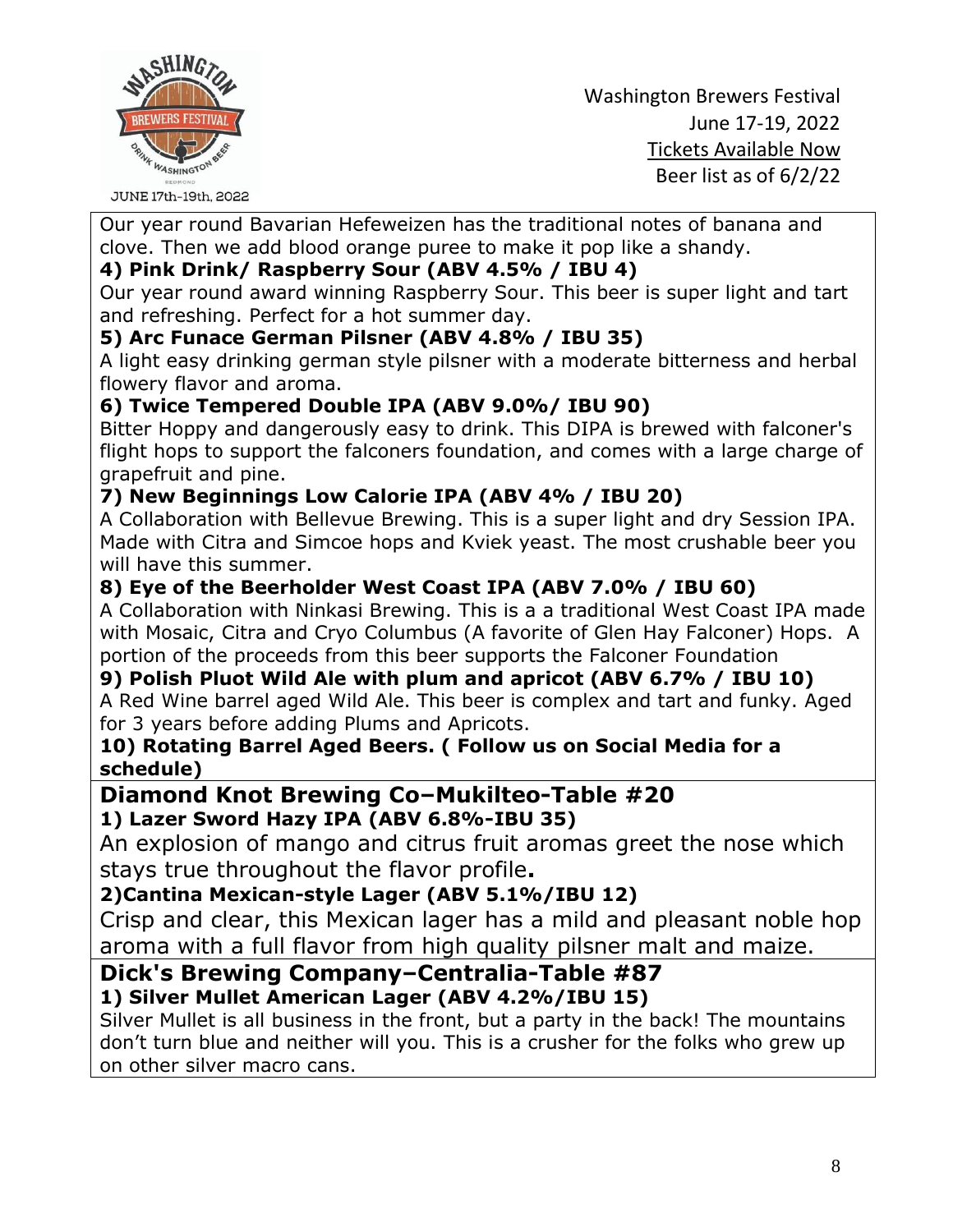Our year round Bavarian Hefeweizen has the traditional notes of banana and clove. Then we add blood orange puree to make it pop like a shandy.

**4) Pink Drink/ Raspberry Sour (ABV 4.5% / IBU 4)**

Our year round award winning Raspberry Sour. This beer is super light and tart and refreshing. Perfect for a hot summer day.

**5) Arc Funace German Pilsner (ABV 4.8% / IBU 35)**

A light easy drinking german style pilsner with a moderate bitterness and herbal flowery flavor and aroma.

**6) Twice Tempered Double IPA (ABV 9.0%/ IBU 90)**

Bitter Hoppy and dangerously easy to drink. This DIPA is brewed with falconer's flight hops to support the falconers foundation, and comes with a large charge of grapefruit and pine.

**7) New Beginnings Low Calorie IPA (ABV 4% / IBU 20)**

A Collaboration with Bellevue Brewing. This is a super light and dry Session IPA. Made with Citra and Simcoe hops and Kviek yeast. The most crushable beer you will have this summer.

**8) Eye of the Beerholder West Coast IPA (ABV 7.0% / IBU 60)**

A Collaboration with Ninkasi Brewing. This is a a traditional West Coast IPA made with Mosaic, Citra and Cryo Columbus (A favorite of Glen Hay Falconer) Hops. A portion of the proceeds from this beer supports the Falconer Foundation

**9) Polish Pluot Wild Ale with plum and apricot (ABV 6.7% / IBU 10)**

A Red Wine barrel aged Wild Ale. This beer is complex and tart and funky. Aged for 3 years before adding Plums and Apricots.

**10) Rotating Barrel Aged Beers. ( Follow us on Social Media for a schedule)**

## Diamond Knot Brewing Co–Mukilteo-Table #20

**1) Lazer Sword Hazy IPA (ABV 6.8%-IBU 35)**

An explosion of mango and citrus fruit aromas greet the nose which stays true throughout the flavor profile**.**

**2)Cantina Mexican-style Lager (ABV 5.1%/IBU 12)**

Crisp and clear, this Mexican lager has a mild and pleasant noble hop aroma with a full flavor from high quality pilsner malt and maize.

## Dick's Brewing Company–Centralia-Table #87

**1) Silver Mullet American Lager (ABV 4.2%/IBU 15)**

Silver Mullet is all business in the front, but a party in the back! The mountains don't turn blue and neither will you. This is a crusher for the folks who grew up on other silver macro cans.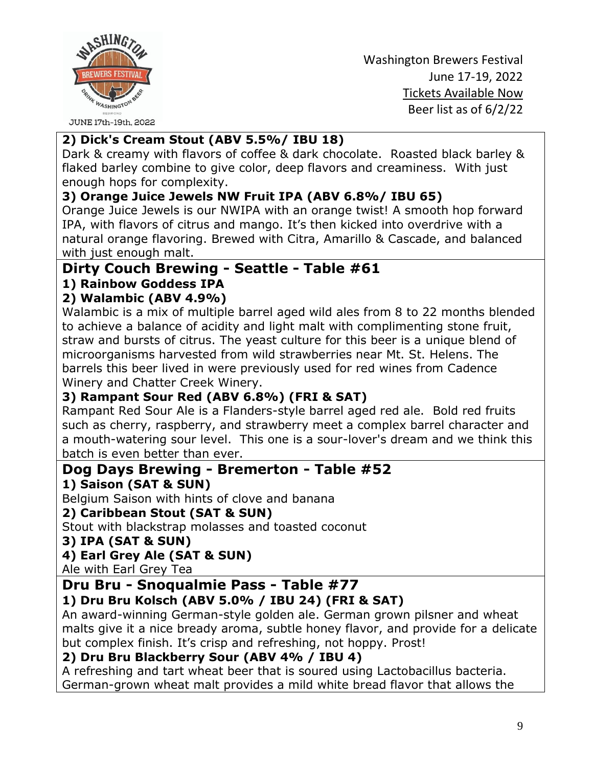**2) Dick's Cream Stout (ABV 5.5%/ IBU 18)**

Dark & creamy with flavors of coffee & dark chocolate. Roasted black barley & flaked barley combine to give color, deep flavors and creaminess. With just enough hops for complexity.

**3) Orange Juice Jewels NW Fruit IPA (ABV 6.8%/ IBU 65)**

Orange Juice Jewels is our NWIPA with an orange twist! A smooth hop forward IPA, with flavors of citrus and mango. It's then kicked into overdrive with a natural orange flavoring. Brewed with Citra, Amarillo & Cascade, and balanced with just enough malt.

## Dirty Couch Brewing - Seattle - Table #61

**1) Rainbow Goddess IPA**

**2) Walambic (ABV 4.9%)**

Walambic is a mix of multiple barrel aged wild ales from 8 to 22 months blended to achieve a balance of acidity and light malt with complimenting stone fruit, straw and bursts of citrus. The yeast culture for this beer is a unique blend of microorganisms harvested from wild strawberries near Mt. St. Helens. The barrels this beer lived in were previously used for red wines from Cadence Winery and Chatter Creek Winery.

**3) Rampant Sour Red (ABV 6.8%) (FRI & SAT)**

Rampant Red Sour Ale is a Flanders-style barrel aged red ale. Bold red fruits such as cherry, raspberry, and strawberry meet a complex barrel character and a mouth-watering sour level. This one is a sour-lover's dream and we think this batch is even better than ever.

## Dog Days Brewing - Bremerton - Table #52

**1) Saison (SAT & SUN)**

Belgium Saison with hints of clove and banana

**2) Caribbean Stout (SAT & SUN)**

Stout with blackstrap molasses and toasted coconut

**3) IPA (SAT & SUN)**

**4) Earl Grey Ale (SAT & SUN)**

Ale with Earl Grey Tea

## Dru Bru - Snoqualmie Pass - Table #77

**1) Dru Bru Kolsch (ABV 5.0% / IBU 24) (FRI & SAT)**

An award-winning German-style golden ale. German grown pilsner and wheat malts give it a nice bready aroma, subtle honey flavor, and provide for a delicate but complex finish. It's crisp and refreshing, not hoppy. Prost!

**2) Dru Bru Blackberry Sour (ABV 4% / IBU 4)**

A refreshing and tart wheat beer that is soured using Lactobacillus bacteria. German-grown wheat malt provides a mild white bread flavor that allows the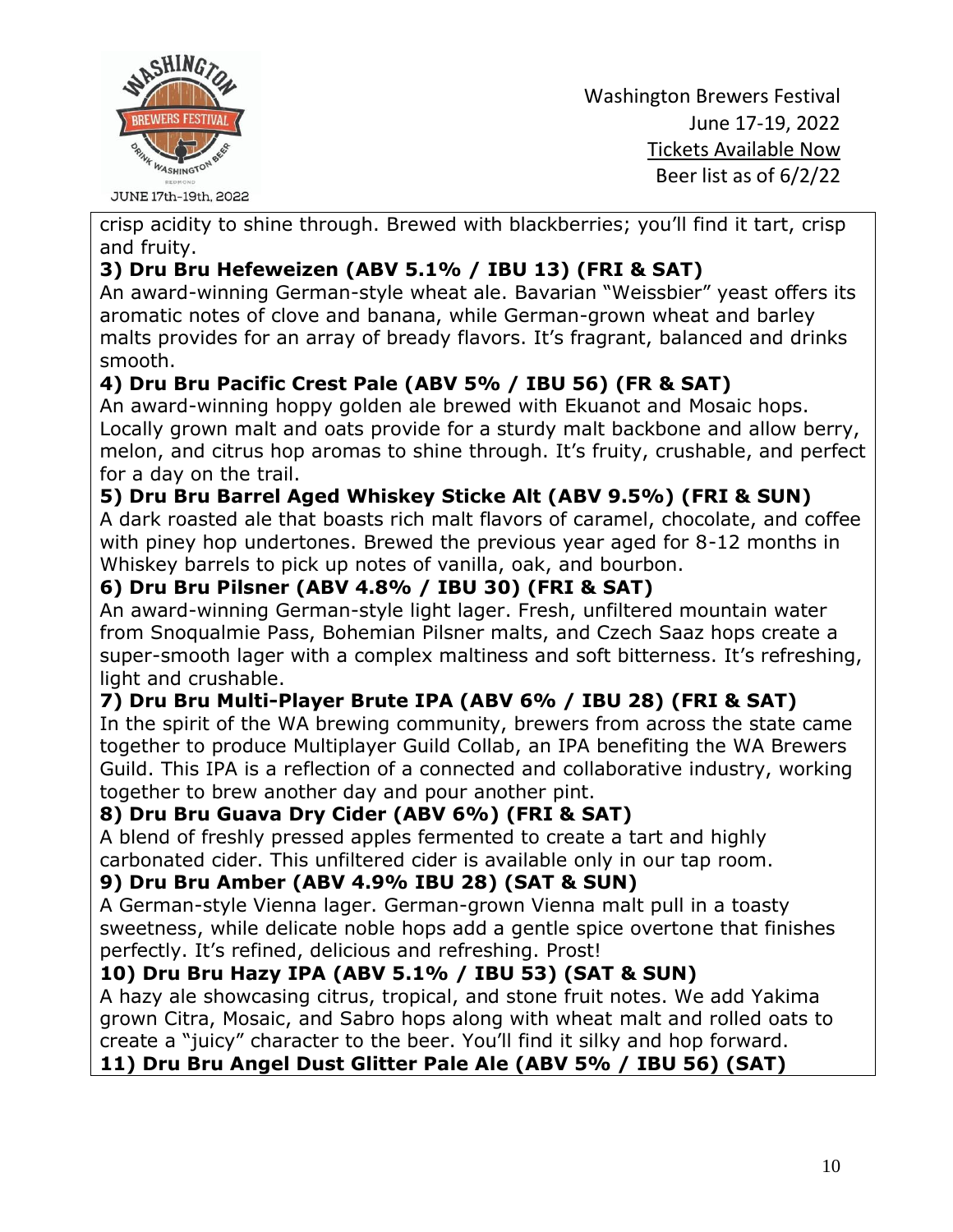crisp acidity to shine through. Brewed with blackberries; you'll find it tart, crisp and fruity.

**3) Dru Bru Hefeweizen (ABV 5.1% / IBU 13) (FRI & SAT)**
An award-winning German-style wheat ale. Bavarian "Weissbier" yeast offers its aromatic notes of clove and banana, while German-grown wheat and barley malts provides for an array of bready flavors. It's fragrant, balanced and drinks smooth.

**4) Dru Bru Pacific Crest Pale (ABV 5% / IBU 56) (FR & SAT)**
An award-winning hoppy golden ale brewed with Ekuanot and Mosaic hops. Locally grown malt and oats provide for a sturdy malt backbone and allow berry, melon, and citrus hop aromas to shine through. It's fruity, crushable, and perfect for a day on the trail.

**5) Dru Bru Barrel Aged Whiskey Sticke Alt (ABV 9.5%) (FRI & SUN)**
A dark roasted ale that boasts rich malt flavors of caramel, chocolate, and coffee with piney hop undertones. Brewed the previous year aged for 8-12 months in Whiskey barrels to pick up notes of vanilla, oak, and bourbon.

**6) Dru Bru Pilsner (ABV 4.8% / IBU 30) (FRI & SAT)**
An award-winning German-style light lager. Fresh, unfiltered mountain water from Snoqualmie Pass, Bohemian Pilsner malts, and Czech Saaz hops create a super-smooth lager with a complex maltiness and soft bitterness. It's refreshing, light and crushable.

**7) Dru Bru Multi-Player Brute IPA (ABV 6% / IBU 28) (FRI & SAT)**
In the spirit of the WA brewing community, brewers from across the state came together to produce Multiplayer Guild Collab, an IPA benefiting the WA Brewers Guild. This IPA is a reflection of a connected and collaborative industry, working together to brew another day and pour another pint.

**8) Dru Bru Guava Dry Cider (ABV 6%) (FRI & SAT)**
A blend of freshly pressed apples fermented to create a tart and highly carbonated cider. This unfiltered cider is available only in our tap room.

**9) Dru Bru Amber (ABV 4.9% IBU 28) (SAT & SUN)**
A German-style Vienna lager. German-grown Vienna malt pull in a toasty sweetness, while delicate noble hops add a gentle spice overtone that finishes perfectly. It's refined, delicious and refreshing. Prost!

**10) Dru Bru Hazy IPA (ABV 5.1% / IBU 53) (SAT & SUN)**
A hazy ale showcasing citrus, tropical, and stone fruit notes. We add Yakima grown Citra, Mosaic, and Sabro hops along with wheat malt and rolled oats to create a "juicy" character to the beer. You'll find it silky and hop forward.

**11) Dru Bru Angel Dust Glitter Pale Ale (ABV 5% / IBU 56) (SAT)**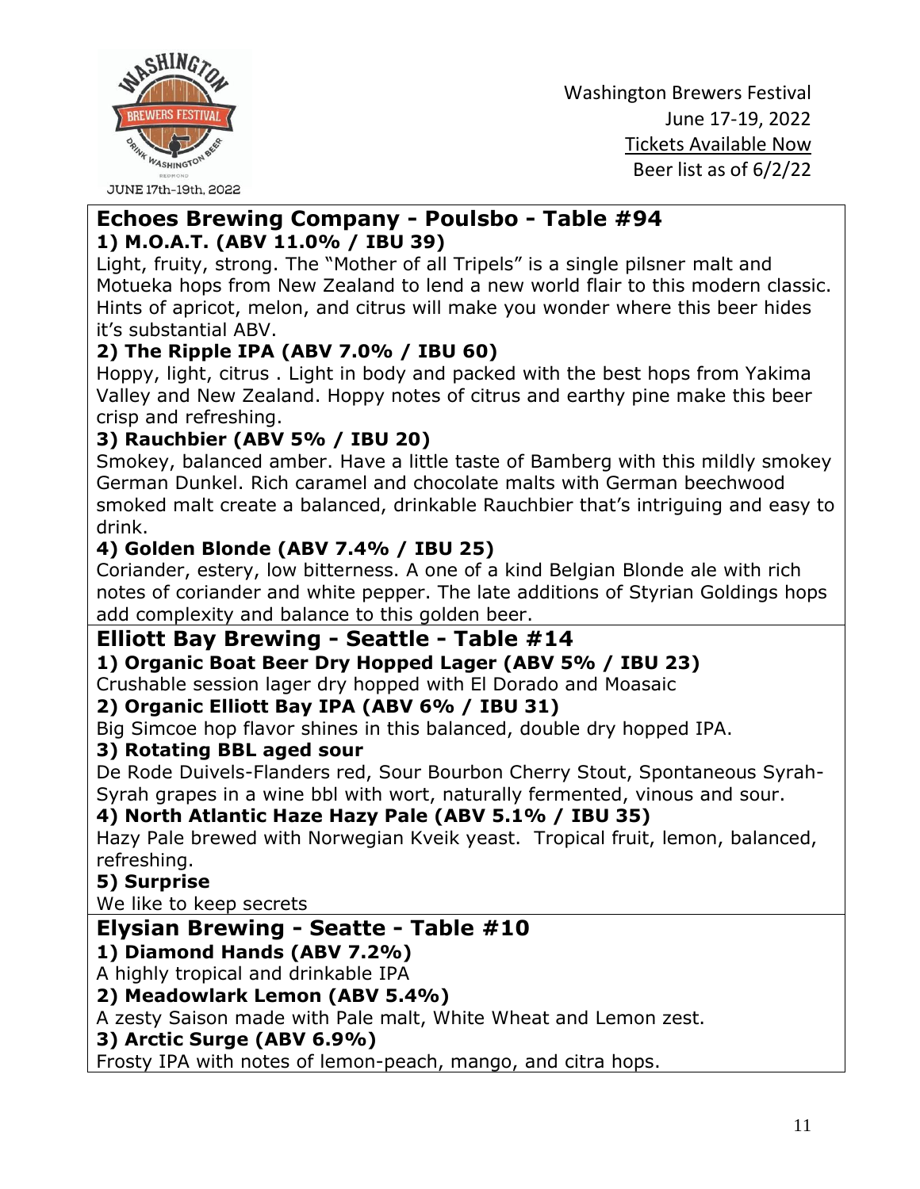## Echoes Brewing Company - Poulsbo - Table #94

### 1) M.O.A.T. (ABV 11.0% / IBU 39)

Light, fruity, strong. The "Mother of all Tripels" is a single pilsner malt and Motueka hops from New Zealand to lend a new world flair to this modern classic. Hints of apricot, melon, and citrus will make you wonder where this beer hides it's substantial ABV.

### 2) The Ripple IPA (ABV 7.0% / IBU 60)

Hoppy, light, citrus . Light in body and packed with the best hops from Yakima Valley and New Zealand. Hoppy notes of citrus and earthy pine make this beer crisp and refreshing.

### 3) Rauchbier (ABV 5% / IBU 20)

Smokey, balanced amber. Have a little taste of Bamberg with this mildly smokey German Dunkel. Rich caramel and chocolate malts with German beechwood smoked malt create a balanced, drinkable Rauchbier that's intriguing and easy to drink.

### 4) Golden Blonde (ABV 7.4% / IBU 25)

Coriander, estery, low bitterness. A one of a kind Belgian Blonde ale with rich notes of coriander and white pepper. The late additions of Styrian Goldings hops add complexity and balance to this golden beer.

## Elliott Bay Brewing - Seattle - Table #14

### 1) Organic Boat Beer Dry Hopped Lager (ABV 5% / IBU 23)

Crushable session lager dry hopped with El Dorado and Moasaic

### 2) Organic Elliott Bay IPA (ABV 6% / IBU 31)

Big Simcoe hop flavor shines in this balanced, double dry hopped IPA.

### 3) Rotating BBL aged sour

De Rode Duivels-Flanders red, Sour Bourbon Cherry Stout, Spontaneous Syrah-Syrah grapes in a wine bbl with wort, naturally fermented, vinous and sour.

### 4) North Atlantic Haze Hazy Pale (ABV 5.1% / IBU 35)

Hazy Pale brewed with Norwegian Kveik yeast. Tropical fruit, lemon, balanced, refreshing.

### 5) Surprise

We like to keep secrets

## Elysian Brewing - Seatte - Table #10

### 1) Diamond Hands (ABV 7.2%)

A highly tropical and drinkable IPA

### 2) Meadowlark Lemon (ABV 5.4%)

A zesty Saison made with Pale malt, White Wheat and Lemon zest.

### 3) Arctic Surge (ABV 6.9%)

Frosty IPA with notes of lemon-peach, mango, and citra hops.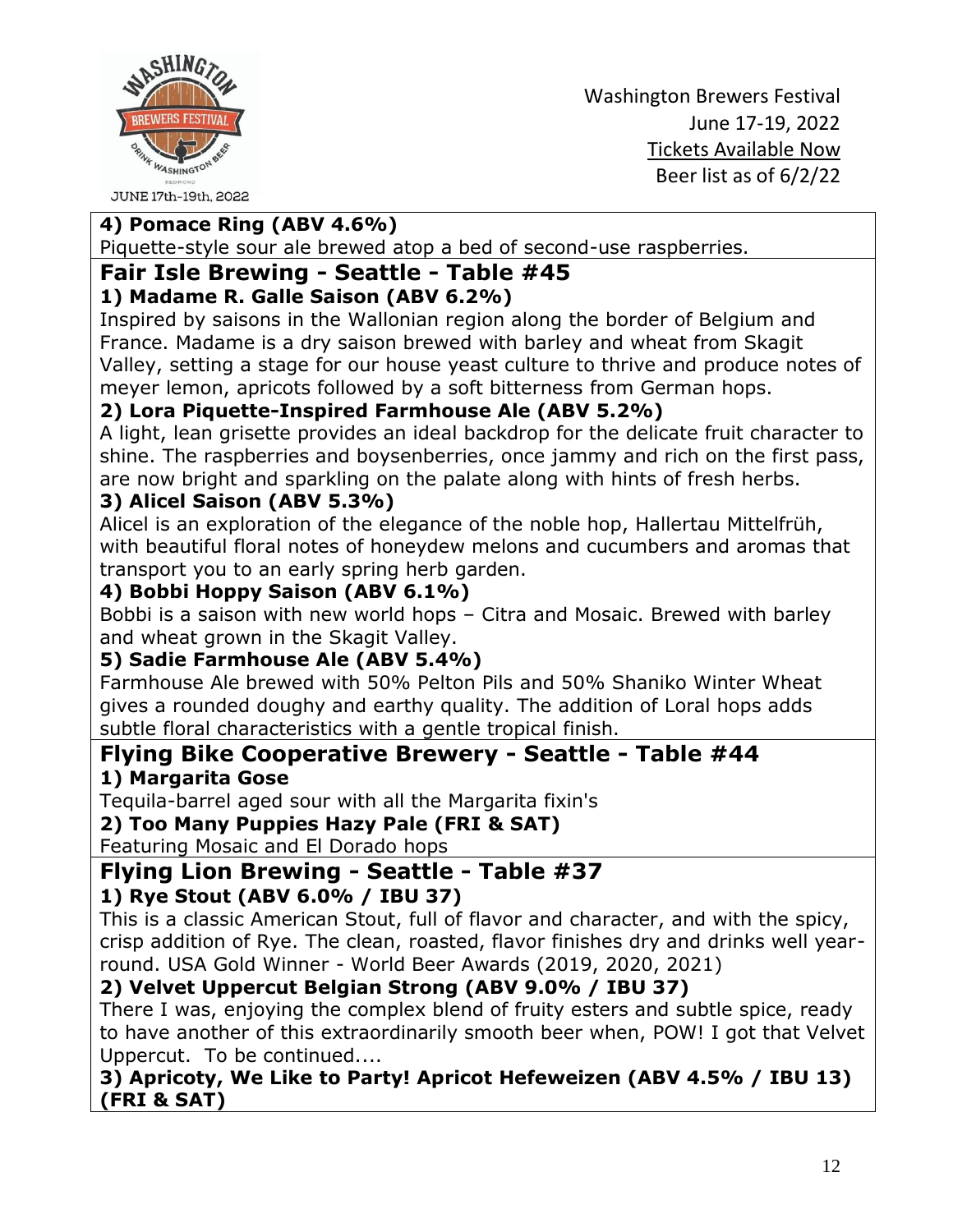**4) Pomace Ring (ABV 4.6%)**

Piquette-style sour ale brewed atop a bed of second-use raspberries.

## Fair Isle Brewing - Seattle - Table #45

**1) Madame R. Galle Saison (ABV 6.2%)**

Inspired by saisons in the Wallonian region along the border of Belgium and France. Madame is a dry saison brewed with barley and wheat from Skagit Valley, setting a stage for our house yeast culture to thrive and produce notes of meyer lemon, apricots followed by a soft bitterness from German hops.

**2) Lora Piquette-Inspired Farmhouse Ale (ABV 5.2%)**

A light, lean grisette provides an ideal backdrop for the delicate fruit character to shine. The raspberries and boysenberries, once jammy and rich on the first pass, are now bright and sparkling on the palate along with hints of fresh herbs.

**3) Alicel Saison (ABV 5.3%)**

Alicel is an exploration of the elegance of the noble hop, Hallertau Mittelfrüh, with beautiful floral notes of honeydew melons and cucumbers and aromas that transport you to an early spring herb garden.

**4) Bobbi Hoppy Saison (ABV 6.1%)**

Bobbi is a saison with new world hops – Citra and Mosaic. Brewed with barley and wheat grown in the Skagit Valley.

**5) Sadie Farmhouse Ale (ABV 5.4%)**

Farmhouse Ale brewed with 50% Pelton Pils and 50% Shaniko Winter Wheat gives a rounded doughy and earthy quality. The addition of Loral hops adds subtle floral characteristics with a gentle tropical finish.

## Flying Bike Cooperative Brewery - Seattle - Table #44

**1) Margarita Gose**

Tequila-barrel aged sour with all the Margarita fixin's

**2) Too Many Puppies Hazy Pale (FRI & SAT)**

Featuring Mosaic and El Dorado hops

## Flying Lion Brewing - Seattle - Table #37

**1) Rye Stout (ABV 6.0% / IBU 37)**

This is a classic American Stout, full of flavor and character, and with the spicy, crisp addition of Rye. The clean, roasted, flavor finishes dry and drinks well year-round. USA Gold Winner - World Beer Awards (2019, 2020, 2021)

**2) Velvet Uppercut Belgian Strong (ABV 9.0% / IBU 37)**

There I was, enjoying the complex blend of fruity esters and subtle spice, ready to have another of this extraordinarily smooth beer when, POW! I got that Velvet Uppercut. To be continued....

**3) Apricoty, We Like to Party! Apricot Hefeweizen (ABV 4.5% / IBU 13) (FRI & SAT)**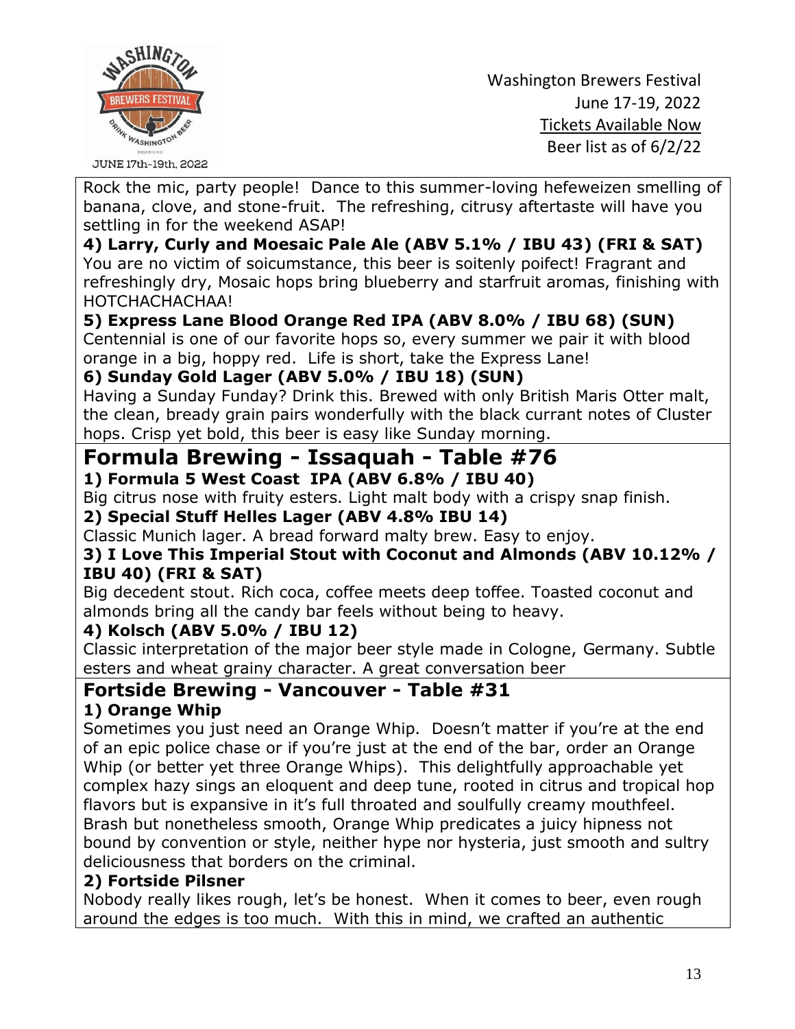Rock the mic, party people! Dance to this summer-loving hefeweizen smelling of banana, clove, and stone-fruit. The refreshing, citrusy aftertaste will have you settling in for the weekend ASAP!

**4) Larry, Curly and Moesaic Pale Ale (ABV 5.1% / IBU 43) (FRI & SAT)**
You are no victim of soicumstance, this beer is soitenly poifect! Fragrant and refreshingly dry, Mosaic hops bring blueberry and starfruit aromas, finishing with HOTCHACHACHAA!

**5) Express Lane Blood Orange Red IPA (ABV 8.0% / IBU 68) (SUN)**
Centennial is one of our favorite hops so, every summer we pair it with blood orange in a big, hoppy red. Life is short, take the Express Lane!

**6) Sunday Gold Lager (ABV 5.0% / IBU 18) (SUN)**
Having a Sunday Funday? Drink this. Brewed with only British Maris Otter malt, the clean, bready grain pairs wonderfully with the black currant notes of Cluster hops. Crisp yet bold, this beer is easy like Sunday morning.

# Formula Brewing - Issaquah - Table #76

**1) Formula 5 West Coast IPA (ABV 6.8% / IBU 40)**
Big citrus nose with fruity esters. Light malt body with a crispy snap finish.

**2) Special Stuff Helles Lager (ABV 4.8% IBU 14)**
Classic Munich lager. A bread forward malty brew. Easy to enjoy.

**3) I Love This Imperial Stout with Coconut and Almonds (ABV 10.12% / IBU 40) (FRI & SAT)**
Big decedent stout. Rich coca, coffee meets deep toffee. Toasted coconut and almonds bring all the candy bar feels without being to heavy.

**4) Kolsch (ABV 5.0% / IBU 12)**
Classic interpretation of the major beer style made in Cologne, Germany. Subtle esters and wheat grainy character. A great conversation beer

## Fortside Brewing - Vancouver - Table #31

**1) Orange Whip**
Sometimes you just need an Orange Whip. Doesn't matter if you're at the end of an epic police chase or if you're just at the end of the bar, order an Orange Whip (or better yet three Orange Whips). This delightfully approachable yet complex hazy sings an eloquent and deep tune, rooted in citrus and tropical hop flavors but is expansive in it's full throated and soulfully creamy mouthfeel. Brash but nonetheless smooth, Orange Whip predicates a juicy hipness not bound by convention or style, neither hype nor hysteria, just smooth and sultry deliciousness that borders on the criminal.

**2) Fortside Pilsner**
Nobody really likes rough, let's be honest. When it comes to beer, even rough around the edges is too much. With this in mind, we crafted an authentic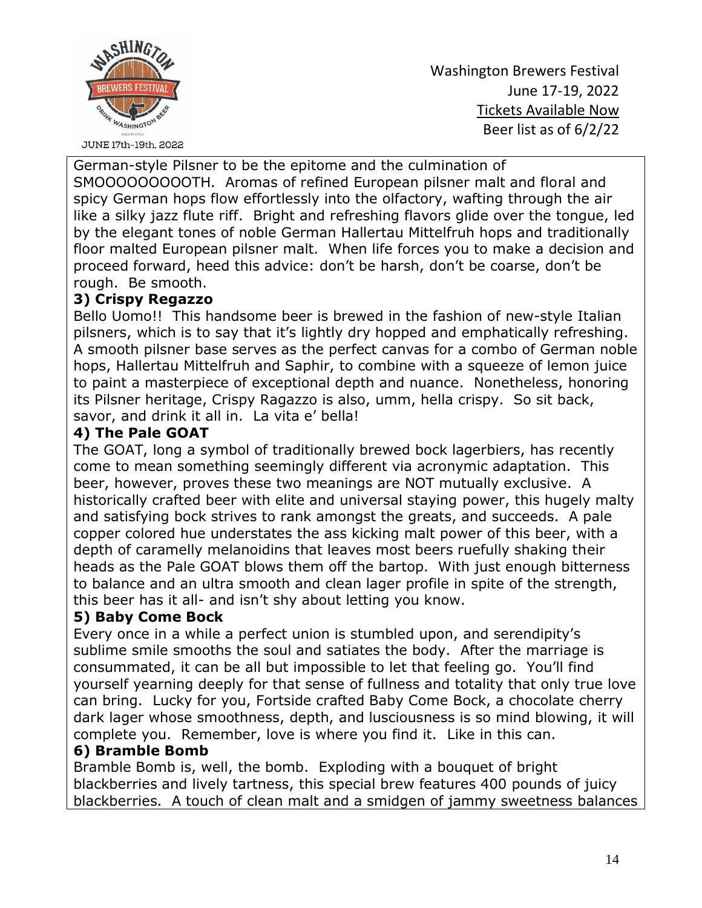German-style Pilsner to be the epitome and the culmination of SMOOOOOOOOOTH. Aromas of refined European pilsner malt and floral and spicy German hops flow effortlessly into the olfactory, wafting through the air like a silky jazz flute riff. Bright and refreshing flavors glide over the tongue, led by the elegant tones of noble German Hallertau Mittelfruh hops and traditionally floor malted European pilsner malt. When life forces you to make a decision and proceed forward, heed this advice: don't be harsh, don't be coarse, don't be rough. Be smooth.

**3) Crispy Regazzo**

Bello Uomo!! This handsome beer is brewed in the fashion of new-style Italian pilsners, which is to say that it's lightly dry hopped and emphatically refreshing. A smooth pilsner base serves as the perfect canvas for a combo of German noble hops, Hallertau Mittelfruh and Saphir, to combine with a squeeze of lemon juice to paint a masterpiece of exceptional depth and nuance. Nonetheless, honoring its Pilsner heritage, Crispy Ragazzo is also, umm, hella crispy. So sit back, savor, and drink it all in. La vita e' bella!

**4) The Pale GOAT**

The GOAT, long a symbol of traditionally brewed bock lagerbiers, has recently come to mean something seemingly different via acronymic adaptation. This beer, however, proves these two meanings are NOT mutually exclusive. A historically crafted beer with elite and universal staying power, this hugely malty and satisfying bock strives to rank amongst the greats, and succeeds. A pale copper colored hue understates the ass kicking malt power of this beer, with a depth of caramelly melanoidins that leaves most beers ruefully shaking their heads as the Pale GOAT blows them off the bartop. With just enough bitterness to balance and an ultra smooth and clean lager profile in spite of the strength, this beer has it all- and isn't shy about letting you know.

**5) Baby Come Bock**

Every once in a while a perfect union is stumbled upon, and serendipity's sublime smile smooths the soul and satiates the body. After the marriage is consummated, it can be all but impossible to let that feeling go. You'll find yourself yearning deeply for that sense of fullness and totality that only true love can bring. Lucky for you, Fortside crafted Baby Come Bock, a chocolate cherry dark lager whose smoothness, depth, and lusciousness is so mind blowing, it will complete you. Remember, love is where you find it. Like in this can.

**6) Bramble Bomb**

Bramble Bomb is, well, the bomb. Exploding with a bouquet of bright blackberries and lively tartness, this special brew features 400 pounds of juicy blackberries. A touch of clean malt and a smidgen of jammy sweetness balances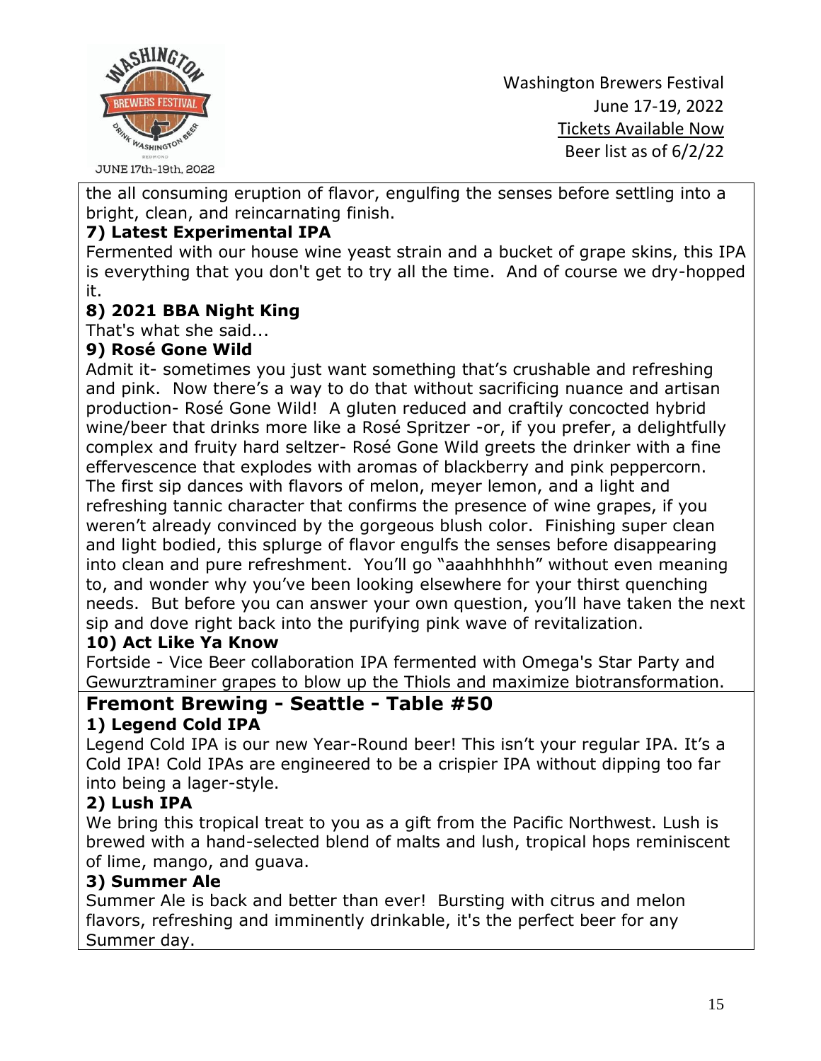the all consuming eruption of flavor, engulfing the senses before settling into a bright, clean, and reincarnating finish.

**7) Latest Experimental IPA**

Fermented with our house wine yeast strain and a bucket of grape skins, this IPA is everything that you don't get to try all the time. And of course we dry-hopped it.

**8) 2021 BBA Night King**

That's what she said...

**9) Rosé Gone Wild**

Admit it- sometimes you just want something that's crushable and refreshing and pink. Now there's a way to do that without sacrificing nuance and artisan production- Rosé Gone Wild! A gluten reduced and craftily concocted hybrid wine/beer that drinks more like a Rosé Spritzer -or, if you prefer, a delightfully complex and fruity hard seltzer- Rosé Gone Wild greets the drinker with a fine effervescence that explodes with aromas of blackberry and pink peppercorn. The first sip dances with flavors of melon, meyer lemon, and a light and refreshing tannic character that confirms the presence of wine grapes, if you weren't already convinced by the gorgeous blush color. Finishing super clean and light bodied, this splurge of flavor engulfs the senses before disappearing into clean and pure refreshment. You'll go "aaahhhhhh" without even meaning to, and wonder why you've been looking elsewhere for your thirst quenching needs. But before you can answer your own question, you'll have taken the next sip and dove right back into the purifying pink wave of revitalization.

**10) Act Like Ya Know**

Fortside - Vice Beer collaboration IPA fermented with Omega's Star Party and Gewurztraminer grapes to blow up the Thiols and maximize biotransformation.

## Fremont Brewing - Seattle - Table #50

**1) Legend Cold IPA**

Legend Cold IPA is our new Year-Round beer! This isn't your regular IPA. It's a Cold IPA! Cold IPAs are engineered to be a crispier IPA without dipping too far into being a lager-style.

**2) Lush IPA**

We bring this tropical treat to you as a gift from the Pacific Northwest. Lush is brewed with a hand-selected blend of malts and lush, tropical hops reminiscent of lime, mango, and guava.

**3) Summer Ale**

Summer Ale is back and better than ever! Bursting with citrus and melon flavors, refreshing and imminently drinkable, it's the perfect beer for any Summer day.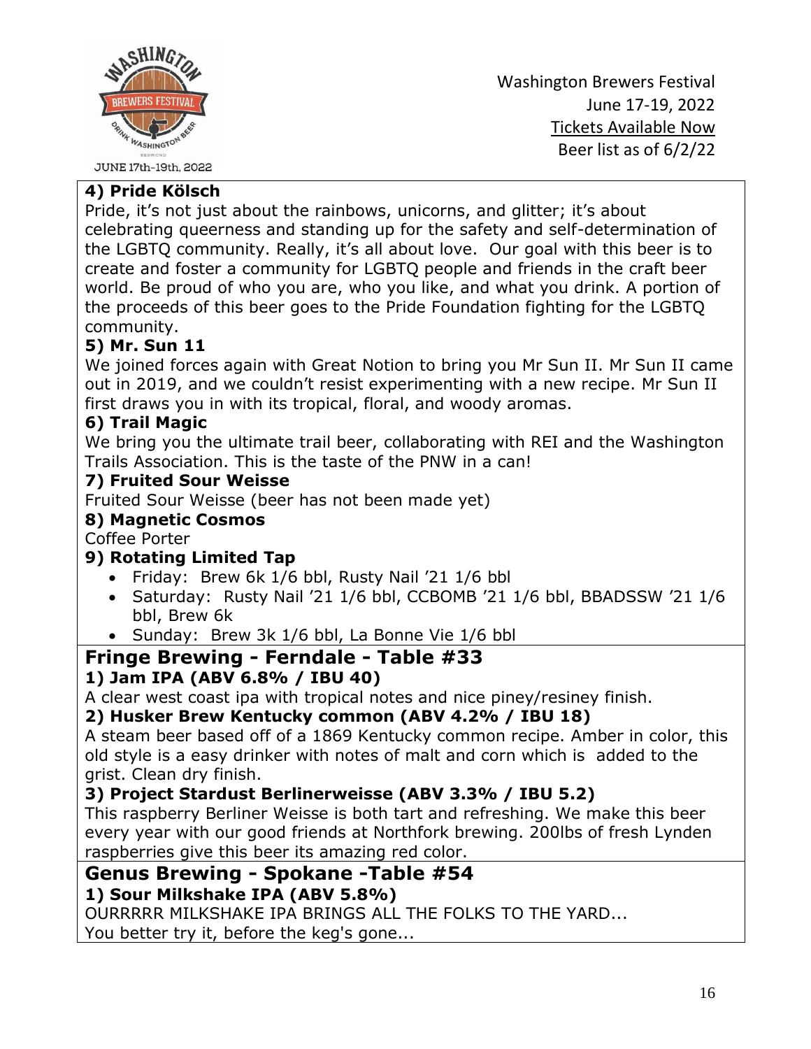#### 4) Pride Kölsch

Pride, it's not just about the rainbows, unicorns, and glitter; it's about celebrating queerness and standing up for the safety and self-determination of the LGBTQ community. Really, it's all about love. Our goal with this beer is to create and foster a community for LGBTQ people and friends in the craft beer world. Be proud of who you are, who you like, and what you drink. A portion of the proceeds of this beer goes to the Pride Foundation fighting for the LGBTQ community.

#### 5) Mr. Sun 11

We joined forces again with Great Notion to bring you Mr Sun II. Mr Sun II came out in 2019, and we couldn't resist experimenting with a new recipe. Mr Sun II first draws you in with its tropical, floral, and woody aromas.

#### 6) Trail Magic

We bring you the ultimate trail beer, collaborating with REI and the Washington Trails Association. This is the taste of the PNW in a can!

#### 7) Fruited Sour Weisse

Fruited Sour Weisse (beer has not been made yet)

#### 8) Magnetic Cosmos

Coffee Porter

#### 9) Rotating Limited Tap

- Friday: Brew 6k 1/6 bbl, Rusty Nail '21 1/6 bbl
- Saturday: Rusty Nail '21 1/6 bbl, CCBOMB '21 1/6 bbl, BBADSSW '21 1/6 bbl, Brew 6k
- Sunday: Brew 3k 1/6 bbl, La Bonne Vie 1/6 bbl

## Fringe Brewing - Ferndale - Table #33

#### 1) Jam IPA (ABV 6.8% / IBU 40)

A clear west coast ipa with tropical notes and nice piney/resiney finish.

#### 2) Husker Brew Kentucky common (ABV 4.2% / IBU 18)

A steam beer based off of a 1869 Kentucky common recipe. Amber in color, this old style is a easy drinker with notes of malt and corn which is added to the grist. Clean dry finish.

#### 3) Project Stardust Berlinerweisse (ABV 3.3% / IBU 5.2)

This raspberry Berliner Weisse is both tart and refreshing. We make this beer every year with our good friends at Northfork brewing. 200lbs of fresh Lynden raspberries give this beer its amazing red color.

## Genus Brewing - Spokane -Table #54

#### 1) Sour Milkshake IPA (ABV 5.8%)

OURRRRR MILKSHAKE IPA BRINGS ALL THE FOLKS TO THE YARD...
You better try it, before the keg's gone...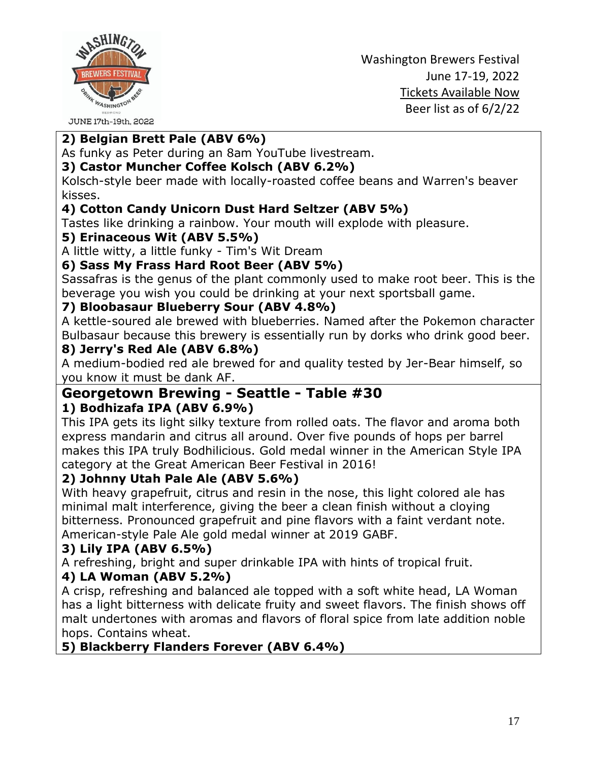**2) Belgian Brett Pale (ABV 6%)**
As funky as Peter during an 8am YouTube livestream.

**3) Castor Muncher Coffee Kolsch (ABV 6.2%)**
Kolsch-style beer made with locally-roasted coffee beans and Warren's beaver kisses.

**4) Cotton Candy Unicorn Dust Hard Seltzer (ABV 5%)**
Tastes like drinking a rainbow. Your mouth will explode with pleasure.

**5) Erinaceous Wit (ABV 5.5%)**
A little witty, a little funky - Tim's Wit Dream

**6) Sass My Frass Hard Root Beer (ABV 5%)**
Sassafras is the genus of the plant commonly used to make root beer. This is the beverage you wish you could be drinking at your next sportsball game.

**7) Bloobasaur Blueberry Sour (ABV 4.8%)**
A kettle-soured ale brewed with blueberries. Named after the Pokemon character Bulbasaur because this brewery is essentially run by dorks who drink good beer.

**8) Jerry's Red Ale (ABV 6.8%)**
A medium-bodied red ale brewed for and quality tested by Jer-Bear himself, so you know it must be dank AF.

## Georgetown Brewing - Seattle - Table #30

**1) Bodhizafa IPA (ABV 6.9%)**
This IPA gets its light silky texture from rolled oats. The flavor and aroma both express mandarin and citrus all around. Over five pounds of hops per barrel makes this IPA truly Bodhilicious. Gold medal winner in the American Style IPA category at the Great American Beer Festival in 2016!

**2) Johnny Utah Pale Ale (ABV 5.6%)**
With heavy grapefruit, citrus and resin in the nose, this light colored ale has minimal malt interference, giving the beer a clean finish without a cloying bitterness. Pronounced grapefruit and pine flavors with a faint verdant note. American-style Pale Ale gold medal winner at 2019 GABF.

**3) Lily IPA (ABV 6.5%)**
A refreshing, bright and super drinkable IPA with hints of tropical fruit.

**4) LA Woman (ABV 5.2%)**
A crisp, refreshing and balanced ale topped with a soft white head, LA Woman has a light bitterness with delicate fruity and sweet flavors. The finish shows off malt undertones with aromas and flavors of floral spice from late addition noble hops. Contains wheat.

**5) Blackberry Flanders Forever (ABV 6.4%)**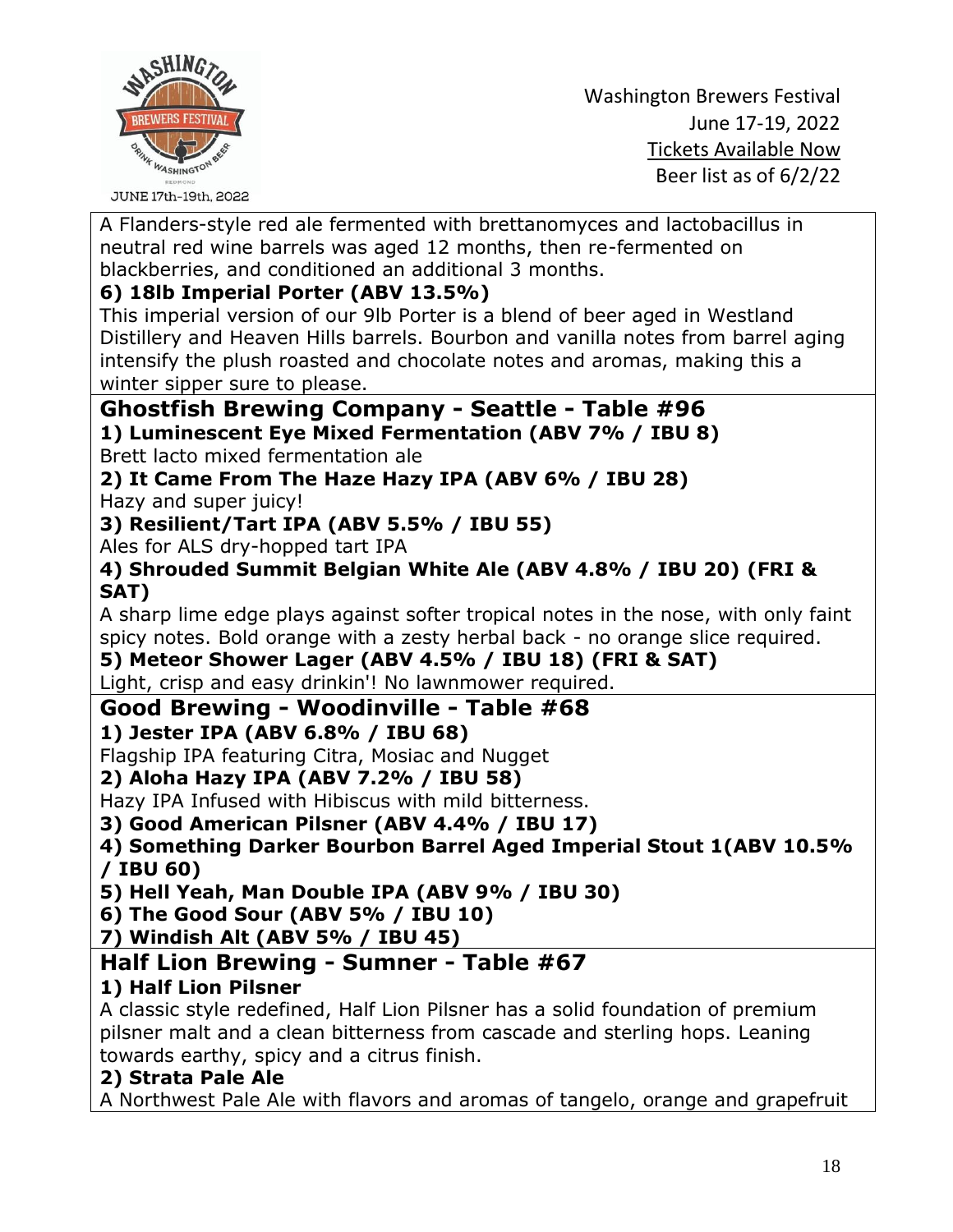A Flanders-style red ale fermented with brettanomyces and lactobacillus in neutral red wine barrels was aged 12 months, then re-fermented on blackberries, and conditioned an additional 3 months.

**6) 18lb Imperial Porter (ABV 13.5%)**
This imperial version of our 9lb Porter is a blend of beer aged in Westland Distillery and Heaven Hills barrels. Bourbon and vanilla notes from barrel aging intensify the plush roasted and chocolate notes and aromas, making this a winter sipper sure to please.

## Ghostfish Brewing Company - Seattle - Table #96

**1) Luminescent Eye Mixed Fermentation (ABV 7% / IBU 8)**
Brett lacto mixed fermentation ale

**2) It Came From The Haze Hazy IPA (ABV 6% / IBU 28)**
Hazy and super juicy!

**3) Resilient/Tart IPA (ABV 5.5% / IBU 55)**
Ales for ALS dry-hopped tart IPA

**4) Shrouded Summit Belgian White Ale (ABV 4.8% / IBU 20) (FRI & SAT)**
A sharp lime edge plays against softer tropical notes in the nose, with only faint spicy notes. Bold orange with a zesty herbal back - no orange slice required.

**5) Meteor Shower Lager (ABV 4.5% / IBU 18) (FRI & SAT)**
Light, crisp and easy drinkin'! No lawnmower required.

## Good Brewing - Woodinville - Table #68

**1) Jester IPA (ABV 6.8% / IBU 68)**
Flagship IPA featuring Citra, Mosiac and Nugget

**2) Aloha Hazy IPA (ABV 7.2% / IBU 58)**
Hazy IPA Infused with Hibiscus with mild bitterness.

**3) Good American Pilsner (ABV 4.4% / IBU 17)**

**4) Something Darker Bourbon Barrel Aged Imperial Stout 1(ABV 10.5% / IBU 60)**

**5) Hell Yeah, Man Double IPA (ABV 9% / IBU 30)**

**6) The Good Sour (ABV 5% / IBU 10)**

**7) Windish Alt (ABV 5% / IBU 45)**

## Half Lion Brewing - Sumner - Table #67

**1) Half Lion Pilsner**
A classic style redefined, Half Lion Pilsner has a solid foundation of premium pilsner malt and a clean bitterness from cascade and sterling hops. Leaning towards earthy, spicy and a citrus finish.

**2) Strata Pale Ale**
A Northwest Pale Ale with flavors and aromas of tangelo, orange and grapefruit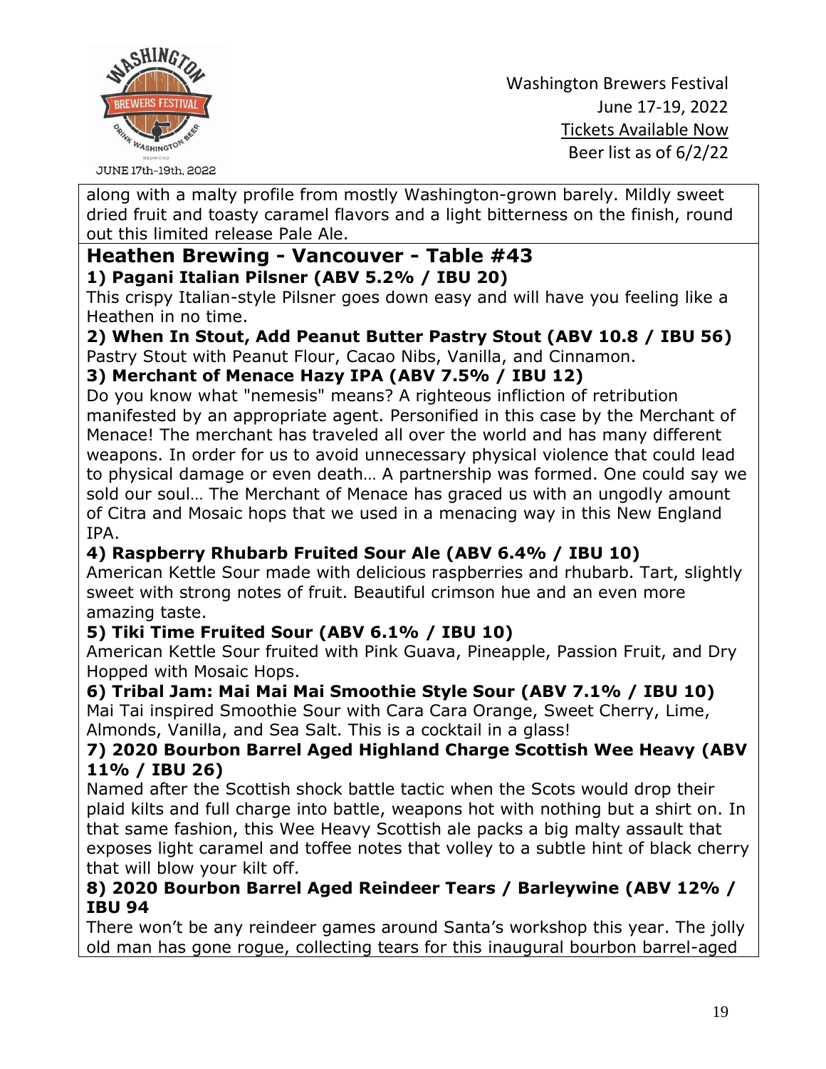along with a malty profile from mostly Washington-grown barely. Mildly sweet dried fruit and toasty caramel flavors and a light bitterness on the finish, round out this limited release Pale Ale.

## Heathen Brewing - Vancouver - Table #43

**1) Pagani Italian Pilsner (ABV 5.2% / IBU 20)**
This crispy Italian-style Pilsner goes down easy and will have you feeling like a Heathen in no time.

**2) When In Stout, Add Peanut Butter Pastry Stout (ABV 10.8 / IBU 56)**
Pastry Stout with Peanut Flour, Cacao Nibs, Vanilla, and Cinnamon.

**3) Merchant of Menace Hazy IPA (ABV 7.5% / IBU 12)**
Do you know what "nemesis" means? A righteous infliction of retribution manifested by an appropriate agent. Personified in this case by the Merchant of Menace! The merchant has traveled all over the world and has many different weapons. In order for us to avoid unnecessary physical violence that could lead to physical damage or even death… A partnership was formed. One could say we sold our soul… The Merchant of Menace has graced us with an ungodly amount of Citra and Mosaic hops that we used in a menacing way in this New England IPA.

**4) Raspberry Rhubarb Fruited Sour Ale (ABV 6.4% / IBU 10)**
American Kettle Sour made with delicious raspberries and rhubarb. Tart, slightly sweet with strong notes of fruit. Beautiful crimson hue and an even more amazing taste.

**5) Tiki Time Fruited Sour (ABV 6.1% / IBU 10)**
American Kettle Sour fruited with Pink Guava, Pineapple, Passion Fruit, and Dry Hopped with Mosaic Hops.

**6) Tribal Jam: Mai Mai Mai Smoothie Style Sour (ABV 7.1% / IBU 10)**
Mai Tai inspired Smoothie Sour with Cara Cara Orange, Sweet Cherry, Lime, Almonds, Vanilla, and Sea Salt. This is a cocktail in a glass!

**7) 2020 Bourbon Barrel Aged Highland Charge Scottish Wee Heavy (ABV 11% / IBU 26)**
Named after the Scottish shock battle tactic when the Scots would drop their plaid kilts and full charge into battle, weapons hot with nothing but a shirt on. In that same fashion, this Wee Heavy Scottish ale packs a big malty assault that exposes light caramel and toffee notes that volley to a subtle hint of black cherry that will blow your kilt off.

**8) 2020 Bourbon Barrel Aged Reindeer Tears / Barleywine (ABV 12% / IBU 94**
There won't be any reindeer games around Santa's workshop this year. The jolly old man has gone rogue, collecting tears for this inaugural bourbon barrel-aged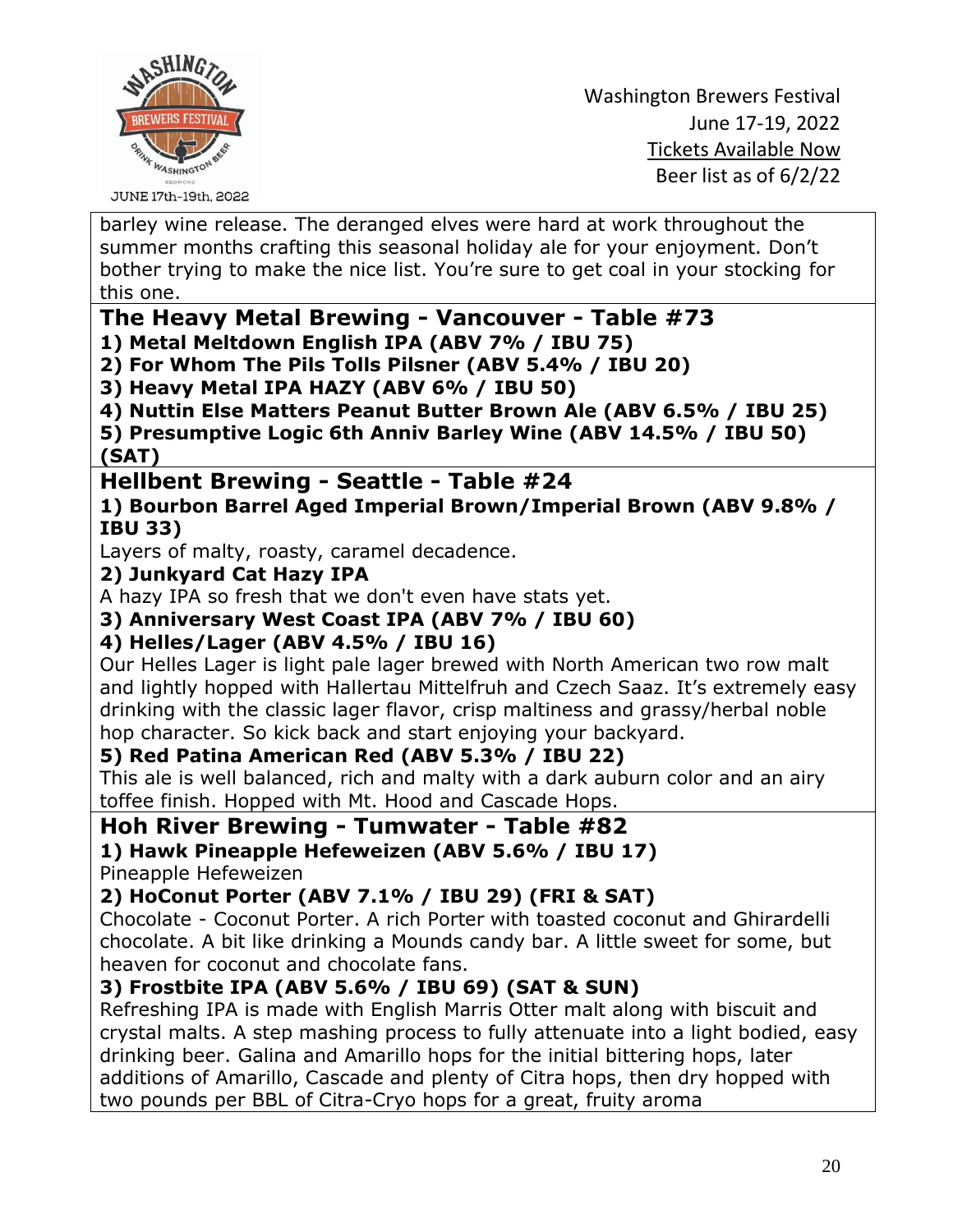barley wine release. The deranged elves were hard at work throughout the summer months crafting this seasonal holiday ale for your enjoyment. Don't bother trying to make the nice list. You're sure to get coal in your stocking for this one.

## The Heavy Metal Brewing - Vancouver - Table #73

**1) Metal Meltdown English IPA (ABV 7% / IBU 75)**
**2) For Whom The Pils Tolls Pilsner (ABV 5.4% / IBU 20)**
**3) Heavy Metal IPA HAZY (ABV 6% / IBU 50)**
**4) Nuttin Else Matters Peanut Butter Brown Ale (ABV 6.5% / IBU 25)**
**5) Presumptive Logic 6th Anniv Barley Wine (ABV 14.5% / IBU 50) (SAT)**

## Hellbent Brewing - Seattle - Table #24

**1) Bourbon Barrel Aged Imperial Brown/Imperial Brown (ABV 9.8% / IBU 33)**

Layers of malty, roasty, caramel decadence.

**2) Junkyard Cat Hazy IPA**

A hazy IPA so fresh that we don't even have stats yet.

**3) Anniversary West Coast IPA (ABV 7% / IBU 60)**

**4) Helles/Lager (ABV 4.5% / IBU 16)**

Our Helles Lager is light pale lager brewed with North American two row malt and lightly hopped with Hallertau Mittelfruh and Czech Saaz. It's extremely easy drinking with the classic lager flavor, crisp maltiness and grassy/herbal noble hop character. So kick back and start enjoying your backyard.

**5) Red Patina American Red (ABV 5.3% / IBU 22)**

This ale is well balanced, rich and malty with a dark auburn color and an airy toffee finish. Hopped with Mt. Hood and Cascade Hops.

## Hoh River Brewing - Tumwater - Table #82

**1) Hawk Pineapple Hefeweizen (ABV 5.6% / IBU 17)**

Pineapple Hefeweizen

**2) HoConut Porter (ABV 7.1% / IBU 29) (FRI & SAT)**

Chocolate - Coconut Porter. A rich Porter with toasted coconut and Ghirardelli chocolate. A bit like drinking a Mounds candy bar. A little sweet for some, but heaven for coconut and chocolate fans.

**3) Frostbite IPA (ABV 5.6% / IBU 69) (SAT & SUN)**

Refreshing IPA is made with English Marris Otter malt along with biscuit and crystal malts. A step mashing process to fully attenuate into a light bodied, easy drinking beer. Galina and Amarillo hops for the initial bittering hops, later additions of Amarillo, Cascade and plenty of Citra hops, then dry hopped with two pounds per BBL of Citra-Cryo hops for a great, fruity aroma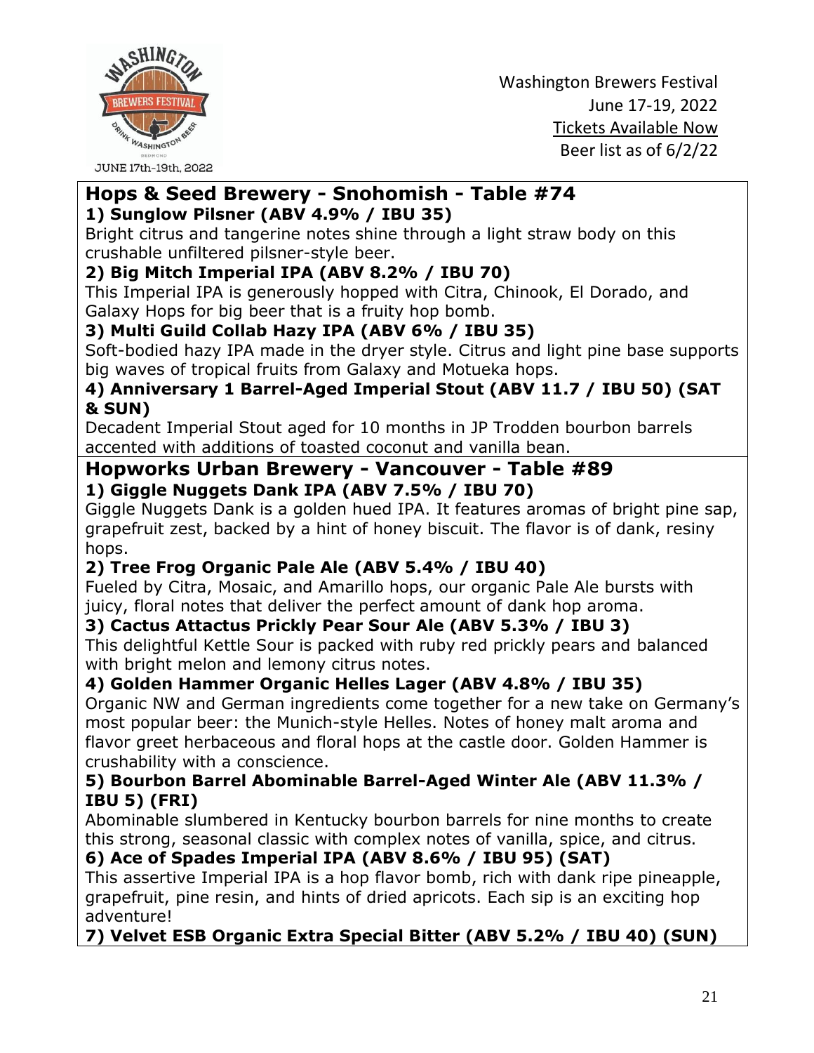Washington Brewers Festival
June 17-19, 2022
Tickets Available Now
Beer list as of 6/2/22

## Hops & Seed Brewery - Snohomish - Table #74

**1) Sunglow Pilsner (ABV 4.9% / IBU 35)**

Bright citrus and tangerine notes shine through a light straw body on this crushable unfiltered pilsner-style beer.

**2) Big Mitch Imperial IPA (ABV 8.2% / IBU 70)**

This Imperial IPA is generously hopped with Citra, Chinook, El Dorado, and Galaxy Hops for big beer that is a fruity hop bomb.

**3) Multi Guild Collab Hazy IPA (ABV 6% / IBU 35)**

Soft-bodied hazy IPA made in the dryer style. Citrus and light pine base supports big waves of tropical fruits from Galaxy and Motueka hops.

**4) Anniversary 1 Barrel-Aged Imperial Stout (ABV 11.7 / IBU 50) (SAT & SUN)**

Decadent Imperial Stout aged for 10 months in JP Trodden bourbon barrels accented with additions of toasted coconut and vanilla bean.

## Hopworks Urban Brewery - Vancouver - Table #89

**1) Giggle Nuggets Dank IPA (ABV 7.5% / IBU 70)**

Giggle Nuggets Dank is a golden hued IPA. It features aromas of bright pine sap, grapefruit zest, backed by a hint of honey biscuit. The flavor is of dank, resiny hops.

**2) Tree Frog Organic Pale Ale (ABV 5.4% / IBU 40)**

Fueled by Citra, Mosaic, and Amarillo hops, our organic Pale Ale bursts with juicy, floral notes that deliver the perfect amount of dank hop aroma.

**3) Cactus Attactus Prickly Pear Sour Ale (ABV 5.3% / IBU 3)**

This delightful Kettle Sour is packed with ruby red prickly pears and balanced with bright melon and lemony citrus notes.

**4) Golden Hammer Organic Helles Lager (ABV 4.8% / IBU 35)**

Organic NW and German ingredients come together for a new take on Germany's most popular beer: the Munich-style Helles. Notes of honey malt aroma and flavor greet herbaceous and floral hops at the castle door. Golden Hammer is crushability with a conscience.

**5) Bourbon Barrel Abominable Barrel-Aged Winter Ale (ABV 11.3% / IBU 5) (FRI)**

Abominable slumbered in Kentucky bourbon barrels for nine months to create this strong, seasonal classic with complex notes of vanilla, spice, and citrus.

**6) Ace of Spades Imperial IPA (ABV 8.6% / IBU 95) (SAT)**

This assertive Imperial IPA is a hop flavor bomb, rich with dank ripe pineapple, grapefruit, pine resin, and hints of dried apricots. Each sip is an exciting hop adventure!

**7) Velvet ESB Organic Extra Special Bitter (ABV 5.2% / IBU 40) (SUN)**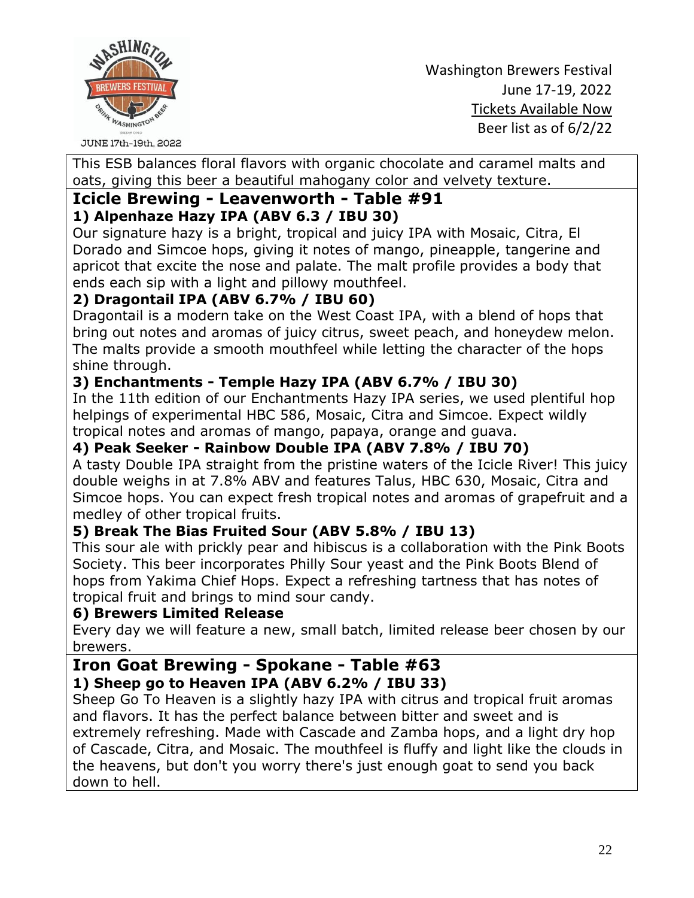This ESB balances floral flavors with organic chocolate and caramel malts and oats, giving this beer a beautiful mahogany color and velvety texture.

## Icicle Brewing - Leavenworth - Table #91

### 1) Alpenhaze Hazy IPA (ABV 6.3 / IBU 30)

Our signature hazy is a bright, tropical and juicy IPA with Mosaic, Citra, El Dorado and Simcoe hops, giving it notes of mango, pineapple, tangerine and apricot that excite the nose and palate. The malt profile provides a body that ends each sip with a light and pillowy mouthfeel.

### 2) Dragontail IPA (ABV 6.7% / IBU 60)

Dragontail is a modern take on the West Coast IPA, with a blend of hops that bring out notes and aromas of juicy citrus, sweet peach, and honeydew melon. The malts provide a smooth mouthfeel while letting the character of the hops shine through.

### 3) Enchantments - Temple Hazy IPA (ABV 6.7% / IBU 30)

In the 11th edition of our Enchantments Hazy IPA series, we used plentiful hop helpings of experimental HBC 586, Mosaic, Citra and Simcoe. Expect wildly tropical notes and aromas of mango, papaya, orange and guava.

### 4) Peak Seeker - Rainbow Double IPA (ABV 7.8% / IBU 70)

A tasty Double IPA straight from the pristine waters of the Icicle River! This juicy double weighs in at 7.8% ABV and features Talus, HBC 630, Mosaic, Citra and Simcoe hops. You can expect fresh tropical notes and aromas of grapefruit and a medley of other tropical fruits.

### 5) Break The Bias Fruited Sour (ABV 5.8% / IBU 13)

This sour ale with prickly pear and hibiscus is a collaboration with the Pink Boots Society. This beer incorporates Philly Sour yeast and the Pink Boots Blend of hops from Yakima Chief Hops. Expect a refreshing tartness that has notes of tropical fruit and brings to mind sour candy.

### 6) Brewers Limited Release

Every day we will feature a new, small batch, limited release beer chosen by our brewers.

## Iron Goat Brewing - Spokane - Table #63

### 1) Sheep go to Heaven IPA (ABV 6.2% / IBU 33)

Sheep Go To Heaven is a slightly hazy IPA with citrus and tropical fruit aromas and flavors. It has the perfect balance between bitter and sweet and is extremely refreshing. Made with Cascade and Zamba hops, and a light dry hop of Cascade, Citra, and Mosaic. The mouthfeel is fluffy and light like the clouds in the heavens, but don't you worry there's just enough goat to send you back down to hell.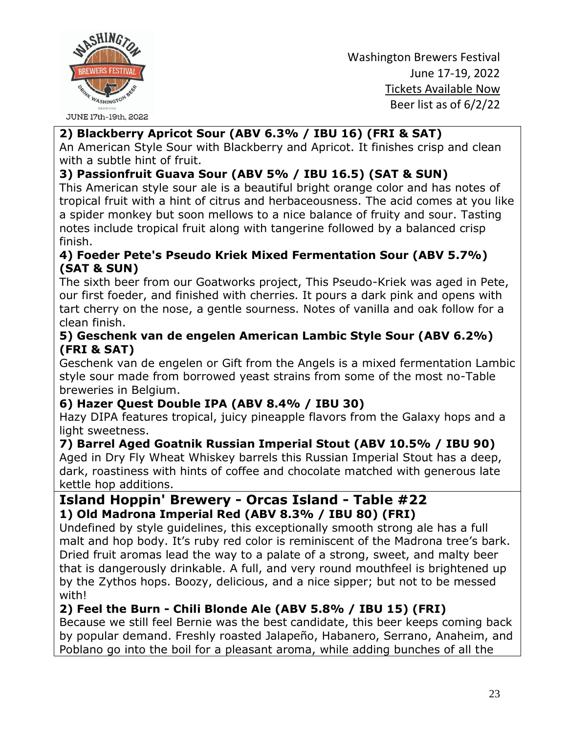**2) Blackberry Apricot Sour (ABV 6.3% / IBU 16) (FRI & SAT)**
An American Style Sour with Blackberry and Apricot. It finishes crisp and clean with a subtle hint of fruit.

**3) Passionfruit Guava Sour (ABV 5% / IBU 16.5) (SAT & SUN)**
This American style sour ale is a beautiful bright orange color and has notes of tropical fruit with a hint of citrus and herbaceousness. The acid comes at you like a spider monkey but soon mellows to a nice balance of fruity and sour. Tasting notes include tropical fruit along with tangerine followed by a balanced crisp finish.

**4) Foeder Pete's Pseudo Kriek Mixed Fermentation Sour (ABV 5.7%) (SAT & SUN)**
The sixth beer from our Goatworks project, This Pseudo-Kriek was aged in Pete, our first foeder, and finished with cherries. It pours a dark pink and opens with tart cherry on the nose, a gentle sourness. Notes of vanilla and oak follow for a clean finish.

**5) Geschenk van de engelen American Lambic Style Sour (ABV 6.2%) (FRI & SAT)**
Geschenk van de engelen or Gift from the Angels is a mixed fermentation Lambic style sour made from borrowed yeast strains from some of the most no-Table breweries in Belgium.

**6) Hazer Quest Double IPA (ABV 8.4% / IBU 30)**
Hazy DIPA features tropical, juicy pineapple flavors from the Galaxy hops and a light sweetness.

**7) Barrel Aged Goatnik Russian Imperial Stout (ABV 10.5% / IBU 90)**
Aged in Dry Fly Wheat Whiskey barrels this Russian Imperial Stout has a deep, dark, roastiness with hints of coffee and chocolate matched with generous late kettle hop additions.

## Island Hoppin' Brewery - Orcas Island - Table #22

**1) Old Madrona Imperial Red (ABV 8.3% / IBU 80) (FRI)**
Undefined by style guidelines, this exceptionally smooth strong ale has a full malt and hop body. It's ruby red color is reminiscent of the Madrona tree's bark. Dried fruit aromas lead the way to a palate of a strong, sweet, and malty beer that is dangerously drinkable. A full, and very round mouthfeel is brightened up by the Zythos hops. Boozy, delicious, and a nice sipper; but not to be messed with!

**2) Feel the Burn - Chili Blonde Ale (ABV 5.8% / IBU 15) (FRI)**
Because we still feel Bernie was the best candidate, this beer keeps coming back by popular demand. Freshly roasted Jalapeño, Habanero, Serrano, Anaheim, and Poblano go into the boil for a pleasant aroma, while adding bunches of all the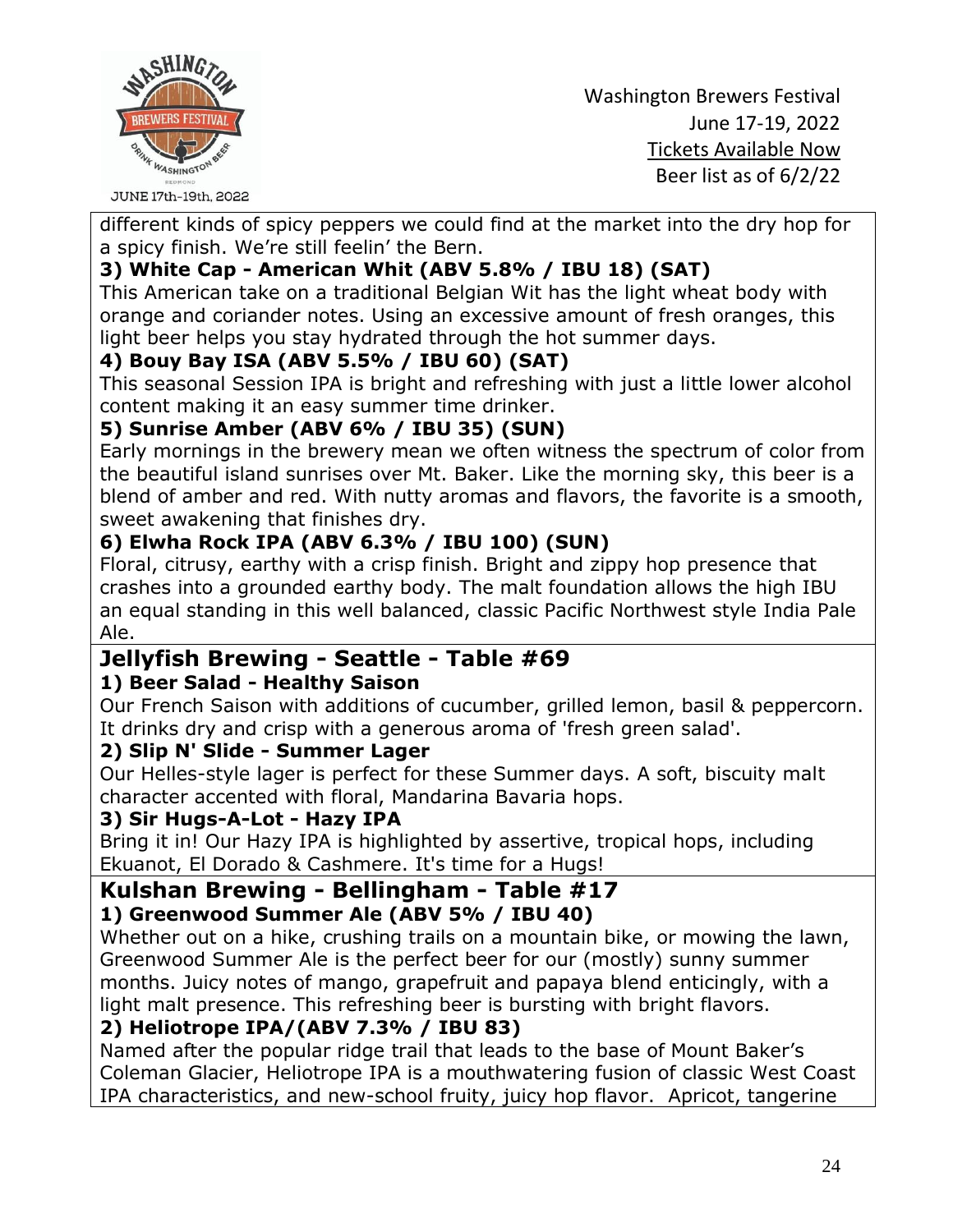different kinds of spicy peppers we could find at the market into the dry hop for a spicy finish. We're still feelin' the Bern.

**3) White Cap - American Whit (ABV 5.8% / IBU 18) (SAT)**
This American take on a traditional Belgian Wit has the light wheat body with orange and coriander notes. Using an excessive amount of fresh oranges, this light beer helps you stay hydrated through the hot summer days.

**4) Bouy Bay ISA (ABV 5.5% / IBU 60) (SAT)**
This seasonal Session IPA is bright and refreshing with just a little lower alcohol content making it an easy summer time drinker.

**5) Sunrise Amber (ABV 6% / IBU 35) (SUN)**
Early mornings in the brewery mean we often witness the spectrum of color from the beautiful island sunrises over Mt. Baker. Like the morning sky, this beer is a blend of amber and red. With nutty aromas and flavors, the favorite is a smooth, sweet awakening that finishes dry.

**6) Elwha Rock IPA (ABV 6.3% / IBU 100) (SUN)**
Floral, citrusy, earthy with a crisp finish. Bright and zippy hop presence that crashes into a grounded earthy body. The malt foundation allows the high IBU an equal standing in this well balanced, classic Pacific Northwest style India Pale Ale.

## Jellyfish Brewing - Seattle - Table #69

**1) Beer Salad - Healthy Saison**
Our French Saison with additions of cucumber, grilled lemon, basil & peppercorn. It drinks dry and crisp with a generous aroma of 'fresh green salad'.

**2) Slip N' Slide - Summer Lager**
Our Helles-style lager is perfect for these Summer days. A soft, biscuity malt character accented with floral, Mandarina Bavaria hops.

**3) Sir Hugs-A-Lot - Hazy IPA**
Bring it in! Our Hazy IPA is highlighted by assertive, tropical hops, including Ekuanot, El Dorado & Cashmere. It's time for a Hugs!

## Kulshan Brewing - Bellingham - Table #17

**1) Greenwood Summer Ale (ABV 5% / IBU 40)**
Whether out on a hike, crushing trails on a mountain bike, or mowing the lawn, Greenwood Summer Ale is the perfect beer for our (mostly) sunny summer months. Juicy notes of mango, grapefruit and papaya blend enticingly, with a light malt presence. This refreshing beer is bursting with bright flavors.

**2) Heliotrope IPA/(ABV 7.3% / IBU 83)**
Named after the popular ridge trail that leads to the base of Mount Baker's Coleman Glacier, Heliotrope IPA is a mouthwatering fusion of classic West Coast IPA characteristics, and new-school fruity, juicy hop flavor. Apricot, tangerine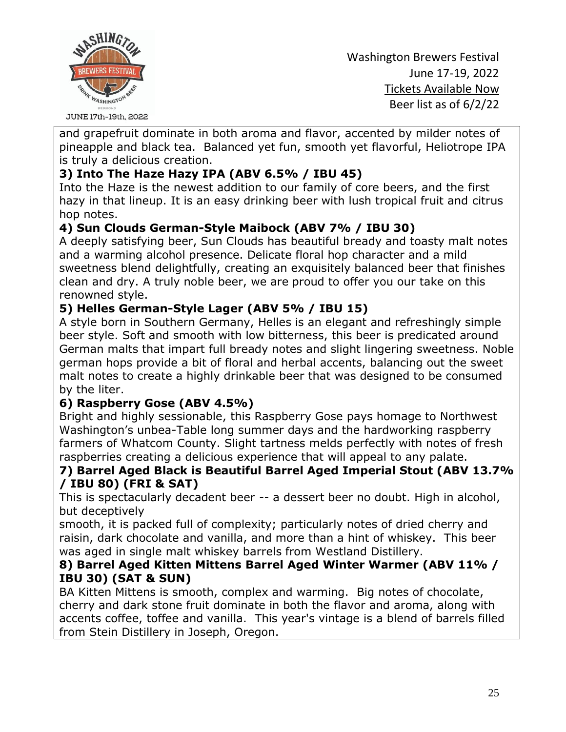and grapefruit dominate in both aroma and flavor, accented by milder notes of pineapple and black tea.  Balanced yet fun, smooth yet flavorful, Heliotrope IPA is truly a delicious creation.

**3) Into The Haze Hazy IPA (ABV 6.5% / IBU 45)**

Into the Haze is the newest addition to our family of core beers, and the first hazy in that lineup. It is an easy drinking beer with lush tropical fruit and citrus hop notes.

**4) Sun Clouds German-Style Maibock (ABV 7% / IBU 30)**

A deeply satisfying beer, Sun Clouds has beautiful bready and toasty malt notes and a warming alcohol presence. Delicate floral hop character and a mild sweetness blend delightfully, creating an exquisitely balanced beer that finishes clean and dry. A truly noble beer, we are proud to offer you our take on this renowned style.

**5) Helles German-Style Lager (ABV 5% / IBU 15)**

A style born in Southern Germany, Helles is an elegant and refreshingly simple beer style. Soft and smooth with low bitterness, this beer is predicated around German malts that impart full bready notes and slight lingering sweetness. Noble german hops provide a bit of floral and herbal accents, balancing out the sweet malt notes to create a highly drinkable beer that was designed to be consumed by the liter.

**6) Raspberry Gose (ABV 4.5%)**

Bright and highly sessionable, this Raspberry Gose pays homage to Northwest Washington's unbea-Table long summer days and the hardworking raspberry farmers of Whatcom County. Slight tartness melds perfectly with notes of fresh raspberries creating a delicious experience that will appeal to any palate.

**7) Barrel Aged Black is Beautiful Barrel Aged Imperial Stout (ABV 13.7% / IBU 80) (FRI & SAT)**

This is spectacularly decadent beer -- a dessert beer no doubt. High in alcohol, but deceptively smooth, it is packed full of complexity; particularly notes of dried cherry and raisin, dark chocolate and vanilla, and more than a hint of whiskey.  This beer was aged in single malt whiskey barrels from Westland Distillery.

**8) Barrel Aged Kitten Mittens Barrel Aged Winter Warmer (ABV 11% / IBU 30) (SAT & SUN)**

BA Kitten Mittens is smooth, complex and warming.  Big notes of chocolate, cherry and dark stone fruit dominate in both the flavor and aroma, along with accents coffee, toffee and vanilla.  This year's vintage is a blend of barrels filled from Stein Distillery in Joseph, Oregon.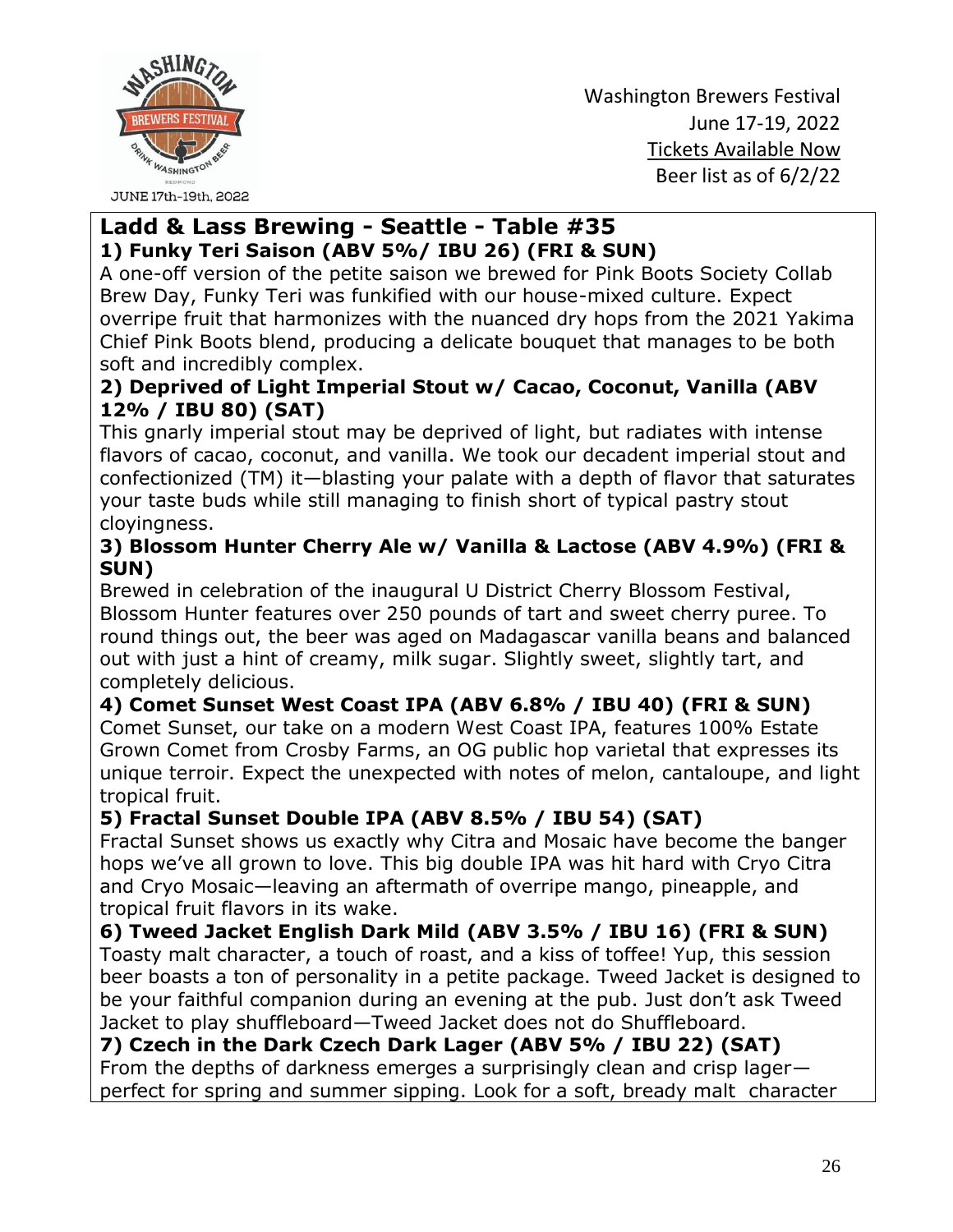## Ladd & Lass Brewing - Seattle - Table #35

**1) Funky Teri Saison (ABV 5%/ IBU 26) (FRI & SUN)**

A one-off version of the petite saison we brewed for Pink Boots Society Collab Brew Day, Funky Teri was funkified with our house-mixed culture. Expect overripe fruit that harmonizes with the nuanced dry hops from the 2021 Yakima Chief Pink Boots blend, producing a delicate bouquet that manages to be both soft and incredibly complex.

**2) Deprived of Light Imperial Stout w/ Cacao, Coconut, Vanilla (ABV 12% / IBU 80) (SAT)**

This gnarly imperial stout may be deprived of light, but radiates with intense flavors of cacao, coconut, and vanilla. We took our decadent imperial stout and confectionized (TM) it—blasting your palate with a depth of flavor that saturates your taste buds while still managing to finish short of typical pastry stout cloyingness.

**3) Blossom Hunter Cherry Ale w/ Vanilla & Lactose (ABV 4.9%) (FRI & SUN)**

Brewed in celebration of the inaugural U District Cherry Blossom Festival, Blossom Hunter features over 250 pounds of tart and sweet cherry puree. To round things out, the beer was aged on Madagascar vanilla beans and balanced out with just a hint of creamy, milk sugar. Slightly sweet, slightly tart, and completely delicious.

**4) Comet Sunset West Coast IPA (ABV 6.8% / IBU 40) (FRI & SUN)**

Comet Sunset, our take on a modern West Coast IPA, features 100% Estate Grown Comet from Crosby Farms, an OG public hop varietal that expresses its unique terroir. Expect the unexpected with notes of melon, cantaloupe, and light tropical fruit.

**5) Fractal Sunset Double IPA (ABV 8.5% / IBU 54) (SAT)**

Fractal Sunset shows us exactly why Citra and Mosaic have become the banger hops we've all grown to love. This big double IPA was hit hard with Cryo Citra and Cryo Mosaic—leaving an aftermath of overripe mango, pineapple, and tropical fruit flavors in its wake.

**6) Tweed Jacket English Dark Mild (ABV 3.5% / IBU 16) (FRI & SUN)**

Toasty malt character, a touch of roast, and a kiss of toffee! Yup, this session beer boasts a ton of personality in a petite package. Tweed Jacket is designed to be your faithful companion during an evening at the pub. Just don't ask Tweed Jacket to play shuffleboard—Tweed Jacket does not do Shuffleboard.

**7) Czech in the Dark Czech Dark Lager (ABV 5% / IBU 22) (SAT)**

From the depths of darkness emerges a surprisingly clean and crisp lager—perfect for spring and summer sipping. Look for a soft, bready malt character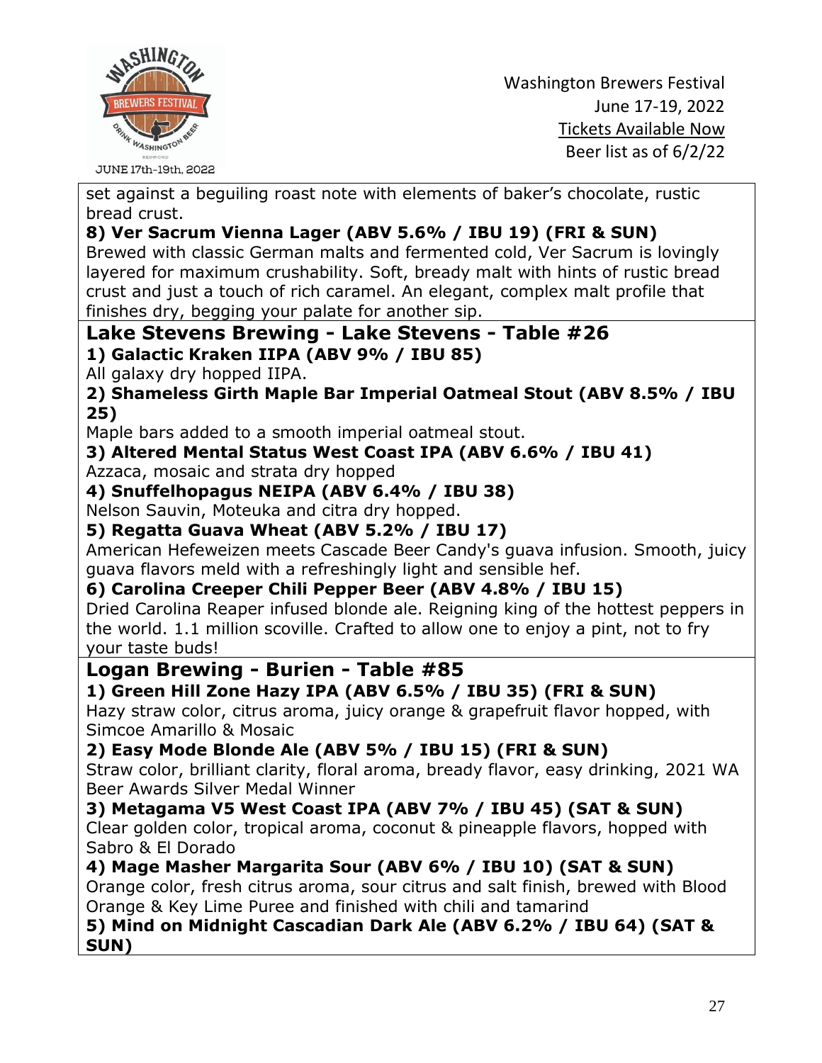set against a beguiling roast note with elements of baker's chocolate, rustic bread crust.

**8) Ver Sacrum Vienna Lager (ABV 5.6% / IBU 19) (FRI & SUN)**
Brewed with classic German malts and fermented cold, Ver Sacrum is lovingly layered for maximum crushability. Soft, bready malt with hints of rustic bread crust and just a touch of rich caramel. An elegant, complex malt profile that finishes dry, begging your palate for another sip.

## Lake Stevens Brewing - Lake Stevens - Table #26

**1) Galactic Kraken IIPA (ABV 9% / IBU 85)**
All galaxy dry hopped IIPA.

**2) Shameless Girth Maple Bar Imperial Oatmeal Stout (ABV 8.5% / IBU 25)**
Maple bars added to a smooth imperial oatmeal stout.

**3) Altered Mental Status West Coast IPA (ABV 6.6% / IBU 41)**
Azzaca, mosaic and strata dry hopped

**4) Snuffelhopagus NEIPA (ABV 6.4% / IBU 38)**
Nelson Sauvin, Moteuka and citra dry hopped.

**5) Regatta Guava Wheat (ABV 5.2% / IBU 17)**
American Hefeweizen meets Cascade Beer Candy's guava infusion. Smooth, juicy guava flavors meld with a refreshingly light and sensible hef.

**6) Carolina Creeper Chili Pepper Beer (ABV 4.8% / IBU 15)**
Dried Carolina Reaper infused blonde ale. Reigning king of the hottest peppers in the world. 1.1 million scoville. Crafted to allow one to enjoy a pint, not to fry your taste buds!

## Logan Brewing - Burien - Table #85

**1) Green Hill Zone Hazy IPA (ABV 6.5% / IBU 35) (FRI & SUN)**
Hazy straw color, citrus aroma, juicy orange & grapefruit flavor hopped, with Simcoe Amarillo & Mosaic

**2) Easy Mode Blonde Ale (ABV 5% / IBU 15) (FRI & SUN)**
Straw color, brilliant clarity, floral aroma, bready flavor, easy drinking, 2021 WA Beer Awards Silver Medal Winner

**3) Metagama V5 West Coast IPA (ABV 7% / IBU 45) (SAT & SUN)**
Clear golden color, tropical aroma, coconut & pineapple flavors, hopped with Sabro & El Dorado

**4) Mage Masher Margarita Sour (ABV 6% / IBU 10) (SAT & SUN)**
Orange color, fresh citrus aroma, sour citrus and salt finish, brewed with Blood Orange & Key Lime Puree and finished with chili and tamarind

**5) Mind on Midnight Cascadian Dark Ale (ABV 6.2% / IBU 64) (SAT & SUN)**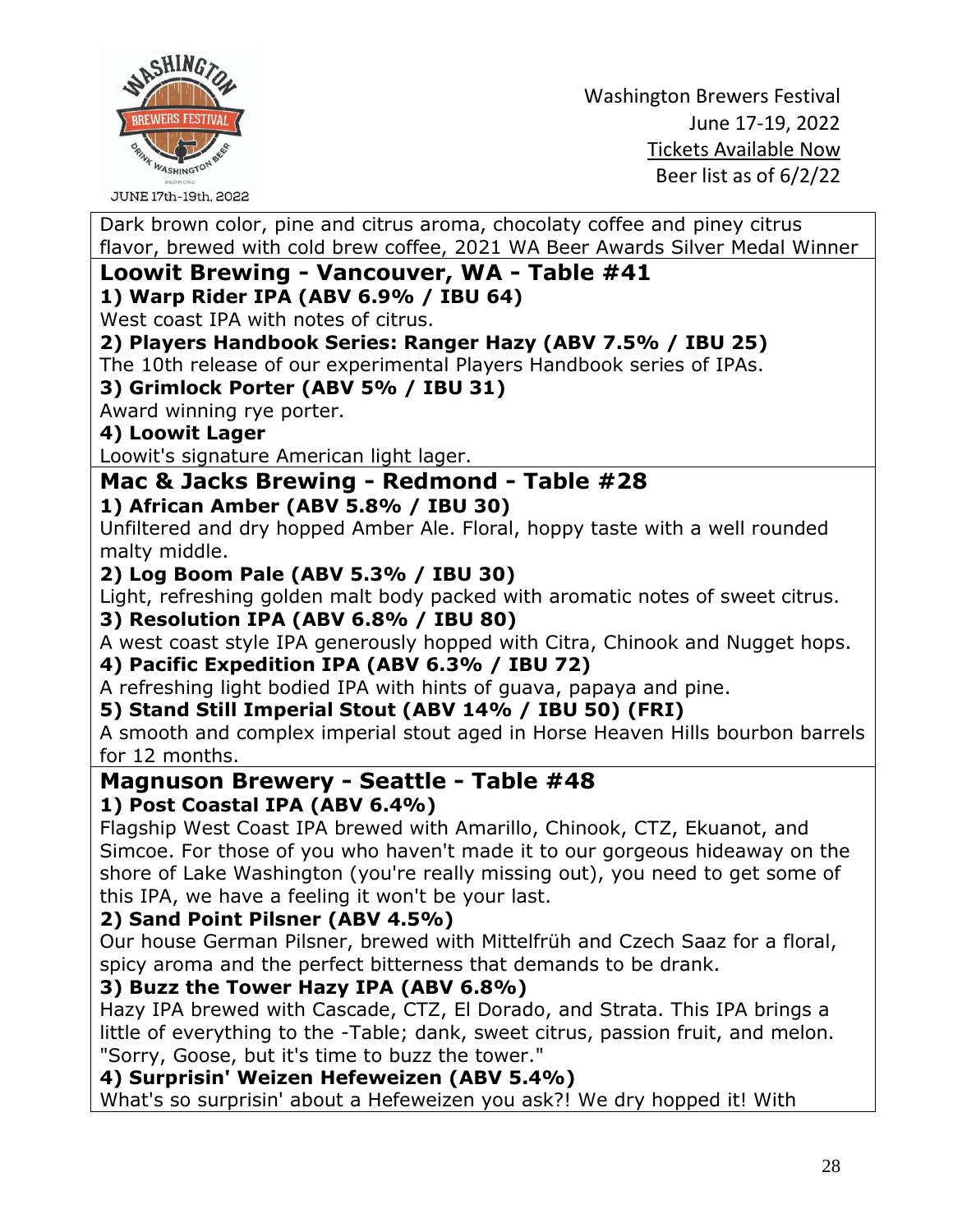Dark brown color, pine and citrus aroma, chocolaty coffee and piney citrus flavor, brewed with cold brew coffee, 2021 WA Beer Awards Silver Medal Winner

## Loowit Brewing - Vancouver, WA - Table #41

**1) Warp Rider IPA (ABV 6.9% / IBU 64)**

West coast IPA with notes of citrus.

**2) Players Handbook Series: Ranger Hazy (ABV 7.5% / IBU 25)**

The 10th release of our experimental Players Handbook series of IPAs.

**3) Grimlock Porter (ABV 5% / IBU 31)**

Award winning rye porter.

**4) Loowit Lager**

Loowit's signature American light lager.

## Mac & Jacks Brewing - Redmond - Table #28

**1) African Amber (ABV 5.8% / IBU 30)**

Unfiltered and dry hopped Amber Ale. Floral, hoppy taste with a well rounded malty middle.

**2) Log Boom Pale (ABV 5.3% / IBU 30)**

Light, refreshing golden malt body packed with aromatic notes of sweet citrus.

**3) Resolution IPA (ABV 6.8% / IBU 80)**

A west coast style IPA generously hopped with Citra, Chinook and Nugget hops.

**4) Pacific Expedition IPA (ABV 6.3% / IBU 72)**

A refreshing light bodied IPA with hints of guava, papaya and pine.

**5) Stand Still Imperial Stout (ABV 14% / IBU 50) (FRI)**

A smooth and complex imperial stout aged in Horse Heaven Hills bourbon barrels for 12 months.

## Magnuson Brewery - Seattle - Table #48

**1) Post Coastal IPA (ABV 6.4%)**

Flagship West Coast IPA brewed with Amarillo, Chinook, CTZ, Ekuanot, and Simcoe. For those of you who haven't made it to our gorgeous hideaway on the shore of Lake Washington (you're really missing out), you need to get some of this IPA, we have a feeling it won't be your last.

**2) Sand Point Pilsner (ABV 4.5%)**

Our house German Pilsner, brewed with Mittelfrüh and Czech Saaz for a floral, spicy aroma and the perfect bitterness that demands to be drank.

**3) Buzz the Tower Hazy IPA (ABV 6.8%)**

Hazy IPA brewed with Cascade, CTZ, El Dorado, and Strata. This IPA brings a little of everything to the -Table; dank, sweet citrus, passion fruit, and melon. "Sorry, Goose, but it's time to buzz the tower."

**4) Surprisin' Weizen Hefeweizen (ABV 5.4%)**

What's so surprisin' about a Hefeweizen you ask?! We dry hopped it! With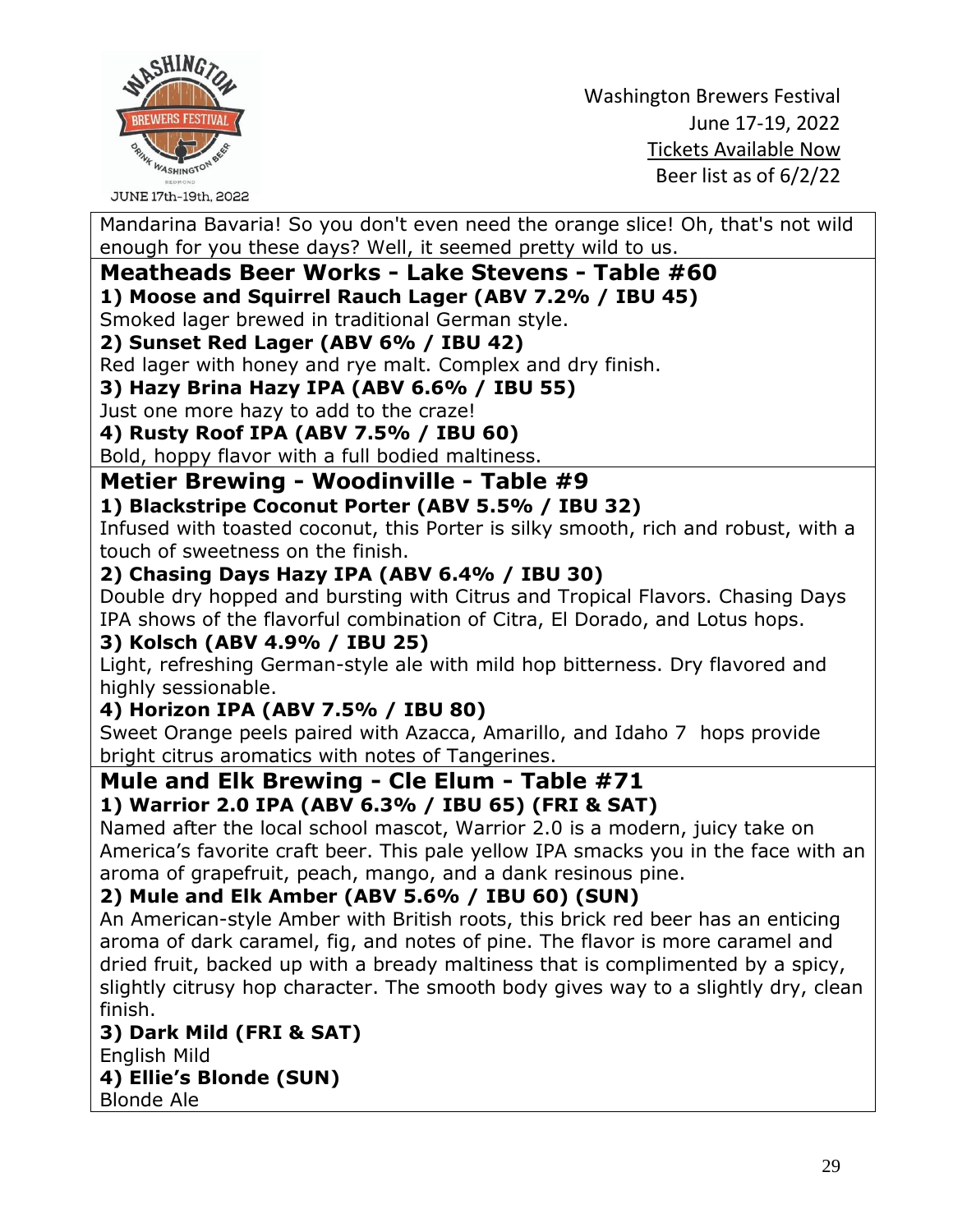Mandarina Bavaria! So you don't even need the orange slice! Oh, that's not wild enough for you these days? Well, it seemed pretty wild to us.

## Meatheads Beer Works - Lake Stevens - Table #60

**1) Moose and Squirrel Rauch Lager (ABV 7.2% / IBU 45)**

Smoked lager brewed in traditional German style.

**2) Sunset Red Lager (ABV 6% / IBU 42)**

Red lager with honey and rye malt. Complex and dry finish.

**3) Hazy Brina Hazy IPA (ABV 6.6% / IBU 55)**

Just one more hazy to add to the craze!

**4) Rusty Roof IPA (ABV 7.5% / IBU 60)**

Bold, hoppy flavor with a full bodied maltiness.

## Metier Brewing - Woodinville - Table #9

**1) Blackstripe Coconut Porter (ABV 5.5% / IBU 32)**

Infused with toasted coconut, this Porter is silky smooth, rich and robust, with a touch of sweetness on the finish.

**2) Chasing Days Hazy IPA (ABV 6.4% / IBU 30)**

Double dry hopped and bursting with Citrus and Tropical Flavors. Chasing Days IPA shows of the flavorful combination of Citra, El Dorado, and Lotus hops.

**3) Kolsch (ABV 4.9% / IBU 25)**

Light, refreshing German-style ale with mild hop bitterness. Dry flavored and highly sessionable.

**4) Horizon IPA (ABV 7.5% / IBU 80)**

Sweet Orange peels paired with Azacca, Amarillo, and Idaho 7 hops provide bright citrus aromatics with notes of Tangerines.

## Mule and Elk Brewing - Cle Elum - Table #71

**1) Warrior 2.0 IPA (ABV 6.3% / IBU 65) (FRI & SAT)**

Named after the local school mascot, Warrior 2.0 is a modern, juicy take on America's favorite craft beer. This pale yellow IPA smacks you in the face with an aroma of grapefruit, peach, mango, and a dank resinous pine.

**2) Mule and Elk Amber (ABV 5.6% / IBU 60) (SUN)**

An American-style Amber with British roots, this brick red beer has an enticing aroma of dark caramel, fig, and notes of pine. The flavor is more caramel and dried fruit, backed up with a bready maltiness that is complimented by a spicy, slightly citrusy hop character. The smooth body gives way to a slightly dry, clean finish.

**3) Dark Mild (FRI & SAT)**

English Mild

**4) Ellie's Blonde (SUN)**

Blonde Ale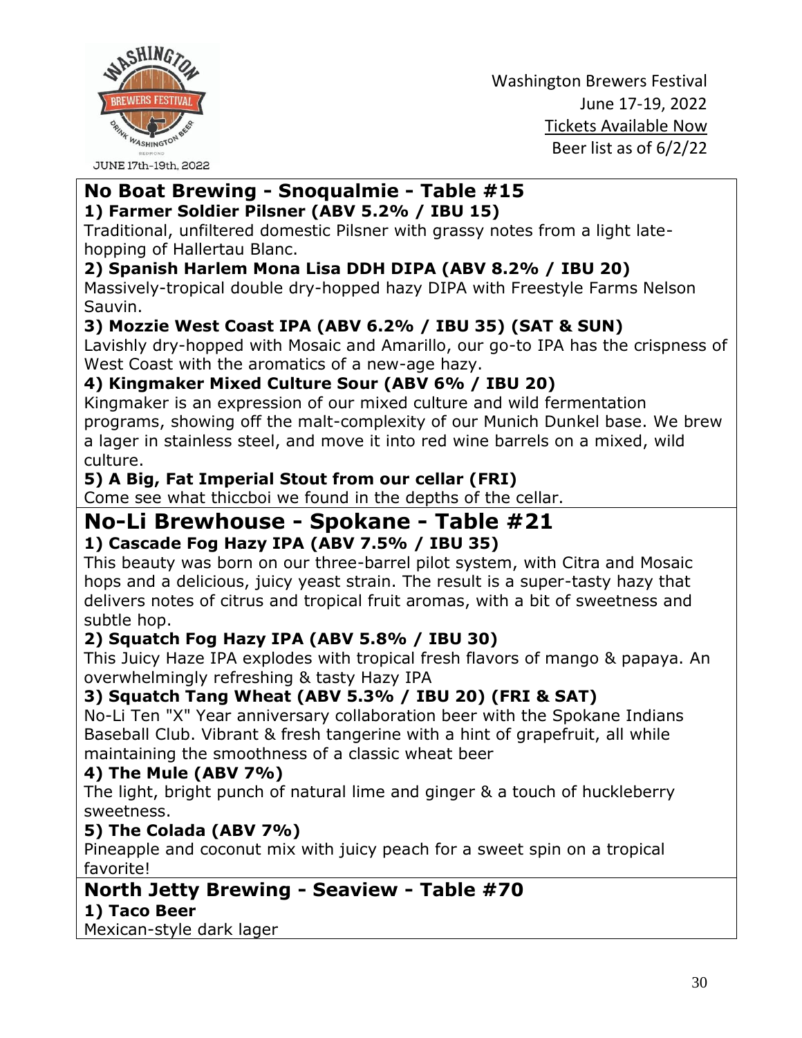## No Boat Brewing - Snoqualmie - Table #15

**1) Farmer Soldier Pilsner (ABV 5.2% / IBU 15)**

Traditional, unfiltered domestic Pilsner with grassy notes from a light late-hopping of Hallertau Blanc.

**2) Spanish Harlem Mona Lisa DDH DIPA (ABV 8.2% / IBU 20)**

Massively-tropical double dry-hopped hazy DIPA with Freestyle Farms Nelson Sauvin.

**3) Mozzie West Coast IPA (ABV 6.2% / IBU 35) (SAT & SUN)**

Lavishly dry-hopped with Mosaic and Amarillo, our go-to IPA has the crispness of West Coast with the aromatics of a new-age hazy.

**4) Kingmaker Mixed Culture Sour (ABV 6% / IBU 20)**

Kingmaker is an expression of our mixed culture and wild fermentation programs, showing off the malt-complexity of our Munich Dunkel base. We brew a lager in stainless steel, and move it into red wine barrels on a mixed, wild culture.

**5) A Big, Fat Imperial Stout from our cellar (FRI)**

Come see what thiccboi we found in the depths of the cellar.

## No-Li Brewhouse - Spokane - Table #21

**1) Cascade Fog Hazy IPA (ABV 7.5% / IBU 35)**

This beauty was born on our three-barrel pilot system, with Citra and Mosaic hops and a delicious, juicy yeast strain. The result is a super-tasty hazy that delivers notes of citrus and tropical fruit aromas, with a bit of sweetness and subtle hop.

**2) Squatch Fog Hazy IPA (ABV 5.8% / IBU 30)**

This Juicy Haze IPA explodes with tropical fresh flavors of mango & papaya. An overwhelmingly refreshing & tasty Hazy IPA

**3) Squatch Tang Wheat (ABV 5.3% / IBU 20) (FRI & SAT)**

No-Li Ten "X" Year anniversary collaboration beer with the Spokane Indians Baseball Club. Vibrant & fresh tangerine with a hint of grapefruit, all while maintaining the smoothness of a classic wheat beer

**4) The Mule (ABV 7%)**

The light, bright punch of natural lime and ginger & a touch of huckleberry sweetness.

**5) The Colada (ABV 7%)**

Pineapple and coconut mix with juicy peach for a sweet spin on a tropical favorite!

## North Jetty Brewing - Seaview - Table #70

**1) Taco Beer**

Mexican-style dark lager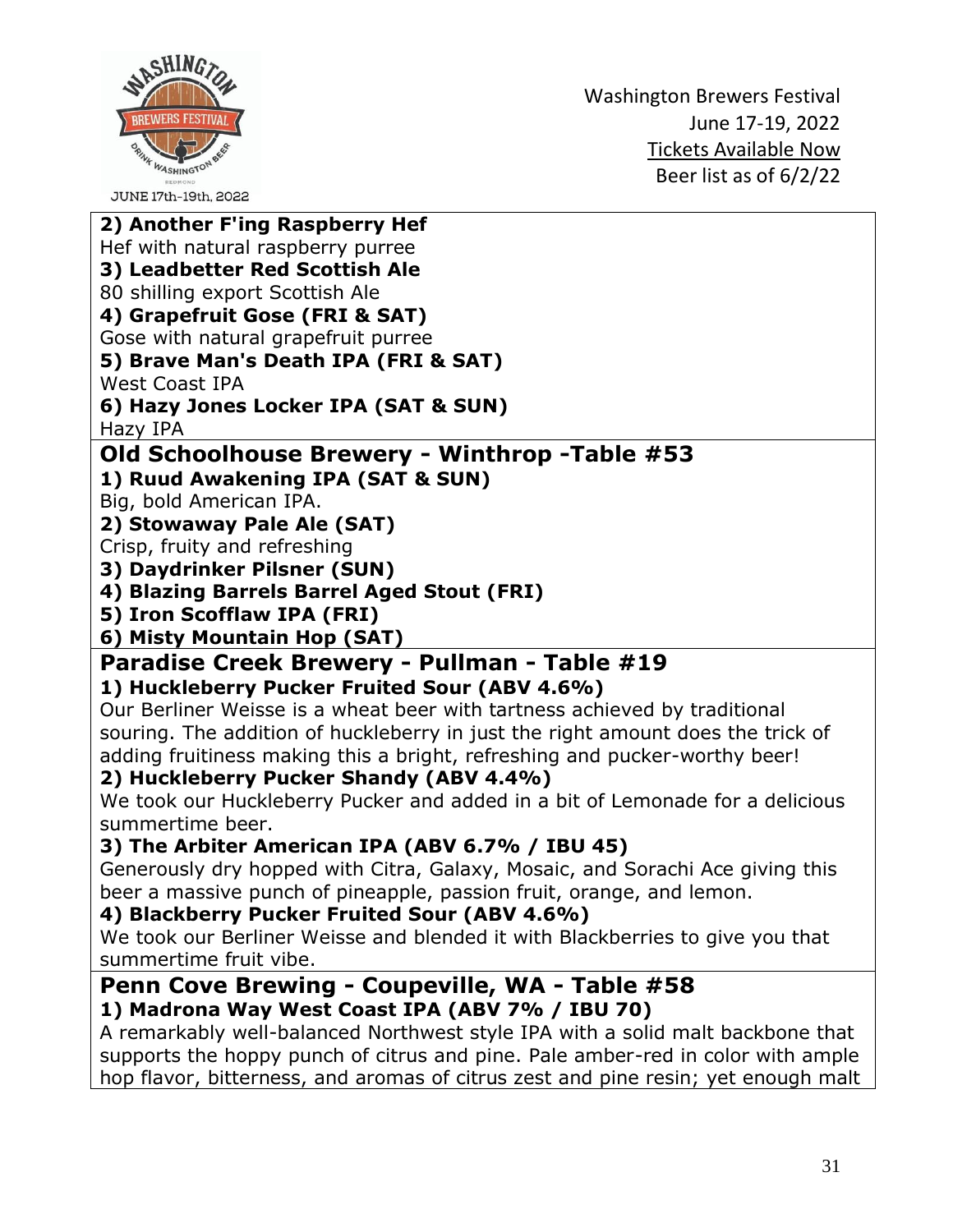**2) Another F'ing Raspberry Hef**
Hef with natural raspberry puree
**3) Leadbetter Red Scottish Ale**
80 shilling export Scottish Ale
**4) Grapefruit Gose (FRI & SAT)**
Gose with natural grapefruit puree
**5) Brave Man's Death IPA (FRI & SAT)**
West Coast IPA
**6) Hazy Jones Locker IPA (SAT & SUN)**
Hazy IPA

## Old Schoolhouse Brewery - Winthrop -Table #53

**1) Ruud Awakening IPA (SAT & SUN)**
Big, bold American IPA.
**2) Stowaway Pale Ale (SAT)**
Crisp, fruity and refreshing
**3) Daydrinker Pilsner (SUN)**
**4) Blazing Barrels Barrel Aged Stout (FRI)**
**5) Iron Scofflaw IPA (FRI)**
**6) Misty Mountain Hop (SAT)**

## Paradise Creek Brewery - Pullman - Table #19

**1) Huckleberry Pucker Fruited Sour (ABV 4.6%)**
Our Berliner Weisse is a wheat beer with tartness achieved by traditional souring. The addition of huckleberry in just the right amount does the trick of adding fruitiness making this a bright, refreshing and pucker-worthy beer!
**2) Huckleberry Pucker Shandy (ABV 4.4%)**
We took our Huckleberry Pucker and added in a bit of Lemonade for a delicious summertime beer.
**3) The Arbiter American IPA (ABV 6.7% / IBU 45)**
Generously dry hopped with Citra, Galaxy, Mosaic, and Sorachi Ace giving this beer a massive punch of pineapple, passion fruit, orange, and lemon.
**4) Blackberry Pucker Fruited Sour (ABV 4.6%)**
We took our Berliner Weisse and blended it with Blackberries to give you that summertime fruit vibe.

## Penn Cove Brewing - Coupeville, WA - Table #58

**1) Madrona Way West Coast IPA (ABV 7% / IBU 70)**
A remarkably well-balanced Northwest style IPA with a solid malt backbone that supports the hoppy punch of citrus and pine. Pale amber-red in color with ample hop flavor, bitterness, and aromas of citrus zest and pine resin; yet enough malt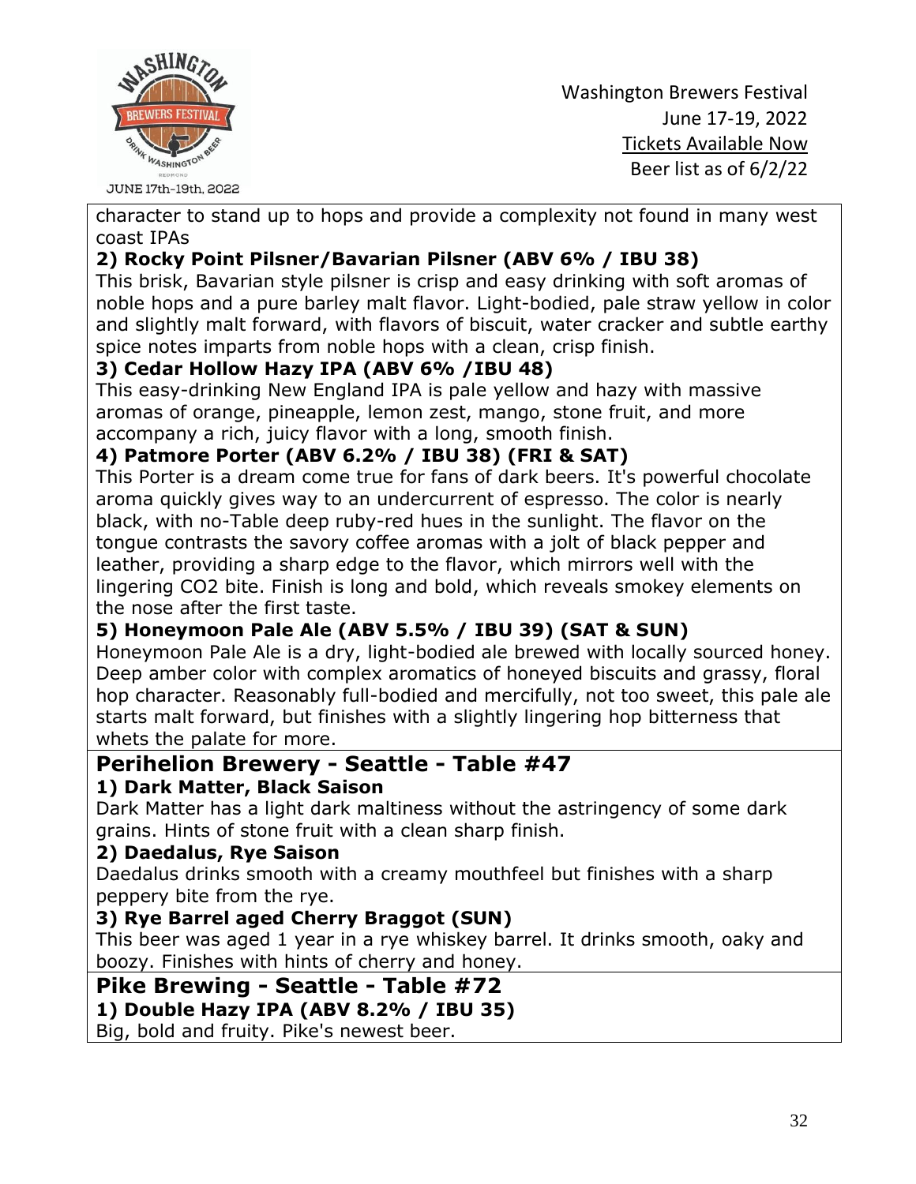character to stand up to hops and provide a complexity not found in many west coast IPAs

**2) Rocky Point Pilsner/Bavarian Pilsner (ABV 6% / IBU 38)**

This brisk, Bavarian style pilsner is crisp and easy drinking with soft aromas of noble hops and a pure barley malt flavor. Light-bodied, pale straw yellow in color and slightly malt forward, with flavors of biscuit, water cracker and subtle earthy spice notes imparts from noble hops with a clean, crisp finish.

**3) Cedar Hollow Hazy IPA (ABV 6% /IBU 48)**

This easy-drinking New England IPA is pale yellow and hazy with massive aromas of orange, pineapple, lemon zest, mango, stone fruit, and more accompany a rich, juicy flavor with a long, smooth finish.

**4) Patmore Porter (ABV 6.2% / IBU 38) (FRI & SAT)**

This Porter is a dream come true for fans of dark beers. It's powerful chocolate aroma quickly gives way to an undercurrent of espresso. The color is nearly black, with no-Table deep ruby-red hues in the sunlight. The flavor on the tongue contrasts the savory coffee aromas with a jolt of black pepper and leather, providing a sharp edge to the flavor, which mirrors well with the lingering $CO_2$ bite. Finish is long and bold, which reveals smokey elements on the nose after the first taste.

**5) Honeymoon Pale Ale (ABV 5.5% / IBU 39) (SAT & SUN)**

Honeymoon Pale Ale is a dry, light-bodied ale brewed with locally sourced honey. Deep amber color with complex aromatics of honeyed biscuits and grassy, floral hop character. Reasonably full-bodied and mercifully, not too sweet, this pale ale starts malt forward, but finishes with a slightly lingering hop bitterness that whets the palate for more.

## Perihelion Brewery - Seattle - Table #47

**1) Dark Matter, Black Saison**

Dark Matter has a light dark maltiness without the astringency of some dark grains. Hints of stone fruit with a clean sharp finish.

**2) Daedalus, Rye Saison**

Daedalus drinks smooth with a creamy mouthfeel but finishes with a sharp peppery bite from the rye.

**3) Rye Barrel aged Cherry Braggot (SUN)**

This beer was aged 1 year in a rye whiskey barrel. It drinks smooth, oaky and boozy. Finishes with hints of cherry and honey.

## Pike Brewing - Seattle - Table #72

**1) Double Hazy IPA (ABV 8.2% / IBU 35)**

Big, bold and fruity. Pike's newest beer.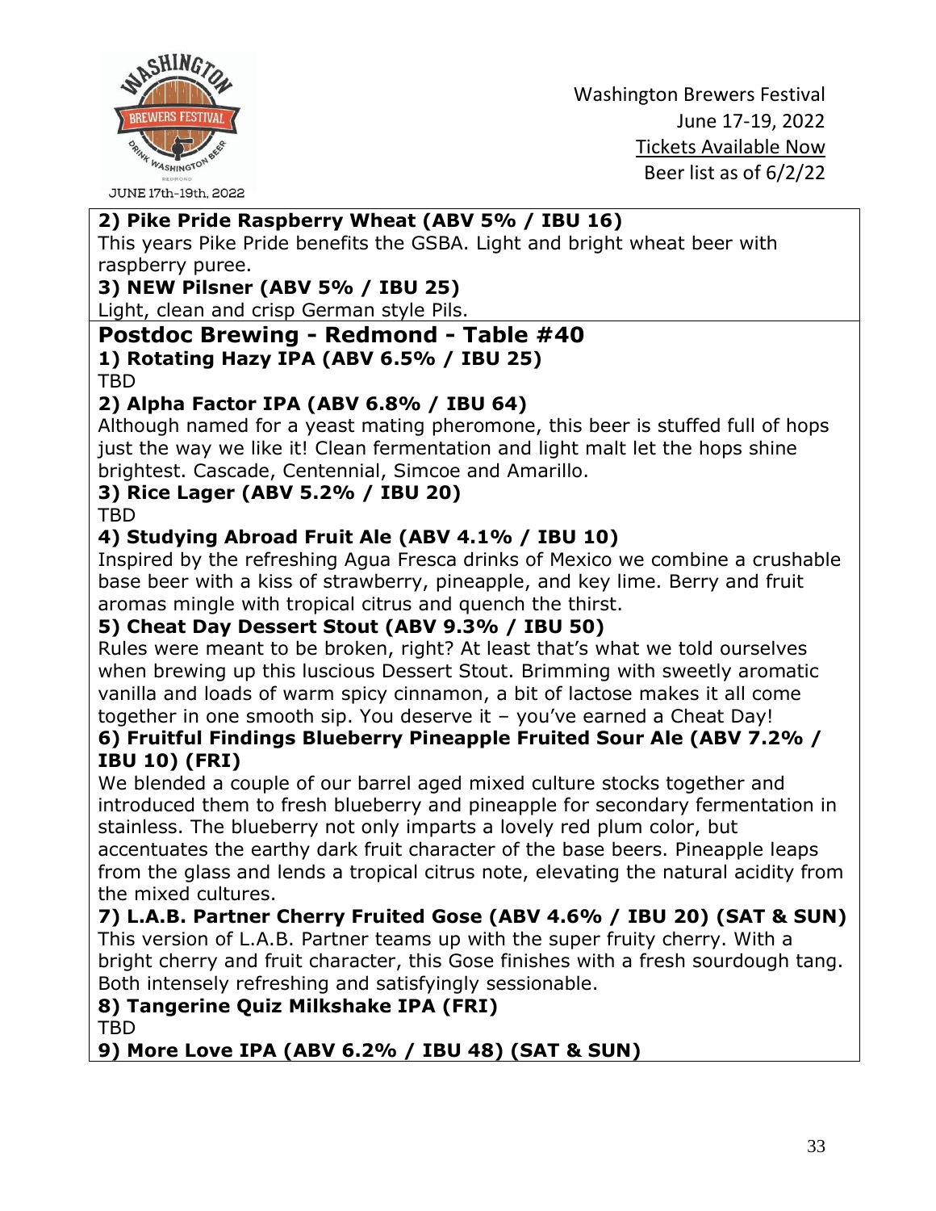**2) Pike Pride Raspberry Wheat (ABV 5% / IBU 16)**
This years Pike Pride benefits the GSBA. Light and bright wheat beer with raspberry puree.

**3) NEW Pilsner (ABV 5% / IBU 25)**
Light, clean and crisp German style Pils.

## Postdoc Brewing - Redmond - Table #40

**1) Rotating Hazy IPA (ABV 6.5% / IBU 25)**
TBD

**2) Alpha Factor IPA (ABV 6.8% / IBU 64)**
Although named for a yeast mating pheromone, this beer is stuffed full of hops just the way we like it! Clean fermentation and light malt let the hops shine brightest. Cascade, Centennial, Simcoe and Amarillo.

**3) Rice Lager (ABV 5.2% / IBU 20)**
TBD

**4) Studying Abroad Fruit Ale (ABV 4.1% / IBU 10)**
Inspired by the refreshing Agua Fresca drinks of Mexico we combine a crushable base beer with a kiss of strawberry, pineapple, and key lime. Berry and fruit aromas mingle with tropical citrus and quench the thirst.

**5) Cheat Day Dessert Stout (ABV 9.3% / IBU 50)**
Rules were meant to be broken, right? At least that's what we told ourselves when brewing up this luscious Dessert Stout. Brimming with sweetly aromatic vanilla and loads of warm spicy cinnamon, a bit of lactose makes it all come together in one smooth sip. You deserve it – you've earned a Cheat Day!

**6) Fruitful Findings Blueberry Pineapple Fruited Sour Ale (ABV 7.2% / IBU 10) (FRI)**
We blended a couple of our barrel aged mixed culture stocks together and introduced them to fresh blueberry and pineapple for secondary fermentation in stainless. The blueberry not only imparts a lovely red plum color, but accentuates the earthy dark fruit character of the base beers. Pineapple leaps from the glass and lends a tropical citrus note, elevating the natural acidity from the mixed cultures.

**7) L.A.B. Partner Cherry Fruited Gose (ABV 4.6% / IBU 20) (SAT & SUN)**
This version of L.A.B. Partner teams up with the super fruity cherry. With a bright cherry and fruit character, this Gose finishes with a fresh sourdough tang. Both intensely refreshing and satisfyingly sessionable.

**8) Tangerine Quiz Milkshake IPA (FRI)**
TBD

**9) More Love IPA (ABV 6.2% / IBU 48) (SAT & SUN)**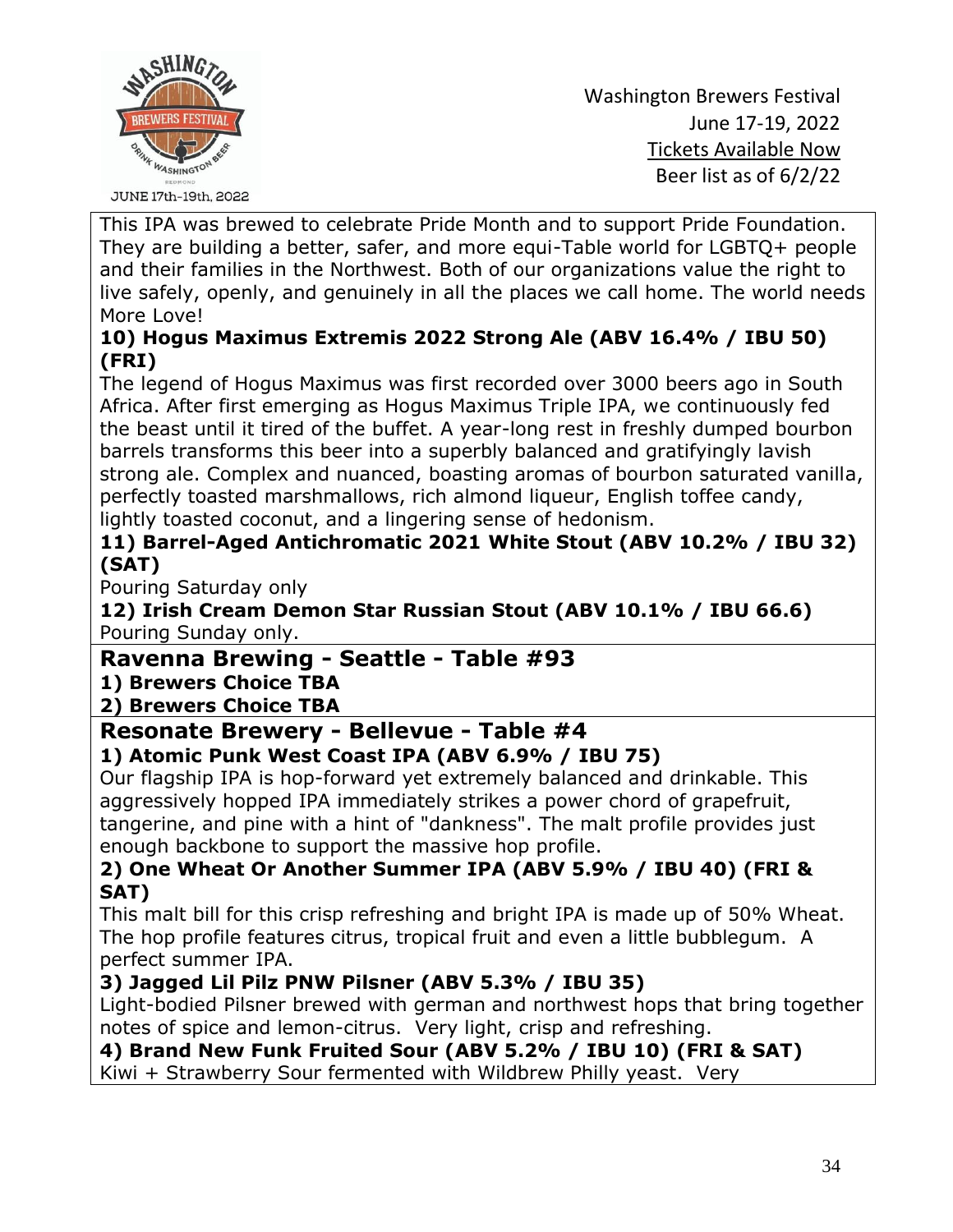This IPA was brewed to celebrate Pride Month and to support Pride Foundation. They are building a better, safer, and more equi-Table world for LGBTQ+ people and their families in the Northwest. Both of our organizations value the right to live safely, openly, and genuinely in all the places we call home. The world needs More Love!

**10) Hogus Maximus Extremis 2022 Strong Ale (ABV 16.4% / IBU 50) (FRI)**

The legend of Hogus Maximus was first recorded over 3000 beers ago in South Africa. After first emerging as Hogus Maximus Triple IPA, we continuously fed the beast until it tired of the buffet. A year-long rest in freshly dumped bourbon barrels transforms this beer into a superbly balanced and gratifyingly lavish strong ale. Complex and nuanced, boasting aromas of bourbon saturated vanilla, perfectly toasted marshmallows, rich almond liqueur, English toffee candy, lightly toasted coconut, and a lingering sense of hedonism.

**11) Barrel-Aged Antichromatic 2021 White Stout (ABV 10.2% / IBU 32) (SAT)**

Pouring Saturday only

**12) Irish Cream Demon Star Russian Stout (ABV 10.1% / IBU 66.6)**

Pouring Sunday only.

## Ravenna Brewing - Seattle - Table #93

**1) Brewers Choice TBA**

**2) Brewers Choice TBA**

## Resonate Brewery - Bellevue - Table #4

**1) Atomic Punk West Coast IPA (ABV 6.9% / IBU 75)**

Our flagship IPA is hop-forward yet extremely balanced and drinkable. This aggressively hopped IPA immediately strikes a power chord of grapefruit, tangerine, and pine with a hint of "dankness". The malt profile provides just enough backbone to support the massive hop profile.

**2) One Wheat Or Another Summer IPA (ABV 5.9% / IBU 40) (FRI & SAT)**

This malt bill for this crisp refreshing and bright IPA is made up of 50% Wheat. The hop profile features citrus, tropical fruit and even a little bubblegum. A perfect summer IPA.

**3) Jagged Lil Pilz PNW Pilsner (ABV 5.3% / IBU 35)**

Light-bodied Pilsner brewed with german and northwest hops that bring together notes of spice and lemon-citrus. Very light, crisp and refreshing.

**4) Brand New Funk Fruited Sour (ABV 5.2% / IBU 10) (FRI & SAT)**

Kiwi + Strawberry Sour fermented with Wildbrew Philly yeast. Very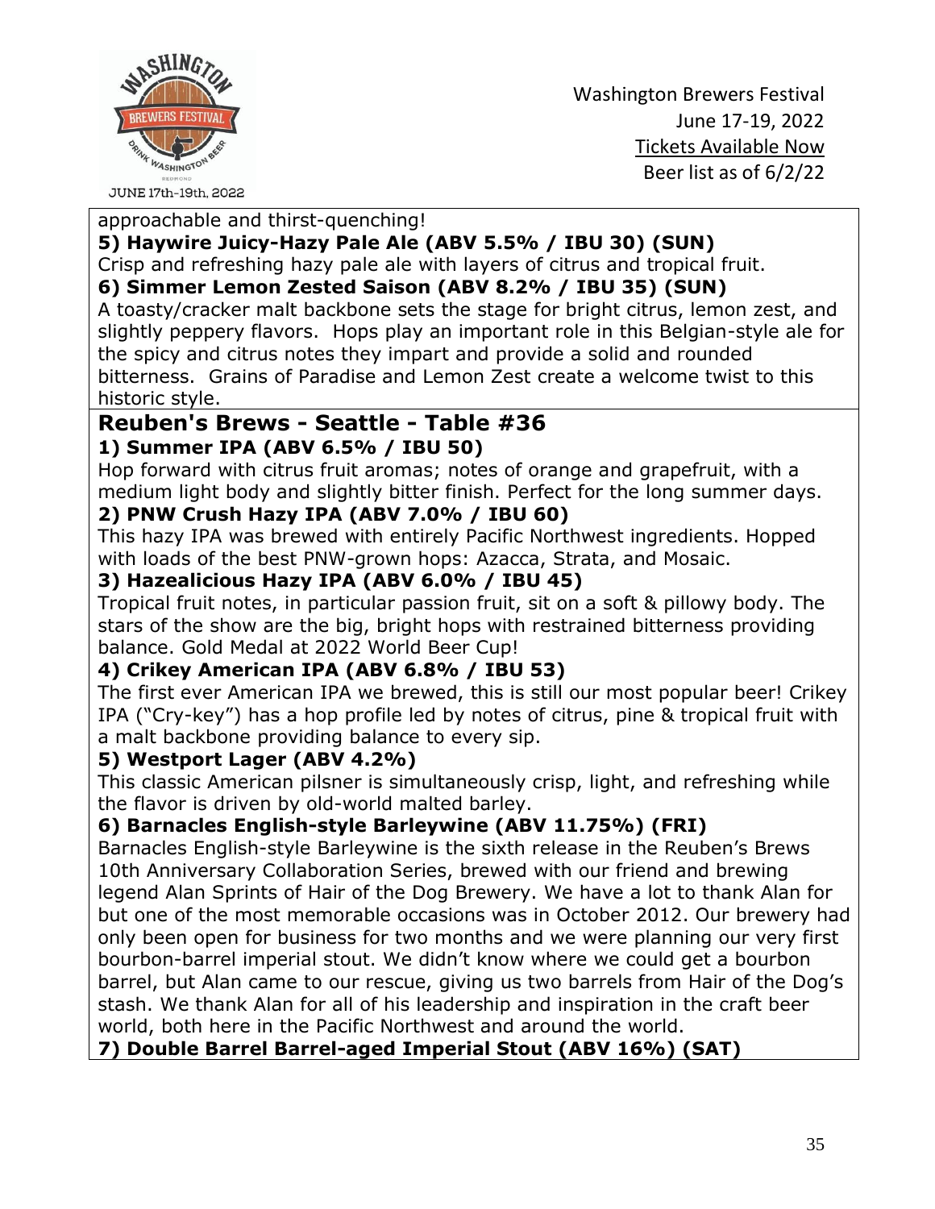approachable and thirst-quenching!

**5) Haywire Juicy-Hazy Pale Ale (ABV 5.5% / IBU 30) (SUN)**

Crisp and refreshing hazy pale ale with layers of citrus and tropical fruit.

**6) Simmer Lemon Zested Saison (ABV 8.2% / IBU 35) (SUN)**

A toasty/cracker malt backbone sets the stage for bright citrus, lemon zest, and slightly peppery flavors. Hops play an important role in this Belgian-style ale for the spicy and citrus notes they impart and provide a solid and rounded bitterness. Grains of Paradise and Lemon Zest create a welcome twist to this historic style.

## Reuben's Brews - Seattle - Table #36

**1) Summer IPA (ABV 6.5% / IBU 50)**

Hop forward with citrus fruit aromas; notes of orange and grapefruit, with a medium light body and slightly bitter finish. Perfect for the long summer days.

**2) PNW Crush Hazy IPA (ABV 7.0% / IBU 60)**

This hazy IPA was brewed with entirely Pacific Northwest ingredients. Hopped with loads of the best PNW-grown hops: Azacca, Strata, and Mosaic.

**3) Hazealicious Hazy IPA (ABV 6.0% / IBU 45)**

Tropical fruit notes, in particular passion fruit, sit on a soft & pillowy body. The stars of the show are the big, bright hops with restrained bitterness providing balance. Gold Medal at 2022 World Beer Cup!

**4) Crikey American IPA (ABV 6.8% / IBU 53)**

The first ever American IPA we brewed, this is still our most popular beer! Crikey IPA ("Cry-key") has a hop profile led by notes of citrus, pine & tropical fruit with a malt backbone providing balance to every sip.

**5) Westport Lager (ABV 4.2%)**

This classic American pilsner is simultaneously crisp, light, and refreshing while the flavor is driven by old-world malted barley.

**6) Barnacles English-style Barleywine (ABV 11.75%) (FRI)**

Barnacles English-style Barleywine is the sixth release in the Reuben's Brews 10th Anniversary Collaboration Series, brewed with our friend and brewing legend Alan Sprints of Hair of the Dog Brewery. We have a lot to thank Alan for but one of the most memorable occasions was in October 2012. Our brewery had only been open for business for two months and we were planning our very first bourbon-barrel imperial stout. We didn't know where we could get a bourbon barrel, but Alan came to our rescue, giving us two barrels from Hair of the Dog's stash. We thank Alan for all of his leadership and inspiration in the craft beer world, both here in the Pacific Northwest and around the world.

**7) Double Barrel Barrel-aged Imperial Stout (ABV 16%) (SAT)**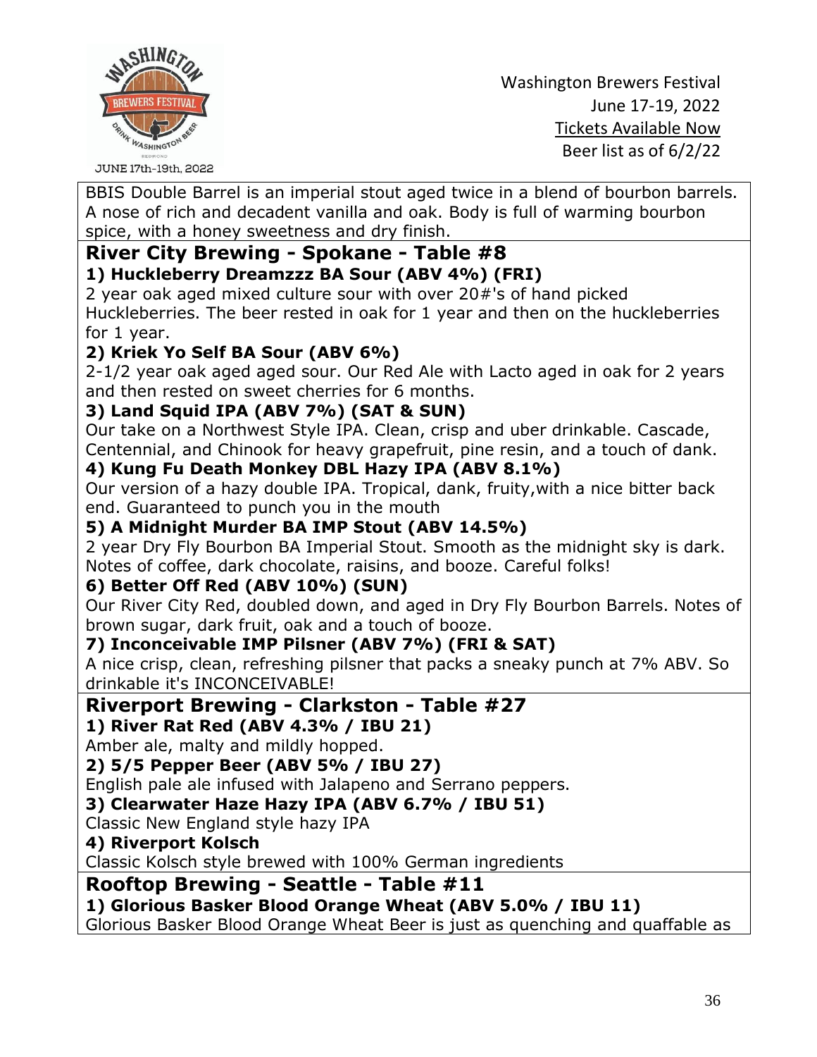BBIS Double Barrel is an imperial stout aged twice in a blend of bourbon barrels. A nose of rich and decadent vanilla and oak. Body is full of warming bourbon spice, with a honey sweetness and dry finish.

## River City Brewing - Spokane - Table #8

**1) Huckleberry Dreamzzz BA Sour (ABV 4%) (FRI)**

2 year oak aged mixed culture sour with over 20#'s of hand picked Huckleberries. The beer rested in oak for 1 year and then on the huckleberries for 1 year.

**2) Kriek Yo Self BA Sour (ABV 6%)**

2-1/2 year oak aged aged sour. Our Red Ale with Lacto aged in oak for 2 years and then rested on sweet cherries for 6 months.

**3) Land Squid IPA (ABV 7%) (SAT & SUN)**

Our take on a Northwest Style IPA. Clean, crisp and uber drinkable. Cascade, Centennial, and Chinook for heavy grapefruit, pine resin, and a touch of dank.

**4) Kung Fu Death Monkey DBL Hazy IPA (ABV 8.1%)**

Our version of a hazy double IPA. Tropical, dank, fruity,with a nice bitter back end. Guaranteed to punch you in the mouth

**5) A Midnight Murder BA IMP Stout (ABV 14.5%)**

2 year Dry Fly Bourbon BA Imperial Stout. Smooth as the midnight sky is dark. Notes of coffee, dark chocolate, raisins, and booze. Careful folks!

**6) Better Off Red (ABV 10%) (SUN)**

Our River City Red, doubled down, and aged in Dry Fly Bourbon Barrels. Notes of brown sugar, dark fruit, oak and a touch of booze.

**7) Inconceivable IMP Pilsner (ABV 7%) (FRI & SAT)**

A nice crisp, clean, refreshing pilsner that packs a sneaky punch at 7% ABV. So drinkable it's INCONCEIVABLE!

## Riverport Brewing - Clarkston - Table #27

**1) River Rat Red (ABV 4.3% / IBU 21)**

Amber ale, malty and mildly hopped.

**2) 5/5 Pepper Beer (ABV 5% / IBU 27)**

English pale ale infused with Jalapeno and Serrano peppers.

**3) Clearwater Haze Hazy IPA (ABV 6.7% / IBU 51)**

Classic New England style hazy IPA

**4) Riverport Kolsch**

Classic Kolsch style brewed with 100% German ingredients

## Rooftop Brewing - Seattle - Table #11

**1) Glorious Basker Blood Orange Wheat (ABV 5.0% / IBU 11)**

Glorious Basker Blood Orange Wheat Beer is just as quenching and quaffable as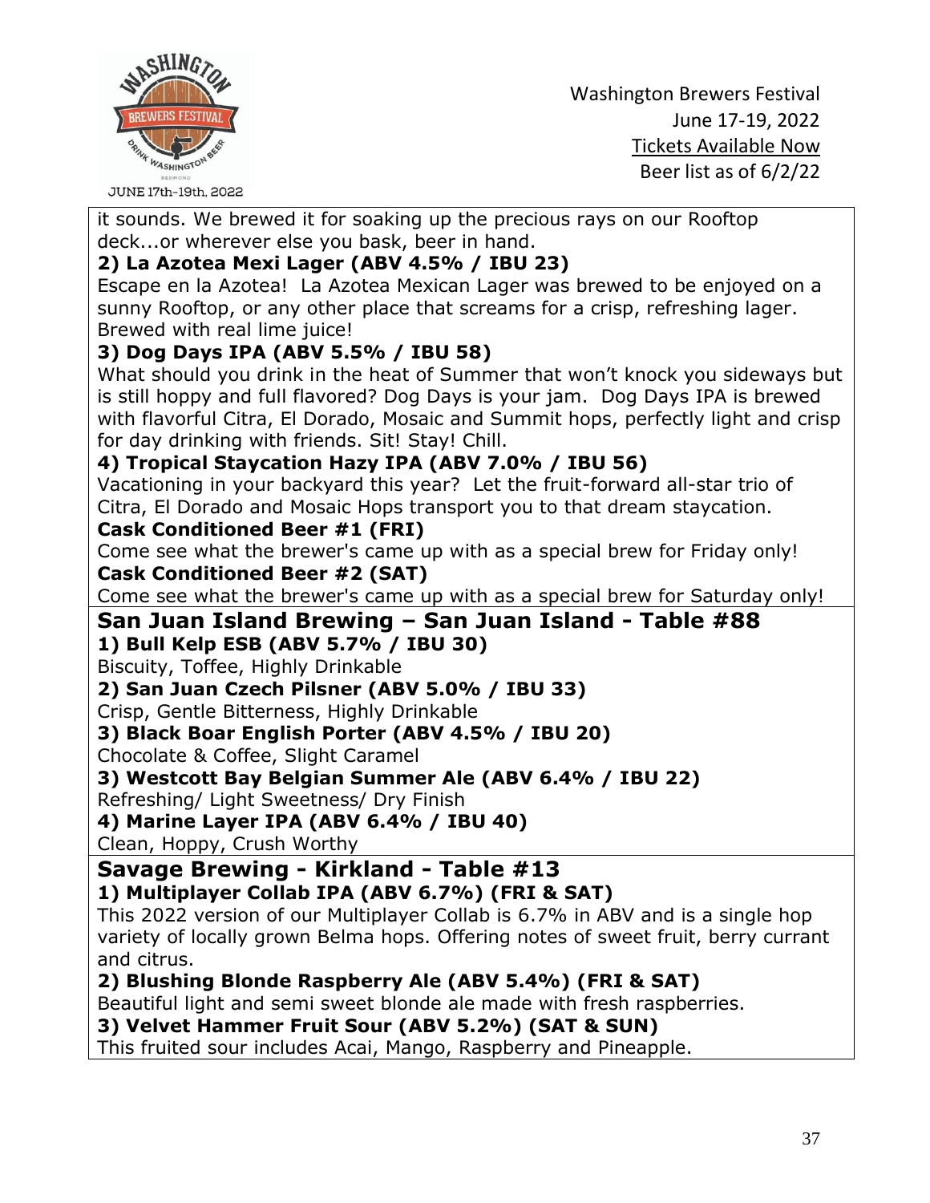it sounds. We brewed it for soaking up the precious rays on our Rooftop deck...or wherever else you bask, beer in hand.

**2) La Azotea Mexi Lager (ABV 4.5% / IBU 23)**
Escape en la Azotea! La Azotea Mexican Lager was brewed to be enjoyed on a sunny Rooftop, or any other place that screams for a crisp, refreshing lager. Brewed with real lime juice!

**3) Dog Days IPA (ABV 5.5% / IBU 58)**
What should you drink in the heat of Summer that won't knock you sideways but is still hoppy and full flavored? Dog Days is your jam. Dog Days IPA is brewed with flavorful Citra, El Dorado, Mosaic and Summit hops, perfectly light and crisp for day drinking with friends. Sit! Stay! Chill.

**4) Tropical Staycation Hazy IPA (ABV 7.0% / IBU 56)**
Vacationing in your backyard this year? Let the fruit-forward all-star trio of Citra, El Dorado and Mosaic Hops transport you to that dream staycation.

**Cask Conditioned Beer #1 (FRI)**
Come see what the brewer's came up with as a special brew for Friday only!

**Cask Conditioned Beer #2 (SAT)**
Come see what the brewer's came up with as a special brew for Saturday only!

## San Juan Island Brewing – San Juan Island - Table #88

**1) Bull Kelp ESB (ABV 5.7% / IBU 30)**
Biscuity, Toffee, Highly Drinkable

**2) San Juan Czech Pilsner (ABV 5.0% / IBU 33)**
Crisp, Gentle Bitterness, Highly Drinkable

**3) Black Boar English Porter (ABV 4.5% / IBU 20)**
Chocolate & Coffee, Slight Caramel

**3) Westcott Bay Belgian Summer Ale (ABV 6.4% / IBU 22)**
Refreshing/ Light Sweetness/ Dry Finish

**4) Marine Layer IPA (ABV 6.4% / IBU 40)**
Clean, Hoppy, Crush Worthy

## Savage Brewing - Kirkland - Table #13

**1) Multiplayer Collab IPA (ABV 6.7%) (FRI & SAT)**
This 2022 version of our Multiplayer Collab is 6.7% in ABV and is a single hop variety of locally grown Belma hops. Offering notes of sweet fruit, berry currant and citrus.

**2) Blushing Blonde Raspberry Ale (ABV 5.4%) (FRI & SAT)**
Beautiful light and semi sweet blonde ale made with fresh raspberries.

**3) Velvet Hammer Fruit Sour (ABV 5.2%) (SAT & SUN)**
This fruited sour includes Acai, Mango, Raspberry and Pineapple.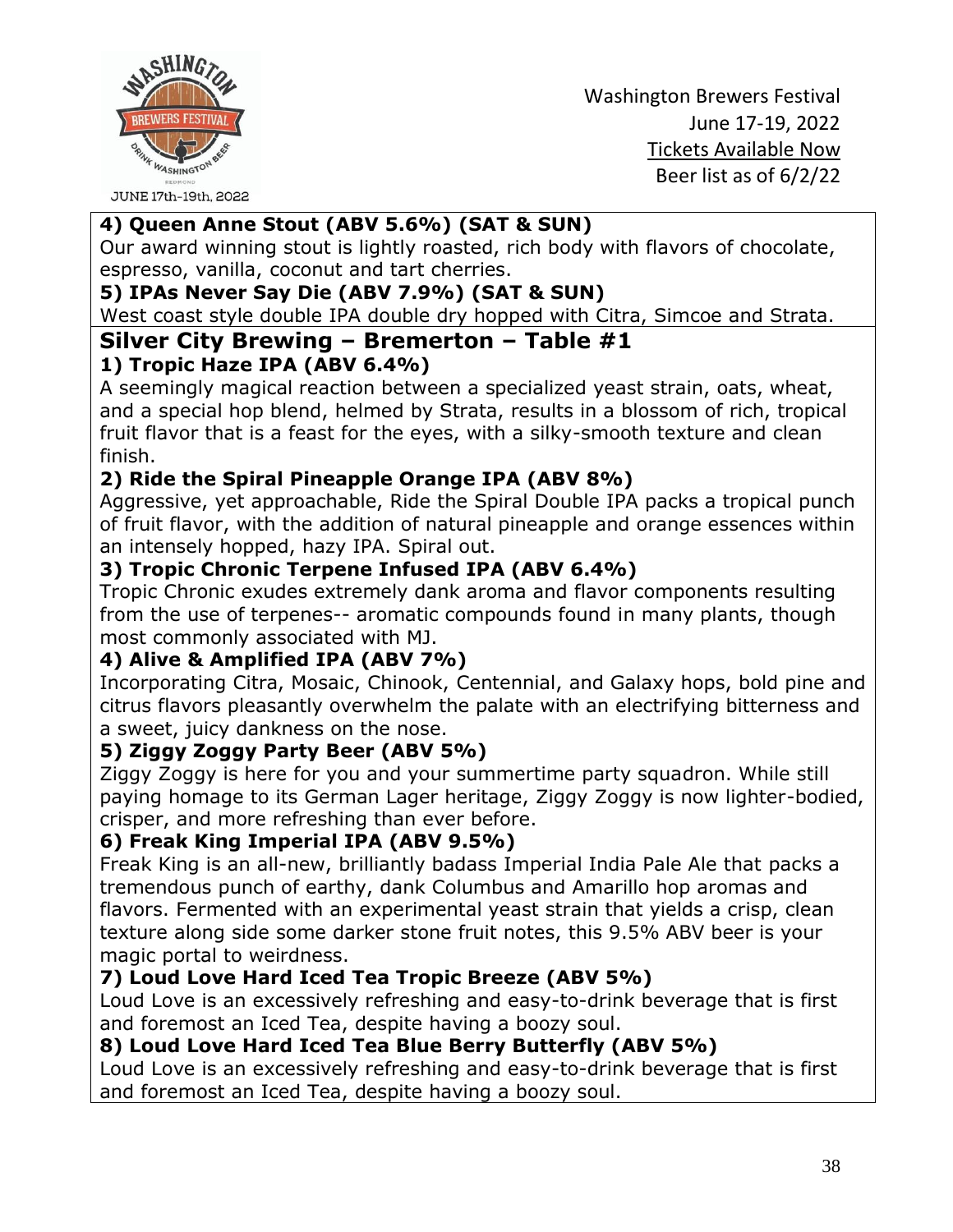**4) Queen Anne Stout (ABV 5.6%) (SAT & SUN)**

Our award winning stout is lightly roasted, rich body with flavors of chocolate, espresso, vanilla, coconut and tart cherries.

**5) IPAs Never Say Die (ABV 7.9%) (SAT & SUN)**

West coast style double IPA double dry hopped with Citra, Simcoe and Strata.

## Silver City Brewing – Bremerton – Table #1

**1) Tropic Haze IPA (ABV 6.4%)**

A seemingly magical reaction between a specialized yeast strain, oats, wheat, and a special hop blend, helmed by Strata, results in a blossom of rich, tropical fruit flavor that is a feast for the eyes, with a silky-smooth texture and clean finish.

**2) Ride the Spiral Pineapple Orange IPA (ABV 8%)**

Aggressive, yet approachable, Ride the Spiral Double IPA packs a tropical punch of fruit flavor, with the addition of natural pineapple and orange essences within an intensely hopped, hazy IPA. Spiral out.

**3) Tropic Chronic Terpene Infused IPA (ABV 6.4%)**

Tropic Chronic exudes extremely dank aroma and flavor components resulting from the use of terpenes-- aromatic compounds found in many plants, though most commonly associated with MJ.

**4) Alive & Amplified IPA (ABV 7%)**

Incorporating Citra, Mosaic, Chinook, Centennial, and Galaxy hops, bold pine and citrus flavors pleasantly overwhelm the palate with an electrifying bitterness and a sweet, juicy dankness on the nose.

**5) Ziggy Zoggy Party Beer (ABV 5%)**

Ziggy Zoggy is here for you and your summertime party squadron. While still paying homage to its German Lager heritage, Ziggy Zoggy is now lighter-bodied, crisper, and more refreshing than ever before.

**6) Freak King Imperial IPA (ABV 9.5%)**

Freak King is an all-new, brilliantly badass Imperial India Pale Ale that packs a tremendous punch of earthy, dank Columbus and Amarillo hop aromas and flavors. Fermented with an experimental yeast strain that yields a crisp, clean texture along side some darker stone fruit notes, this 9.5% ABV beer is your magic portal to weirdness.

**7) Loud Love Hard Iced Tea Tropic Breeze (ABV 5%)**

Loud Love is an excessively refreshing and easy-to-drink beverage that is first and foremost an Iced Tea, despite having a boozy soul.

**8) Loud Love Hard Iced Tea Blue Berry Butterfly (ABV 5%)**

Loud Love is an excessively refreshing and easy-to-drink beverage that is first and foremost an Iced Tea, despite having a boozy soul.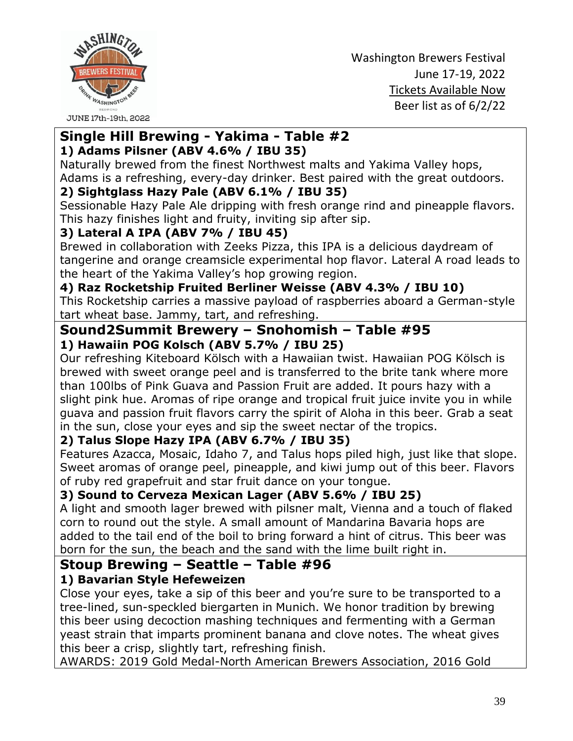Washington Brewers Festival
June 17-19, 2022
Tickets Available Now
Beer list as of 6/2/22

## Single Hill Brewing - Yakima - Table #2

**1) Adams Pilsner (ABV 4.6% / IBU 35)**

Naturally brewed from the finest Northwest malts and Yakima Valley hops, Adams is a refreshing, every-day drinker. Best paired with the great outdoors.

**2) Sightglass Hazy Pale (ABV 6.1% / IBU 35)**

Sessionable Hazy Pale Ale dripping with fresh orange rind and pineapple flavors. This hazy finishes light and fruity, inviting sip after sip.

**3) Lateral A IPA (ABV 7% / IBU 45)**

Brewed in collaboration with Zeeks Pizza, this IPA is a delicious daydream of tangerine and orange creamsicle experimental hop flavor. Lateral A road leads to the heart of the Yakima Valley's hop growing region.

**4) Raz Rocketship Fruited Berliner Weisse (ABV 4.3% / IBU 10)**

This Rocketship carries a massive payload of raspberries aboard a German-style tart wheat base. Jammy, tart, and refreshing.

## Sound2Summit Brewery – Snohomish – Table #95

**1) Hawaiin POG Kolsch (ABV 5.7% / IBU 25)**

Our refreshing Kiteboard Kölsch with a Hawaiian twist. Hawaiian POG Kölsch is brewed with sweet orange peel and is transferred to the brite tank where more than 100lbs of Pink Guava and Passion Fruit are added. It pours hazy with a slight pink hue. Aromas of ripe orange and tropical fruit juice invite you in while guava and passion fruit flavors carry the spirit of Aloha in this beer. Grab a seat in the sun, close your eyes and sip the sweet nectar of the tropics.

**2) Talus Slope Hazy IPA (ABV 6.7% / IBU 35)**

Features Azacca, Mosaic, Idaho 7, and Talus hops piled high, just like that slope. Sweet aromas of orange peel, pineapple, and kiwi jump out of this beer. Flavors of ruby red grapefruit and star fruit dance on your tongue.

**3) Sound to Cerveza Mexican Lager (ABV 5.6% / IBU 25)**

A light and smooth lager brewed with pilsner malt, Vienna and a touch of flaked corn to round out the style. A small amount of Mandarina Bavaria hops are added to the tail end of the boil to bring forward a hint of citrus. This beer was born for the sun, the beach and the sand with the lime built right in.

## Stoup Brewing – Seattle – Table #96

**1) Bavarian Style Hefeweizen**

Close your eyes, take a sip of this beer and you're sure to be transported to a tree-lined, sun-speckled biergarten in Munich. We honor tradition by brewing this beer using decoction mashing techniques and fermenting with a German yeast strain that imparts prominent banana and clove notes. The wheat gives this beer a crisp, slightly tart, refreshing finish.

AWARDS: 2019 Gold Medal-North American Brewers Association, 2016 Gold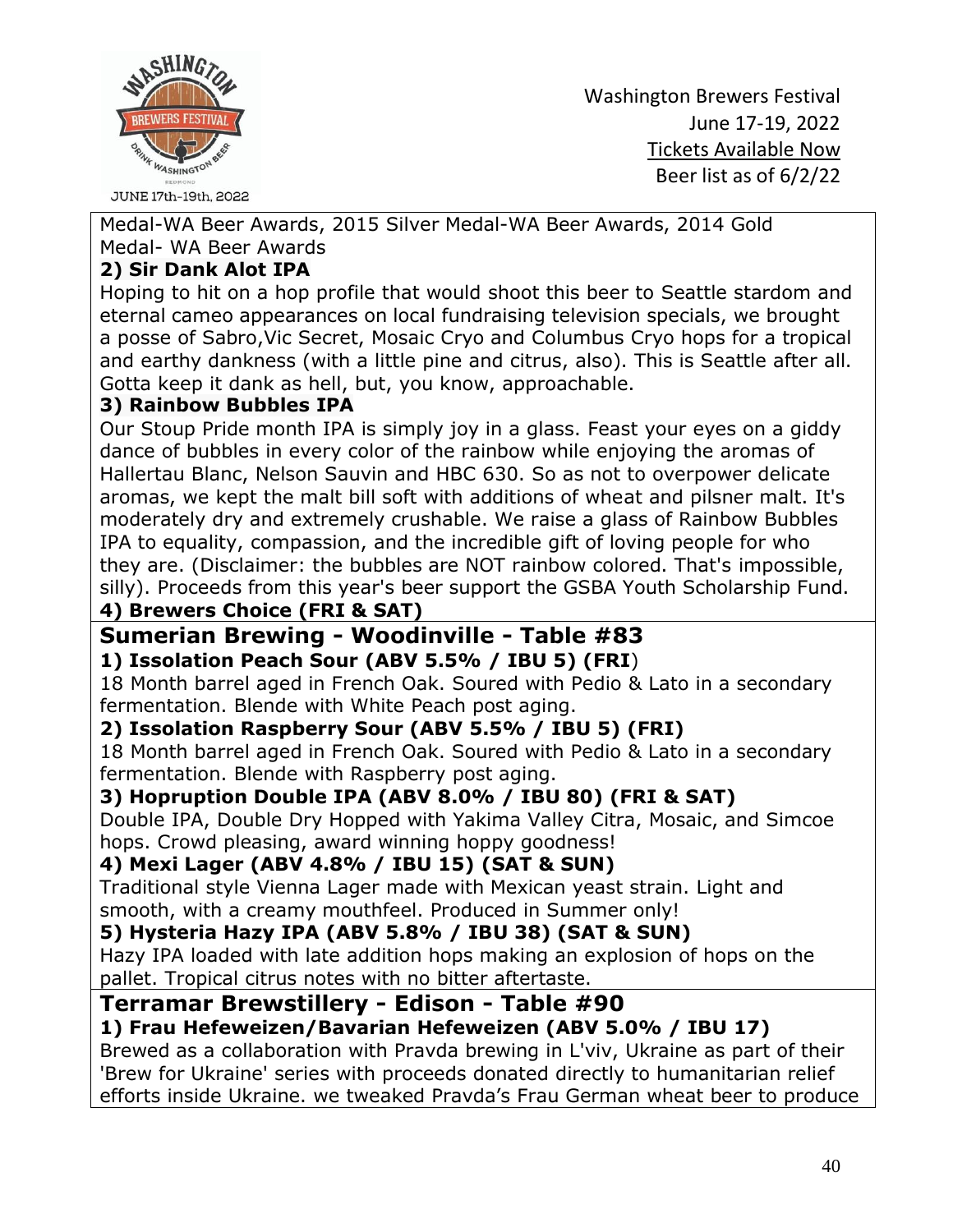Medal-WA Beer Awards, 2015 Silver Medal-WA Beer Awards, 2014 Gold Medal- WA Beer Awards

**2) Sir Dank Alot IPA**

Hoping to hit on a hop profile that would shoot this beer to Seattle stardom and eternal cameo appearances on local fundraising television specials, we brought a posse of Sabro,Vic Secret, Mosaic Cryo and Columbus Cryo hops for a tropical and earthy dankness (with a little pine and citrus, also). This is Seattle after all. Gotta keep it dank as hell, but, you know, approachable.

**3) Rainbow Bubbles IPA**

Our Stoup Pride month IPA is simply joy in a glass. Feast your eyes on a giddy dance of bubbles in every color of the rainbow while enjoying the aromas of Hallertau Blanc, Nelson Sauvin and HBC 630. So as not to overpower delicate aromas, we kept the malt bill soft with additions of wheat and pilsner malt. It's moderately dry and extremely crushable. We raise a glass of Rainbow Bubbles IPA to equality, compassion, and the incredible gift of loving people for who they are. (Disclaimer: the bubbles are NOT rainbow colored. That's impossible, silly). Proceeds from this year's beer support the GSBA Youth Scholarship Fund.

**4) Brewers Choice (FRI & SAT)**

## Sumerian Brewing - Woodinville - Table #83

**1) Issolation Peach Sour (ABV 5.5% / IBU 5) (FRI**)

18 Month barrel aged in French Oak. Soured with Pedio & Lato in a secondary fermentation. Blende with White Peach post aging.

**2) Issolation Raspberry Sour (ABV 5.5% / IBU 5) (FRI)**

18 Month barrel aged in French Oak. Soured with Pedio & Lato in a secondary fermentation. Blende with Raspberry post aging.

**3) Hopruption Double IPA (ABV 8.0% / IBU 80) (FRI & SAT)**

Double IPA, Double Dry Hopped with Yakima Valley Citra, Mosaic, and Simcoe hops. Crowd pleasing, award winning hoppy goodness!

**4) Mexi Lager (ABV 4.8% / IBU 15) (SAT & SUN)**

Traditional style Vienna Lager made with Mexican yeast strain. Light and smooth, with a creamy mouthfeel. Produced in Summer only!

**5) Hysteria Hazy IPA (ABV 5.8% / IBU 38) (SAT & SUN)**

Hazy IPA loaded with late addition hops making an explosion of hops on the pallet. Tropical citrus notes with no bitter aftertaste.

## Terramar Brewstillery - Edison - Table #90

**1) Frau Hefeweizen/Bavarian Hefeweizen (ABV 5.0% / IBU 17)**

Brewed as a collaboration with Pravda brewing in L'viv, Ukraine as part of their 'Brew for Ukraine' series with proceeds donated directly to humanitarian relief efforts inside Ukraine. we tweaked Pravda's Frau German wheat beer to produce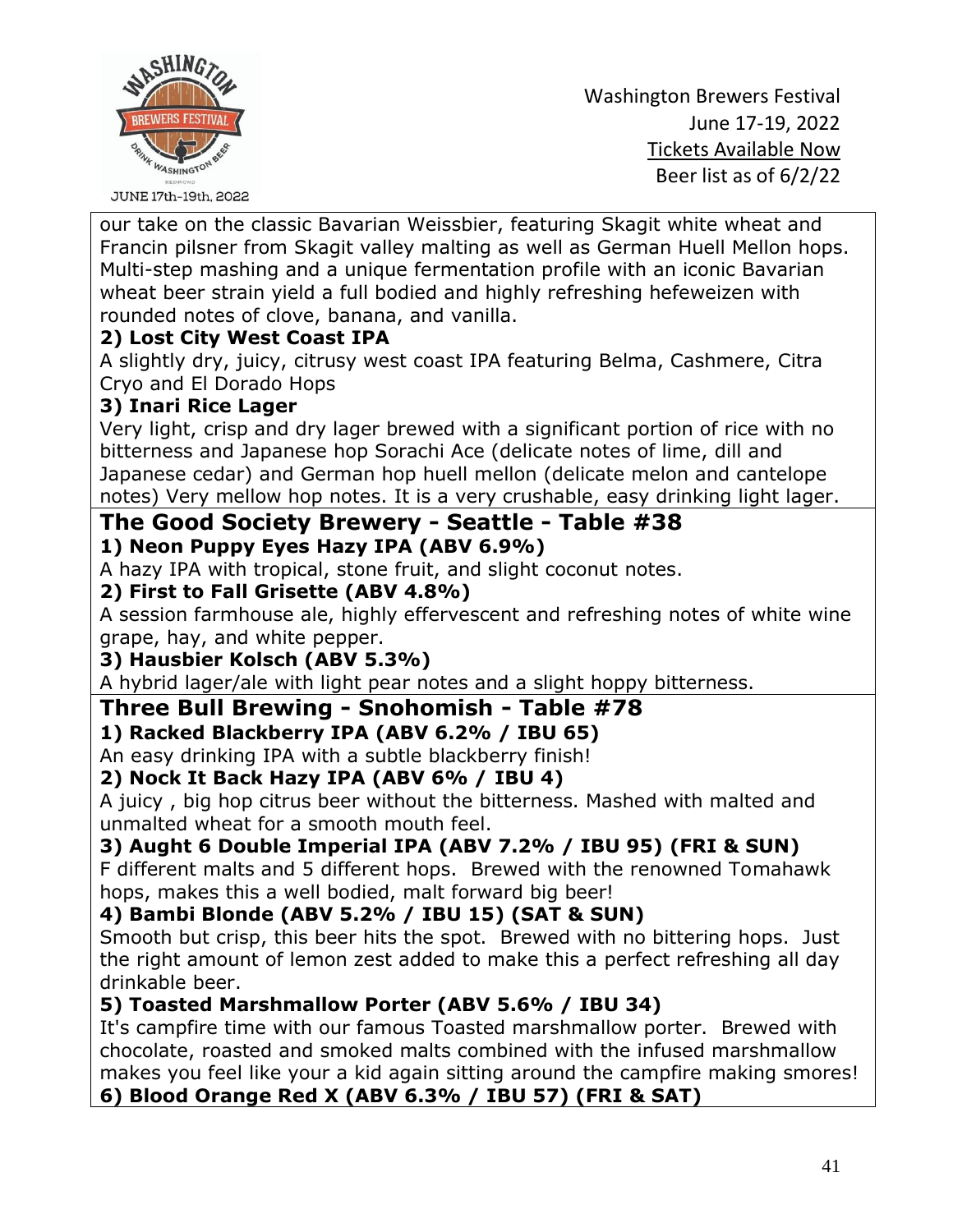our take on the classic Bavarian Weissbier, featuring Skagit white wheat and Francin pilsner from Skagit valley malting as well as German Huell Mellon hops. Multi-step mashing and a unique fermentation profile with an iconic Bavarian wheat beer strain yield a full bodied and highly refreshing hefeweizen with rounded notes of clove, banana, and vanilla.

**2) Lost City West Coast IPA**

A slightly dry, juicy, citrusy west coast IPA featuring Belma, Cashmere, Citra Cryo and El Dorado Hops

**3) Inari Rice Lager**

Very light, crisp and dry lager brewed with a significant portion of rice with no bitterness and Japanese hop Sorachi Ace (delicate notes of lime, dill and Japanese cedar) and German hop huell mellon (delicate melon and cantelope notes) Very mellow hop notes. It is a very crushable, easy drinking light lager.

## The Good Society Brewery - Seattle - Table #38

**1) Neon Puppy Eyes Hazy IPA (ABV 6.9%)**

A hazy IPA with tropical, stone fruit, and slight coconut notes.

**2) First to Fall Grisette (ABV 4.8%)**

A session farmhouse ale, highly effervescent and refreshing notes of white wine grape, hay, and white pepper.

**3) Hausbier Kolsch (ABV 5.3%)**

A hybrid lager/ale with light pear notes and a slight hoppy bitterness.

## Three Bull Brewing - Snohomish - Table #78

**1) Racked Blackberry IPA (ABV 6.2% / IBU 65)**

An easy drinking IPA with a subtle blackberry finish!

**2) Nock It Back Hazy IPA (ABV 6% / IBU 4)**

A juicy , big hop citrus beer without the bitterness. Mashed with malted and unmalted wheat for a smooth mouth feel.

**3) Aught 6 Double Imperial IPA (ABV 7.2% / IBU 95) (FRI & SUN)**

F different malts and 5 different hops. Brewed with the renowned Tomahawk hops, makes this a well bodied, malt forward big beer!

**4) Bambi Blonde (ABV 5.2% / IBU 15) (SAT & SUN)**

Smooth but crisp, this beer hits the spot. Brewed with no bittering hops. Just the right amount of lemon zest added to make this a perfect refreshing all day drinkable beer.

**5) Toasted Marshmallow Porter (ABV 5.6% / IBU 34)**

It's campfire time with our famous Toasted marshmallow porter. Brewed with chocolate, roasted and smoked malts combined with the infused marshmallow makes you feel like your a kid again sitting around the campfire making smores!

**6) Blood Orange Red X (ABV 6.3% / IBU 57) (FRI & SAT)**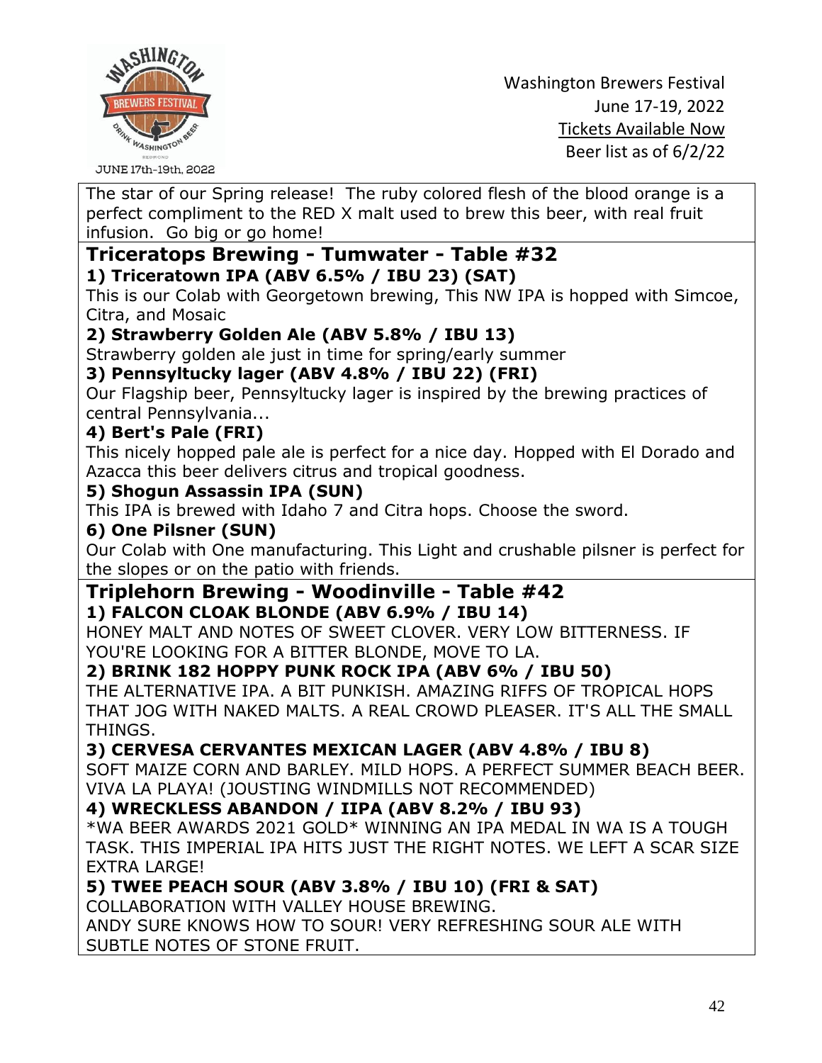The star of our Spring release! The ruby colored flesh of the blood orange is a perfect compliment to the RED X malt used to brew this beer, with real fruit infusion. Go big or go home!

## Triceratops Brewing - Tumwater - Table #32

**1) Triceratown IPA (ABV 6.5% / IBU 23) (SAT)**

This is our Colab with Georgetown brewing, This NW IPA is hopped with Simcoe, Citra, and Mosaic

**2) Strawberry Golden Ale (ABV 5.8% / IBU 13)**

Strawberry golden ale just in time for spring/early summer

**3) Pennsyltucky lager (ABV 4.8% / IBU 22) (FRI)**

Our Flagship beer, Pennsyltucky lager is inspired by the brewing practices of central Pennsylvania...

**4) Bert's Pale (FRI)**

This nicely hopped pale ale is perfect for a nice day. Hopped with El Dorado and Azacca this beer delivers citrus and tropical goodness.

**5) Shogun Assassin IPA (SUN)**

This IPA is brewed with Idaho 7 and Citra hops. Choose the sword.

**6) One Pilsner (SUN)**

Our Colab with One manufacturing. This Light and crushable pilsner is perfect for the slopes or on the patio with friends.

## Triplehorn Brewing - Woodinville - Table #42

**1) FALCON CLOAK BLONDE (ABV 6.9% / IBU 14)**

HONEY MALT AND NOTES OF SWEET CLOVER. VERY LOW BITTERNESS. IF YOU'RE LOOKING FOR A BITTER BLONDE, MOVE TO LA.

**2) BRINK 182 HOPPY PUNK ROCK IPA (ABV 6% / IBU 50)**

THE ALTERNATIVE IPA. A BIT PUNKISH. AMAZING RIFFS OF TROPICAL HOPS THAT JOG WITH NAKED MALTS. A REAL CROWD PLEASER. IT'S ALL THE SMALL THINGS.

**3) CERVESA CERVANTES MEXICAN LAGER (ABV 4.8% / IBU 8)**

SOFT MAIZE CORN AND BARLEY. MILD HOPS. A PERFECT SUMMER BEACH BEER. VIVA LA PLAYA! (JOUSTING WINDMILLS NOT RECOMMENDED)

**4) WRECKLESS ABANDON / IIPA (ABV 8.2% / IBU 93)**

*WA BEER AWARDS 2021 GOLD* WINNING AN IPA MEDAL IN WA IS A TOUGH TASK. THIS IMPERIAL IPA HITS JUST THE RIGHT NOTES. WE LEFT A SCAR SIZE EXTRA LARGE!

**5) TWEE PEACH SOUR (ABV 3.8% / IBU 10) (FRI & SAT)**

COLLABORATION WITH VALLEY HOUSE BREWING.
ANDY SURE KNOWS HOW TO SOUR! VERY REFRESHING SOUR ALE WITH SUBTLE NOTES OF STONE FRUIT.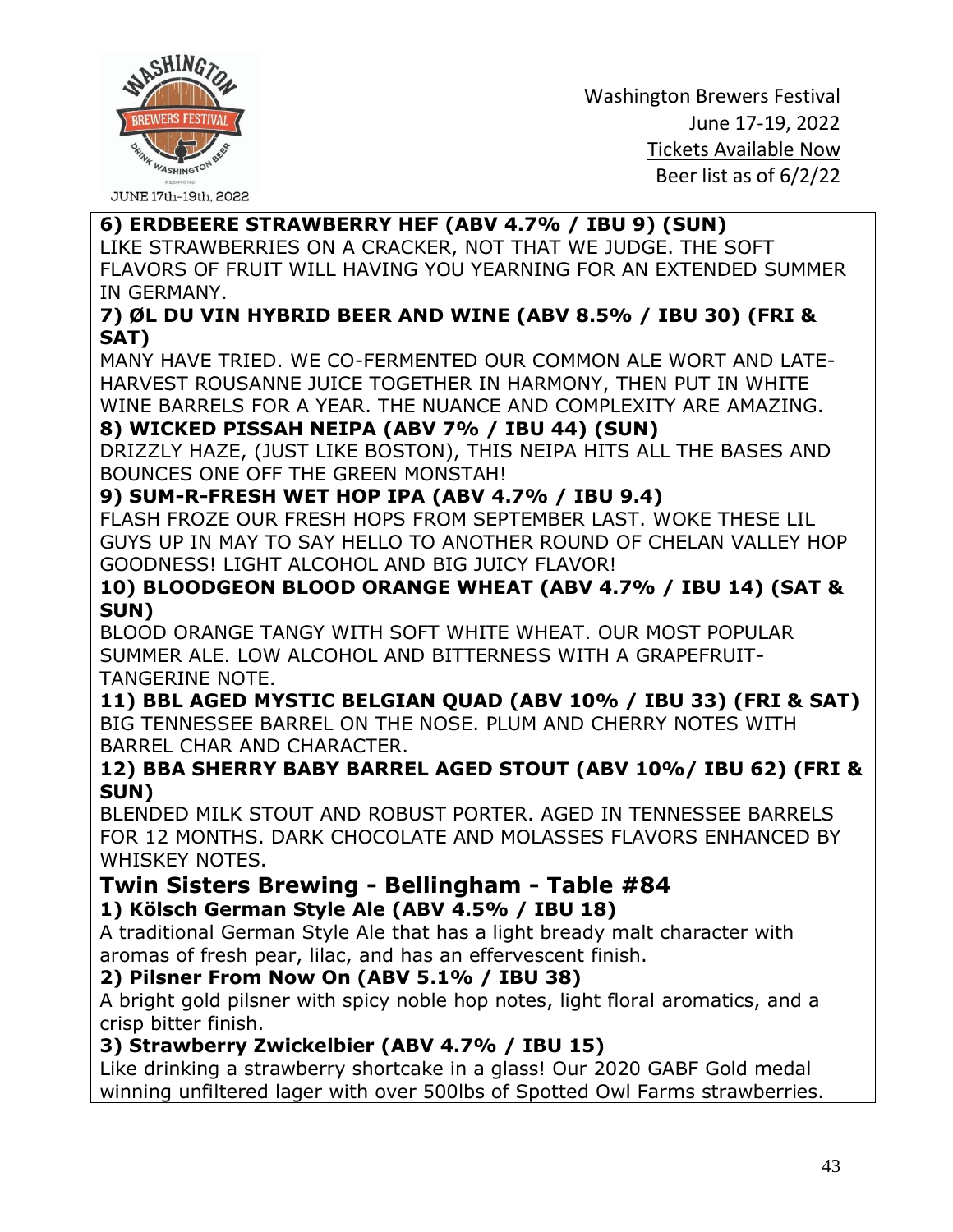**6) ERDBEERE STRAWBERRY HEF (ABV 4.7% / IBU 9) (SUN)**
LIKE STRAWBERRIES ON A CRACKER, NOT THAT WE JUDGE. THE SOFT FLAVORS OF FRUIT WILL HAVING YOU YEARNING FOR AN EXTENDED SUMMER IN GERMANY.

**7) ØL DU VIN HYBRID BEER AND WINE (ABV 8.5% / IBU 30) (FRI & SAT)**
MANY HAVE TRIED. WE CO-FERMENTED OUR COMMON ALE WORT AND LATE-HARVEST ROUSANNE JUICE TOGETHER IN HARMONY, THEN PUT IN WHITE WINE BARRELS FOR A YEAR. THE NUANCE AND COMPLEXITY ARE AMAZING.

**8) WICKED PISSAH NEIPA (ABV 7% / IBU 44) (SUN)**
DRIZZLY HAZE, (JUST LIKE BOSTON), THIS NEIPA HITS ALL THE BASES AND BOUNCES ONE OFF THE GREEN MONSTAH!

**9) SUM-R-FRESH WET HOP IPA (ABV 4.7% / IBU 9.4)**
FLASH FROZE OUR FRESH HOPS FROM SEPTEMBER LAST. WOKE THESE LIL GUYS UP IN MAY TO SAY HELLO TO ANOTHER ROUND OF CHELAN VALLEY HOP GOODNESS! LIGHT ALCOHOL AND BIG JUICY FLAVOR!

**10) BLOODGEON BLOOD ORANGE WHEAT (ABV 4.7% / IBU 14) (SAT & SUN)**
BLOOD ORANGE TANGY WITH SOFT WHITE WHEAT. OUR MOST POPULAR SUMMER ALE. LOW ALCOHOL AND BITTERNESS WITH A GRAPEFRUIT-TANGERINE NOTE.

**11) BBL AGED MYSTIC BELGIAN QUAD (ABV 10% / IBU 33) (FRI & SAT)**
BIG TENNESSEE BARREL ON THE NOSE. PLUM AND CHERRY NOTES WITH BARREL CHAR AND CHARACTER.

**12) BBA SHERRY BABY BARREL AGED STOUT (ABV 10%/ IBU 62) (FRI & SUN)**
BLENDED MILK STOUT AND ROBUST PORTER. AGED IN TENNESSEE BARRELS FOR 12 MONTHS. DARK CHOCOLATE AND MOLASSES FLAVORS ENHANCED BY WHISKEY NOTES.

## Twin Sisters Brewing - Bellingham - Table #84

**1) Kölsch German Style Ale (ABV 4.5% / IBU 18)**
A traditional German Style Ale that has a light bready malt character with aromas of fresh pear, lilac, and has an effervescent finish.

**2) Pilsner From Now On (ABV 5.1% / IBU 38)**
A bright gold pilsner with spicy noble hop notes, light floral aromatics, and a crisp bitter finish.

**3) Strawberry Zwickelbier (ABV 4.7% / IBU 15)**
Like drinking a strawberry shortcake in a glass! Our 2020 GABF Gold medal winning unfiltered lager with over 500lbs of Spotted Owl Farms strawberries.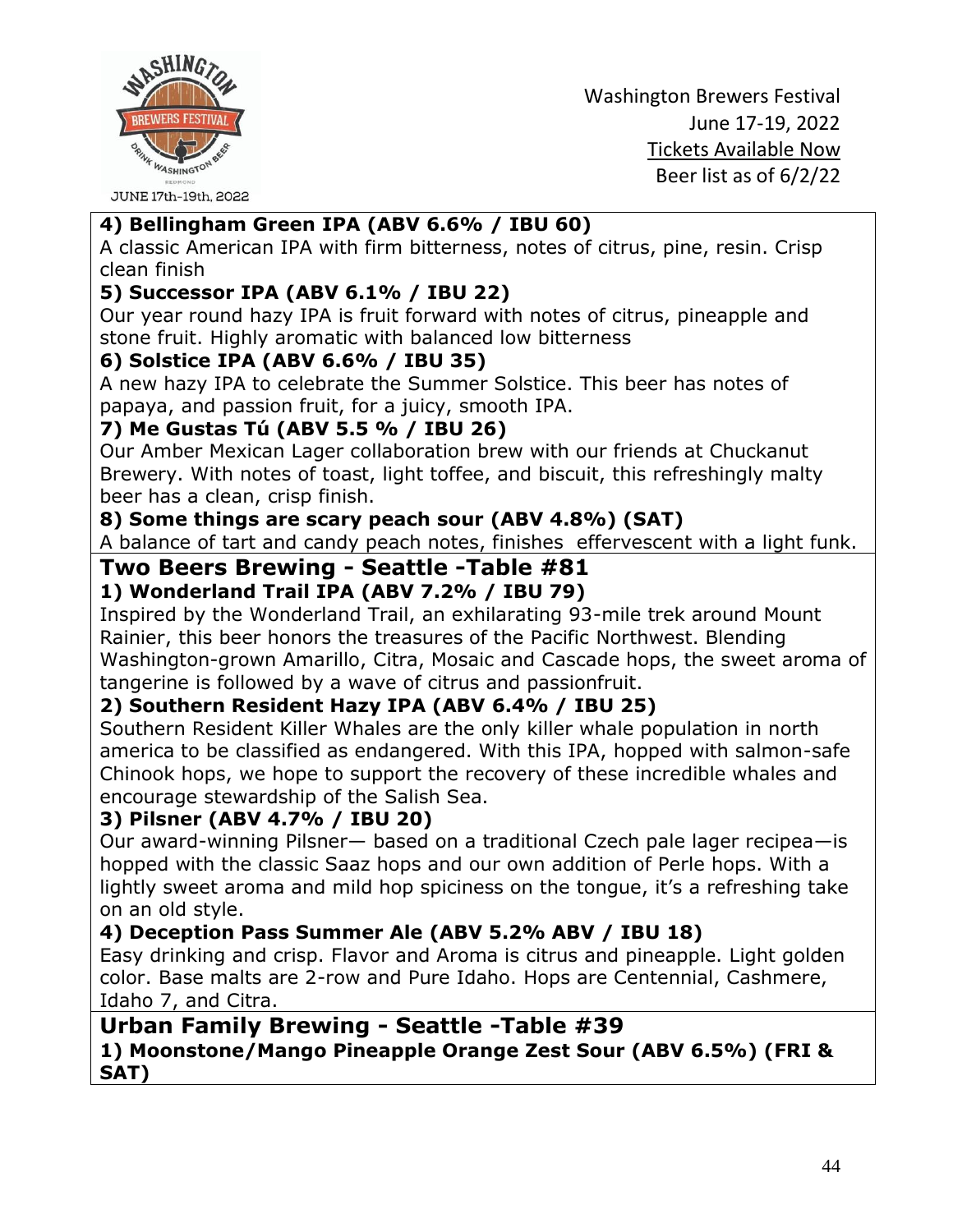**4) Bellingham Green IPA (ABV 6.6% / IBU 60)**
A classic American IPA with firm bitterness, notes of citrus, pine, resin. Crisp clean finish

**5) Successor IPA (ABV 6.1% / IBU 22)**
Our year round hazy IPA is fruit forward with notes of citrus, pineapple and stone fruit. Highly aromatic with balanced low bitterness

**6) Solstice IPA (ABV 6.6% / IBU 35)**
A new hazy IPA to celebrate the Summer Solstice. This beer has notes of papaya, and passion fruit, for a juicy, smooth IPA.

**7) Me Gustas Tú (ABV 5.5 % / IBU 26)**
Our Amber Mexican Lager collaboration brew with our friends at Chuckanut Brewery. With notes of toast, light toffee, and biscuit, this refreshingly malty beer has a clean, crisp finish.

**8) Some things are scary peach sour (ABV 4.8%) (SAT)**
A balance of tart and candy peach notes, finishes effervescent with a light funk.

## Two Beers Brewing - Seattle -Table #81

**1) Wonderland Trail IPA (ABV 7.2% / IBU 79)**
Inspired by the Wonderland Trail, an exhilarating 93-mile trek around Mount Rainier, this beer honors the treasures of the Pacific Northwest. Blending Washington-grown Amarillo, Citra, Mosaic and Cascade hops, the sweet aroma of tangerine is followed by a wave of citrus and passionfruit.

**2) Southern Resident Hazy IPA (ABV 6.4% / IBU 25)**
Southern Resident Killer Whales are the only killer whale population in north america to be classified as endangered. With this IPA, hopped with salmon-safe Chinook hops, we hope to support the recovery of these incredible whales and encourage stewardship of the Salish Sea.

**3) Pilsner (ABV 4.7% / IBU 20)**
Our award-winning Pilsner— based on a traditional Czech pale lager recipea—is hopped with the classic Saaz hops and our own addition of Perle hops. With a lightly sweet aroma and mild hop spiciness on the tongue, it's a refreshing take on an old style.

**4) Deception Pass Summer Ale (ABV 5.2% ABV / IBU 18)**
Easy drinking and crisp. Flavor and Aroma is citrus and pineapple. Light golden color. Base malts are 2-row and Pure Idaho. Hops are Centennial, Cashmere, Idaho 7, and Citra.

## Urban Family Brewing - Seattle -Table #39

**1) Moonstone/Mango Pineapple Orange Zest Sour (ABV 6.5%) (FRI & SAT)**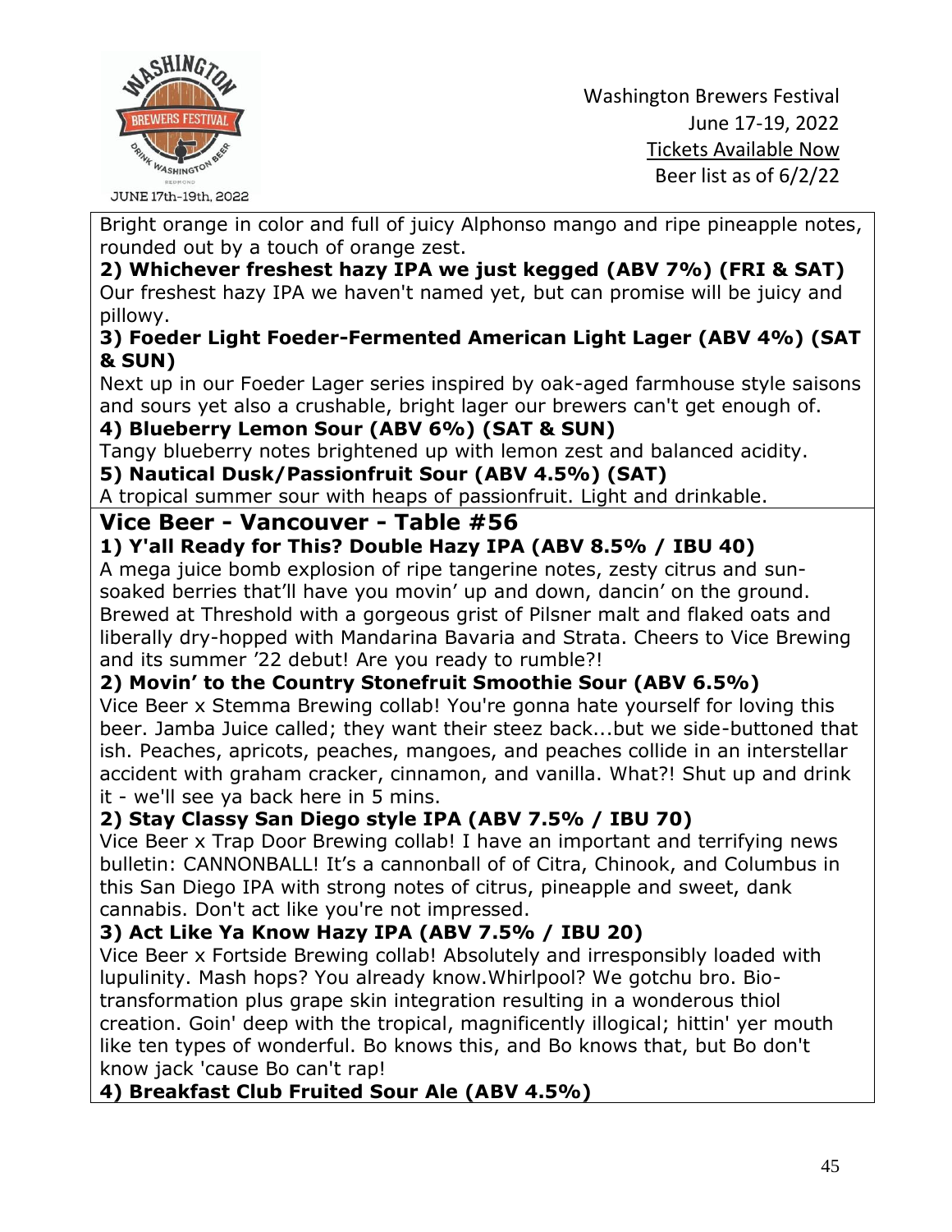Bright orange in color and full of juicy Alphonso mango and ripe pineapple notes, rounded out by a touch of orange zest.

**2) Whichever freshest hazy IPA we just kegged (ABV 7%) (FRI & SAT)**
Our freshest hazy IPA we haven't named yet, but can promise will be juicy and pillowy.

**3) Foeder Light Foeder-Fermented American Light Lager (ABV 4%) (SAT & SUN)**
Next up in our Foeder Lager series inspired by oak-aged farmhouse style saisons and sours yet also a crushable, bright lager our brewers can't get enough of.

**4) Blueberry Lemon Sour (ABV 6%) (SAT & SUN)**
Tangy blueberry notes brightened up with lemon zest and balanced acidity.

**5) Nautical Dusk/Passionfruit Sour (ABV 4.5%) (SAT)**
A tropical summer sour with heaps of passionfruit. Light and drinkable.

## Vice Beer - Vancouver - Table #56

**1) Y'all Ready for This? Double Hazy IPA (ABV 8.5% / IBU 40)**
A mega juice bomb explosion of ripe tangerine notes, zesty citrus and sun-soaked berries that'll have you movin' up and down, dancin' on the ground. Brewed at Threshold with a gorgeous grist of Pilsner malt and flaked oats and liberally dry-hopped with Mandarina Bavaria and Strata. Cheers to Vice Brewing and its summer '22 debut! Are you ready to rumble?!

**2) Movin' to the Country Stonefruit Smoothie Sour (ABV 6.5%)**
Vice Beer x Stemma Brewing collab! You're gonna hate yourself for loving this beer. Jamba Juice called; they want their steez back...but we side-buttoned that ish. Peaches, apricots, peaches, mangoes, and peaches collide in an interstellar accident with graham cracker, cinnamon, and vanilla. What?! Shut up and drink it - we'll see ya back here in 5 mins.

**2) Stay Classy San Diego style IPA (ABV 7.5% / IBU 70)**
Vice Beer x Trap Door Brewing collab! I have an important and terrifying news bulletin: CANNONBALL! It's a cannonball of of Citra, Chinook, and Columbus in this San Diego IPA with strong notes of citrus, pineapple and sweet, dank cannabis. Don't act like you're not impressed.

**3) Act Like Ya Know Hazy IPA (ABV 7.5% / IBU 20)**
Vice Beer x Fortside Brewing collab! Absolutely and irresponsibly loaded with lupulinity. Mash hops? You already know.Whirlpool? We gotchu bro. Bio-transformation plus grape skin integration resulting in a wonderous thiol creation. Goin' deep with the tropical, magnificently illogical; hittin' yer mouth like ten types of wonderful. Bo knows this, and Bo knows that, but Bo don't know jack 'cause Bo can't rap!

**4) Breakfast Club Fruited Sour Ale (ABV 4.5%)**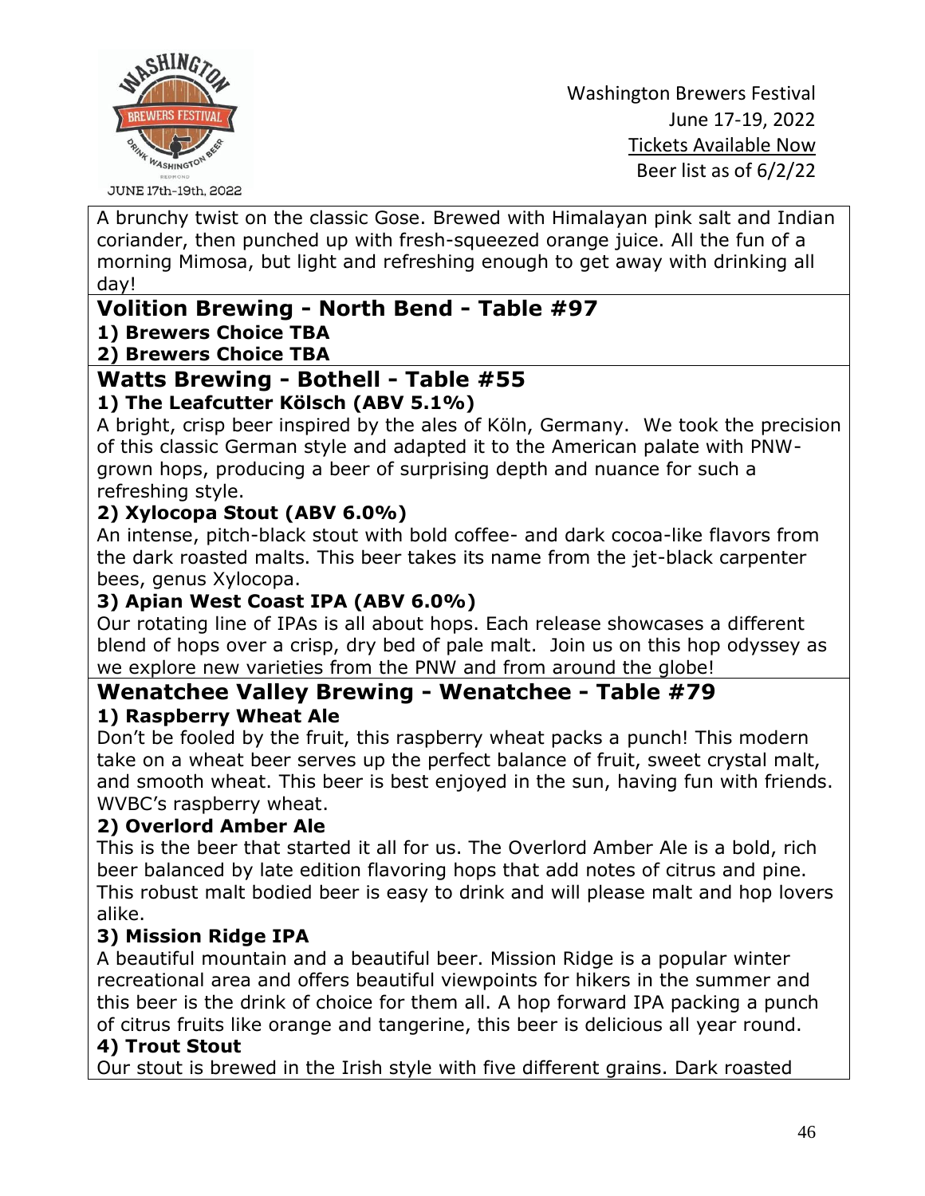A brunchy twist on the classic Gose. Brewed with Himalayan pink salt and Indian coriander, then punched up with fresh-squeezed orange juice. All the fun of a morning Mimosa, but light and refreshing enough to get away with drinking all day!

## Volition Brewing - North Bend - Table #97

**1) Brewers Choice TBA**

**2) Brewers Choice TBA**

## Watts Brewing - Bothell - Table #55

**1) The Leafcutter Kölsch (ABV 5.1%)**

A bright, crisp beer inspired by the ales of Köln, Germany. We took the precision of this classic German style and adapted it to the American palate with PNW-grown hops, producing a beer of surprising depth and nuance for such a refreshing style.

**2) Xylocopa Stout (ABV 6.0%)**

An intense, pitch-black stout with bold coffee- and dark cocoa-like flavors from the dark roasted malts. This beer takes its name from the jet-black carpenter bees, genus Xylocopa.

**3) Apian West Coast IPA (ABV 6.0%)**

Our rotating line of IPAs is all about hops. Each release showcases a different blend of hops over a crisp, dry bed of pale malt. Join us on this hop odyssey as we explore new varieties from the PNW and from around the globe!

## Wenatchee Valley Brewing - Wenatchee - Table #79

**1) Raspberry Wheat Ale**

Don't be fooled by the fruit, this raspberry wheat packs a punch! This modern take on a wheat beer serves up the perfect balance of fruit, sweet crystal malt, and smooth wheat. This beer is best enjoyed in the sun, having fun with friends. WVBC's raspberry wheat.

**2) Overlord Amber Ale**

This is the beer that started it all for us. The Overlord Amber Ale is a bold, rich beer balanced by late edition flavoring hops that add notes of citrus and pine. This robust malt bodied beer is easy to drink and will please malt and hop lovers alike.

**3) Mission Ridge IPA**

A beautiful mountain and a beautiful beer. Mission Ridge is a popular winter recreational area and offers beautiful viewpoints for hikers in the summer and this beer is the drink of choice for them all. A hop forward IPA packing a punch of citrus fruits like orange and tangerine, this beer is delicious all year round.

**4) Trout Stout**

Our stout is brewed in the Irish style with five different grains. Dark roasted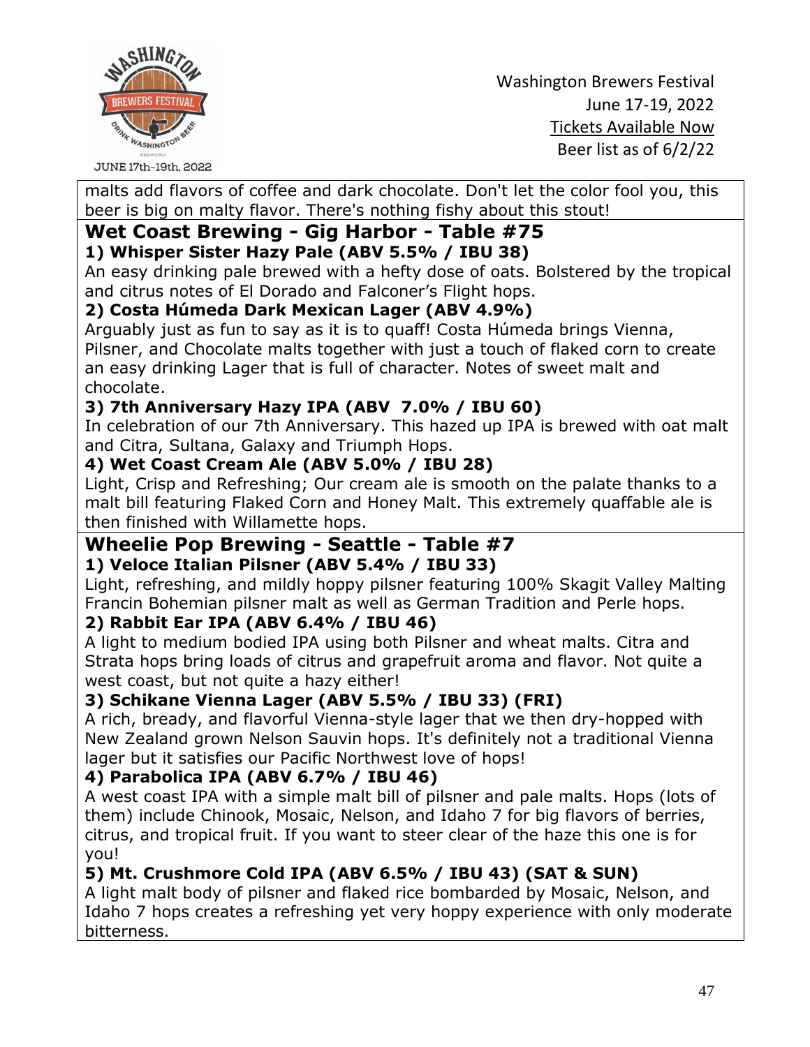malts add flavors of coffee and dark chocolate. Don't let the color fool you, this beer is big on malty flavor. There's nothing fishy about this stout!

## Wet Coast Brewing - Gig Harbor - Table #75

**1) Whisper Sister Hazy Pale (ABV 5.5% / IBU 38)**

An easy drinking pale brewed with a hefty dose of oats. Bolstered by the tropical and citrus notes of El Dorado and Falconer's Flight hops.

**2) Costa Húmeda Dark Mexican Lager (ABV 4.9%)**

Arguably just as fun to say as it is to quaff! Costa Húmeda brings Vienna, Pilsner, and Chocolate malts together with just a touch of flaked corn to create an easy drinking Lager that is full of character. Notes of sweet malt and chocolate.

**3) 7th Anniversary Hazy IPA (ABV 7.0% / IBU 60)**

In celebration of our 7th Anniversary. This hazed up IPA is brewed with oat malt and Citra, Sultana, Galaxy and Triumph Hops.

**4) Wet Coast Cream Ale (ABV 5.0% / IBU 28)**

Light, Crisp and Refreshing; Our cream ale is smooth on the palate thanks to a malt bill featuring Flaked Corn and Honey Malt. This extremely quaffable ale is then finished with Willamette hops.

## Wheelie Pop Brewing - Seattle - Table #7

**1) Veloce Italian Pilsner (ABV 5.4% / IBU 33)**

Light, refreshing, and mildly hoppy pilsner featuring 100% Skagit Valley Malting Francin Bohemian pilsner malt as well as German Tradition and Perle hops.

**2) Rabbit Ear IPA (ABV 6.4% / IBU 46)**

A light to medium bodied IPA using both Pilsner and wheat malts. Citra and Strata hops bring loads of citrus and grapefruit aroma and flavor. Not quite a west coast, but not quite a hazy either!

**3) Schikane Vienna Lager (ABV 5.5% / IBU 33) (FRI)**

A rich, bready, and flavorful Vienna-style lager that we then dry-hopped with New Zealand grown Nelson Sauvin hops. It's definitely not a traditional Vienna lager but it satisfies our Pacific Northwest love of hops!

**4) Parabolica IPA (ABV 6.7% / IBU 46)**

A west coast IPA with a simple malt bill of pilsner and pale malts. Hops (lots of them) include Chinook, Mosaic, Nelson, and Idaho 7 for big flavors of berries, citrus, and tropical fruit. If you want to steer clear of the haze this one is for you!

**5) Mt. Crushmore Cold IPA (ABV 6.5% / IBU 43) (SAT & SUN)**

A light malt body of pilsner and flaked rice bombarded by Mosaic, Nelson, and Idaho 7 hops creates a refreshing yet very hoppy experience with only moderate bitterness.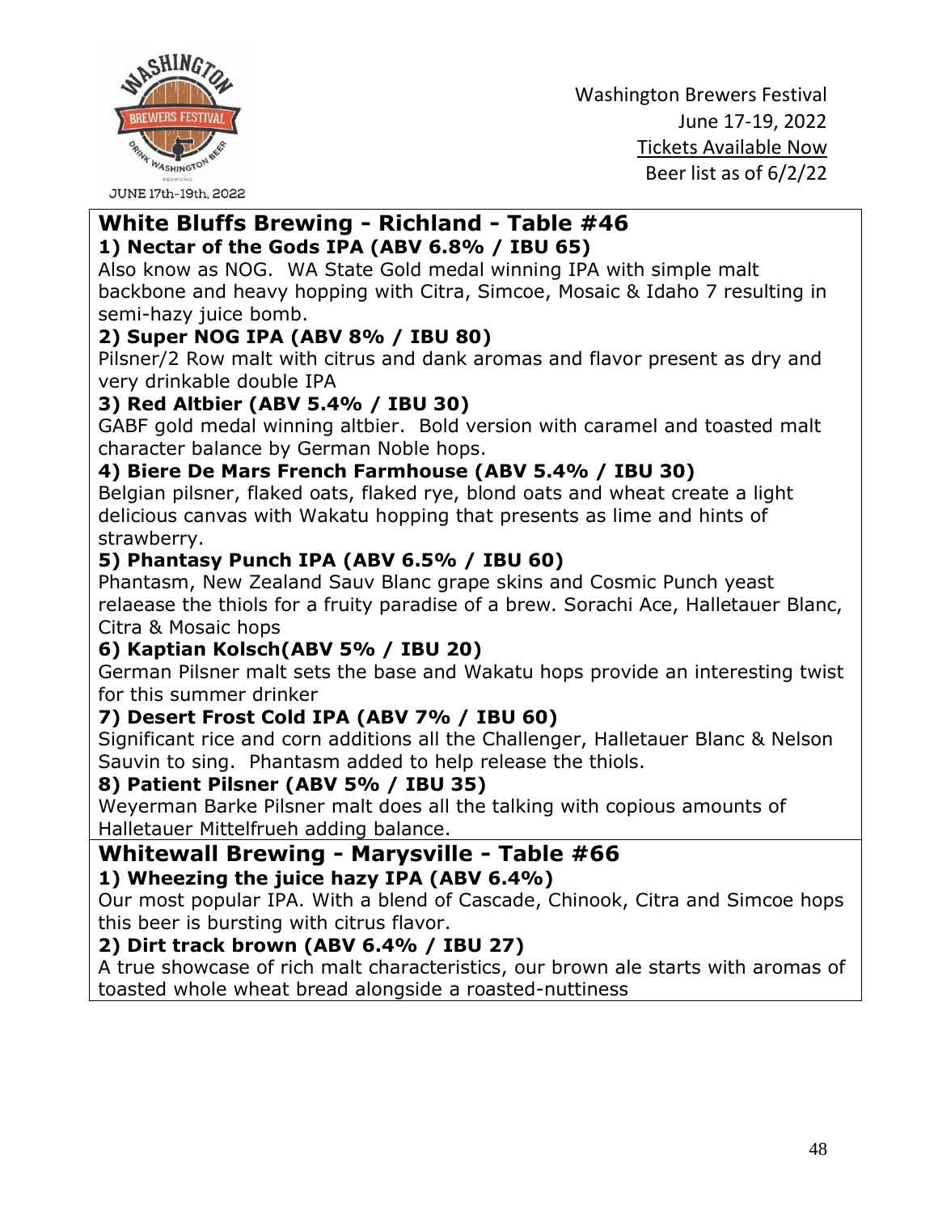## White Bluffs Brewing - Richland - Table #46

**1) Nectar of the Gods IPA (ABV 6.8% / IBU 65)**
Also know as NOG. WA State Gold medal winning IPA with simple malt backbone and heavy hopping with Citra, Simcoe, Mosaic & Idaho 7 resulting in semi-hazy juice bomb.

**2) Super NOG IPA (ABV 8% / IBU 80)**
Pilsner/2 Row malt with citrus and dank aromas and flavor present as dry and very drinkable double IPA

**3) Red Altbier (ABV 5.4% / IBU 30)**
GABF gold medal winning altbier. Bold version with caramel and toasted malt character balance by German Noble hops.

**4) Biere De Mars French Farmhouse (ABV 5.4% / IBU 30)**
Belgian pilsner, flaked oats, flaked rye, blond oats and wheat create a light delicious canvas with Wakatu hopping that presents as lime and hints of strawberry.

**5) Phantasy Punch IPA (ABV 6.5% / IBU 60)**
Phantasm, New Zealand Sauv Blanc grape skins and Cosmic Punch yeast relaease the thiols for a fruity paradise of a brew. Sorachi Ace, Halletauer Blanc, Citra & Mosaic hops

**6) Kaptian Kolsch(ABV 5% / IBU 20)**
German Pilsner malt sets the base and Wakatu hops provide an interesting twist for this summer drinker

**7) Desert Frost Cold IPA (ABV 7% / IBU 60)**
Significant rice and corn additions all the Challenger, Halletauer Blanc & Nelson Sauvin to sing. Phantasm added to help release the thiols.

**8) Patient Pilsner (ABV 5% / IBU 35)**
Weyerman Barke Pilsner malt does all the talking with copious amounts of Halletauer Mittelfrueh adding balance.

## Whitewall Brewing - Marysville - Table #66

**1) Wheezing the juice hazy IPA (ABV 6.4%)**
Our most popular IPA. With a blend of Cascade, Chinook, Citra and Simcoe hops this beer is bursting with citrus flavor.

**2) Dirt track brown (ABV 6.4% / IBU 27)**
A true showcase of rich malt characteristics, our brown ale starts with aromas of toasted whole wheat bread alongside a roasted-nuttiness